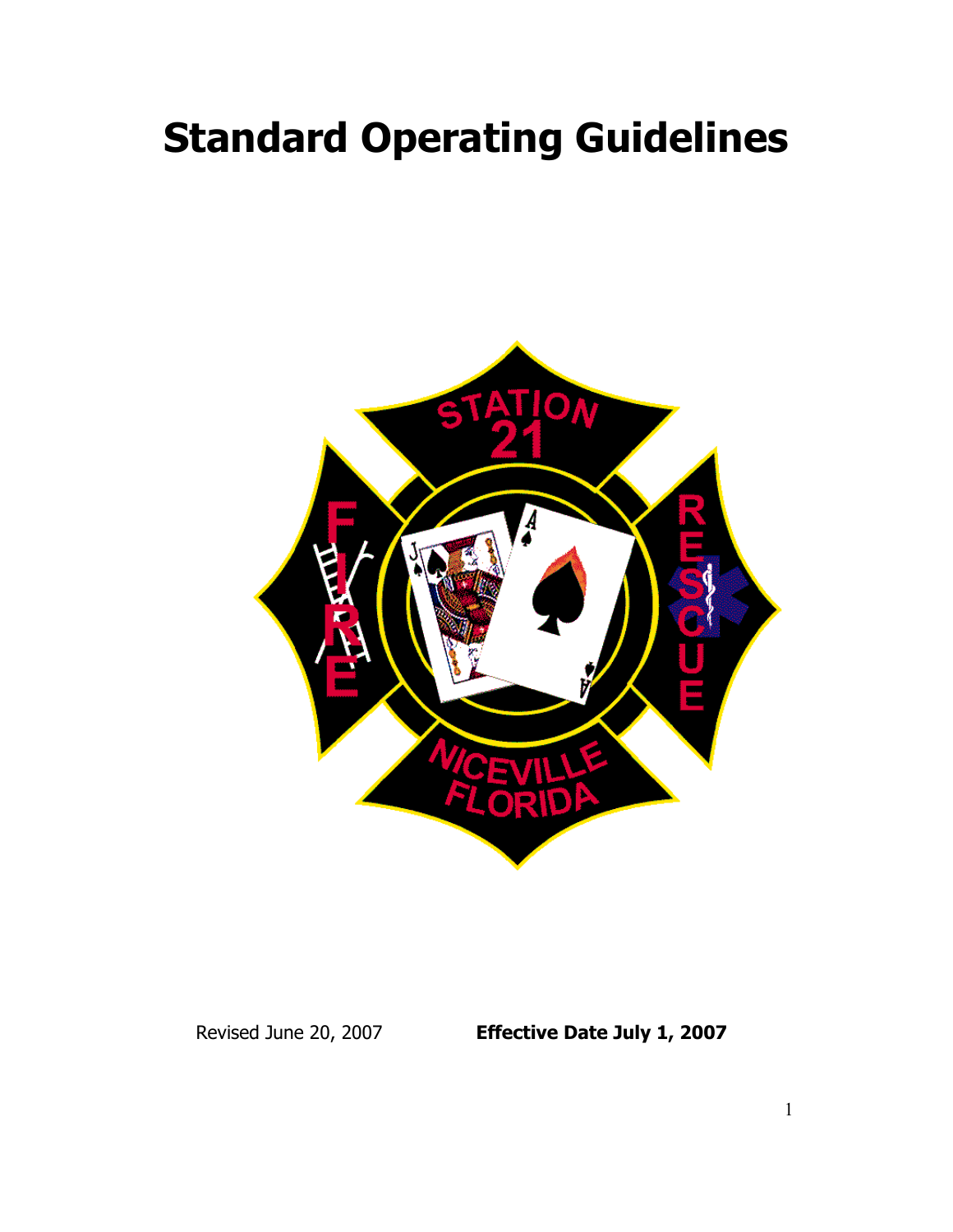# Standard Operating Guidelines

Revised June 20, 2007 **Effective Date July 1, 2007**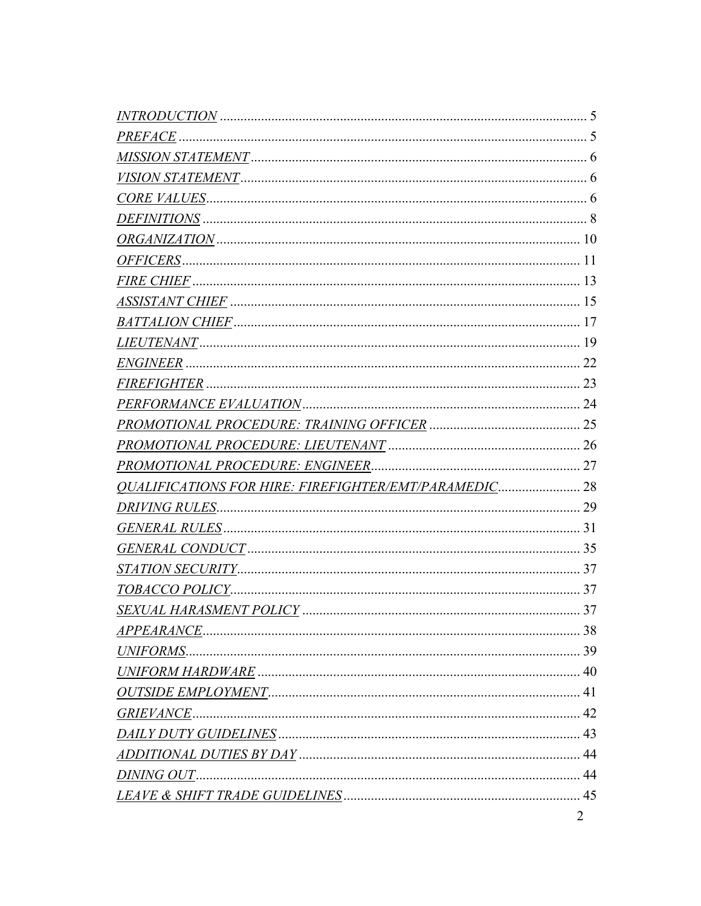*INTRODUCTION* .......... 5
*PREFACE* .......... 5
*MISSION STATEMENT* .......... 6
*VISION STATEMENT* .......... 6
*CORE VALUES* .......... 6
*DEFINITIONS* .......... 8
*ORGANIZATION* .......... 10
*OFFICERS* .......... 11
*FIRE CHIEF* .......... 13
*ASSISTANT CHIEF* .......... 15
*BATTALION CHIEF* .......... 17
*LIEUTENANT* .......... 19
*ENGINEER* .......... 22
*FIREFIGHTER* .......... 23
*PERFORMANCE EVALUATION* .......... 24
*PROMOTIONAL PROCEDURE: TRAINING OFFICER* .......... 25
*PROMOTIONAL PROCEDURE: LIEUTENANT* .......... 26
*PROMOTIONAL PROCEDURE: ENGINEER* .......... 27
*QUALIFICATIONS FOR HIRE: FIREFIGHTER/EMT/PARAMEDIC* .......... 28
*DRIVING RULES* .......... 29
*GENERAL RULES* .......... 31
*GENERAL CONDUCT* .......... 35
*STATION SECURITY* .......... 37
*TOBACCO POLICY* .......... 37
*SEXUAL HARASMENT POLICY* .......... 37
*APPEARANCE* .......... 38
*UNIFORMS* .......... 39
*UNIFORM HARDWARE* .......... 40
*OUTSIDE EMPLOYMENT* .......... 41
*GRIEVANCE* .......... 42
*DAILY DUTY GUIDELINES* .......... 43
*ADDITIONAL DUTIES BY DAY* .......... 44
*DINING OUT* .......... 44
*LEAVE & SHIFT TRADE GUIDELINES* .......... 45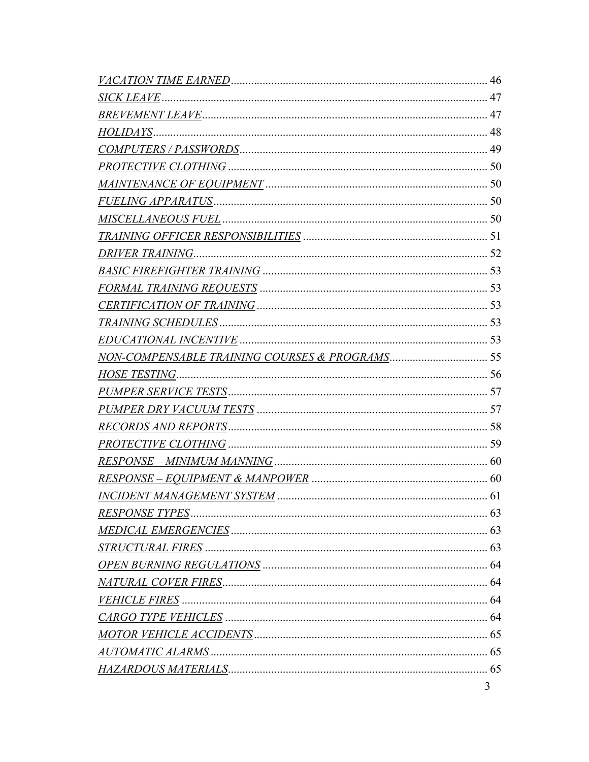*VACATION TIME EARNED* ........ 46
*SICK LEAVE* ........ 47
*BREVEMENT LEAVE* ........ 47
*HOLIDAYS* ........ 48
*COMPUTERS / PASSWORDS* ........ 49
*PROTECTIVE CLOTHING* ........ 50
*MAINTENANCE OF EQUIPMENT* ........ 50
*FUELING APPARATUS* ........ 50
*MISCELLANEOUS FUEL* ........ 50
*TRAINING OFFICER RESPONSIBILITIES* ........ 51
*DRIVER TRAINING* ........ 52
*BASIC FIREFIGHTER TRAINING* ........ 53
*FORMAL TRAINING REQUESTS* ........ 53
*CERTIFICATION OF TRAINING* ........ 53
*TRAINING SCHEDULES* ........ 53
*EDUCATIONAL INCENTIVE* ........ 53
*NON-COMPENSABLE TRAINING COURSES & PROGRAMS* ........ 55
*HOSE TESTING* ........ 56
*PUMPER SERVICE TESTS* ........ 57
*PUMPER DRY VACUUM TESTS* ........ 57
*RECORDS AND REPORTS* ........ 58
*PROTECTIVE CLOTHING* ........ 59
*RESPONSE – MINIMUM MANNING* ........ 60
*RESPONSE – EQUIPMENT & MANPOWER* ........ 60
*INCIDENT MANAGEMENT SYSTEM* ........ 61
*RESPONSE TYPES* ........ 63
*MEDICAL EMERGENCIES* ........ 63
*STRUCTURAL FIRES* ........ 63
*OPEN BURNING REGULATIONS* ........ 64
*NATURAL COVER FIRES* ........ 64
*VEHICLE FIRES* ........ 64
*CARGO TYPE VEHICLES* ........ 64
*MOTOR VEHICLE ACCIDENTS* ........ 65
*AUTOMATIC ALARMS* ........ 65
*HAZARDOUS MATERIALS* ........ 65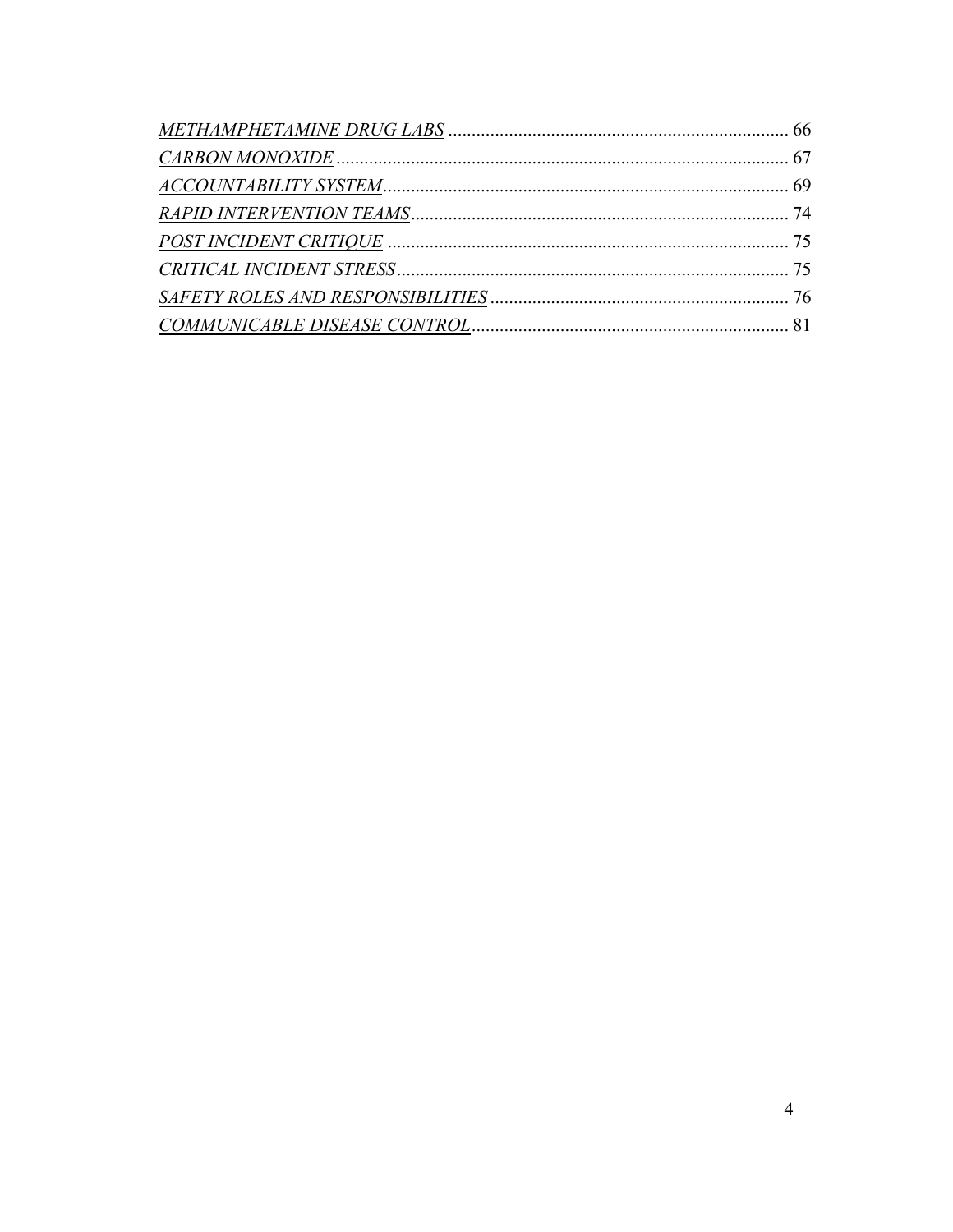*METHAMPHETAMINE DRUG LABS* ........................................................................ 66
*CARBON MONOXIDE* ................................................................................................ 67
*ACCOUNTABILITY SYSTEM* ...................................................................................... 69
*RAPID INTERVENTION TEAMS* ................................................................................ 74
*POST INCIDENT CRITIQUE* ...................................................................................... 75
*CRITICAL INCIDENT STRESS* .................................................................................... 75
*SAFETY ROLES AND RESPONSIBILITIES* ................................................................ 76
*COMMUNICABLE DISEASE CONTROL* .................................................................... 81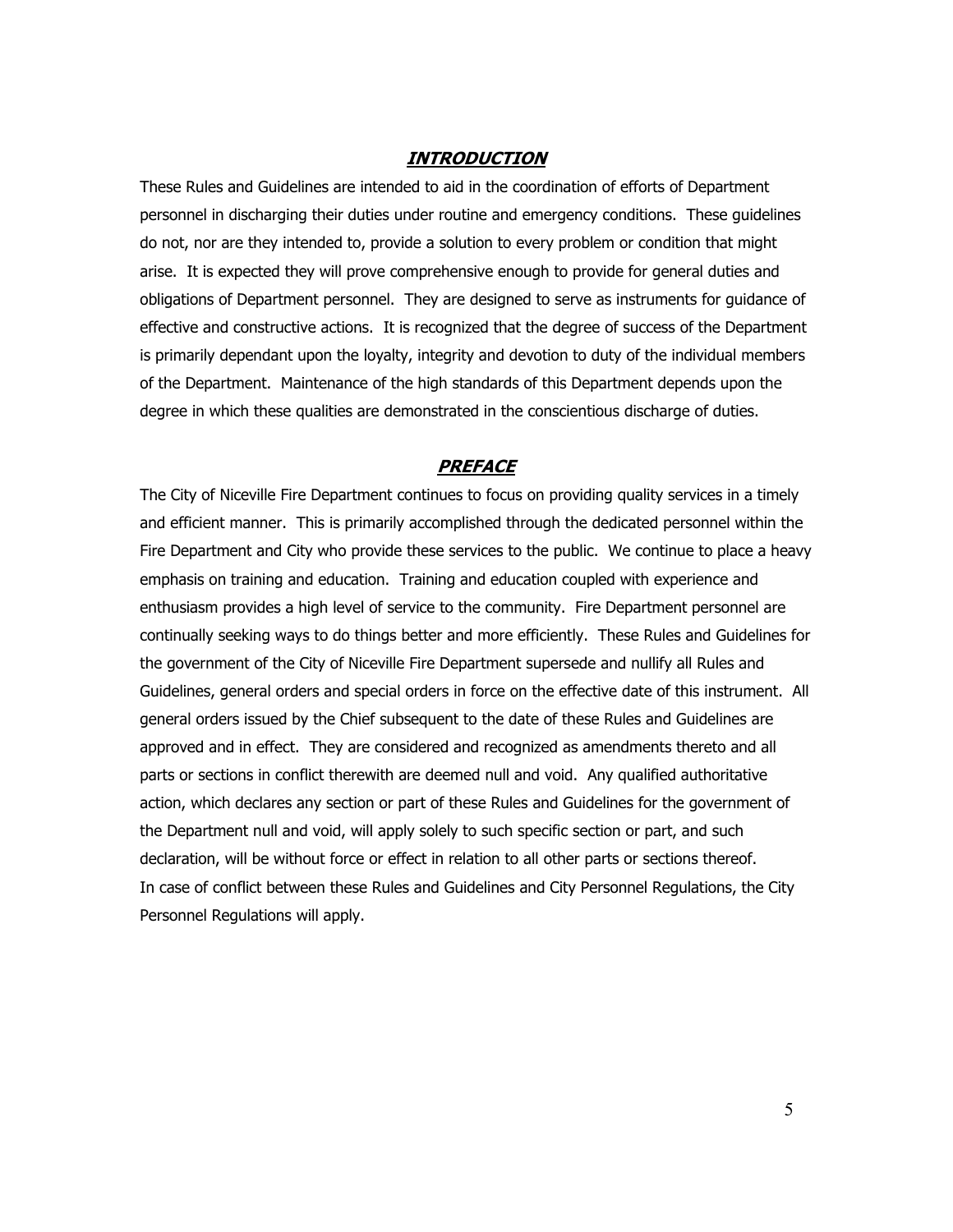## ***INTRODUCTION***

These Rules and Guidelines are intended to aid in the coordination of efforts of Department personnel in discharging their duties under routine and emergency conditions. These guidelines do not, nor are they intended to, provide a solution to every problem or condition that might arise. It is expected they will prove comprehensive enough to provide for general duties and obligations of Department personnel. They are designed to serve as instruments for guidance of effective and constructive actions. It is recognized that the degree of success of the Department is primarily dependant upon the loyalty, integrity and devotion to duty of the individual members of the Department. Maintenance of the high standards of this Department depends upon the degree in which these qualities are demonstrated in the conscientious discharge of duties.

## ***PREFACE***

The City of Niceville Fire Department continues to focus on providing quality services in a timely and efficient manner. This is primarily accomplished through the dedicated personnel within the Fire Department and City who provide these services to the public. We continue to place a heavy emphasis on training and education. Training and education coupled with experience and enthusiasm provides a high level of service to the community. Fire Department personnel are continually seeking ways to do things better and more efficiently. These Rules and Guidelines for the government of the City of Niceville Fire Department supersede and nullify all Rules and Guidelines, general orders and special orders in force on the effective date of this instrument. All general orders issued by the Chief subsequent to the date of these Rules and Guidelines are approved and in effect. They are considered and recognized as amendments thereto and all parts or sections in conflict therewith are deemed null and void. Any qualified authoritative action, which declares any section or part of these Rules and Guidelines for the government of the Department null and void, will apply solely to such specific section or part, and such declaration, will be without force or effect in relation to all other parts or sections thereof.
In case of conflict between these Rules and Guidelines and City Personnel Regulations, the City Personnel Regulations will apply.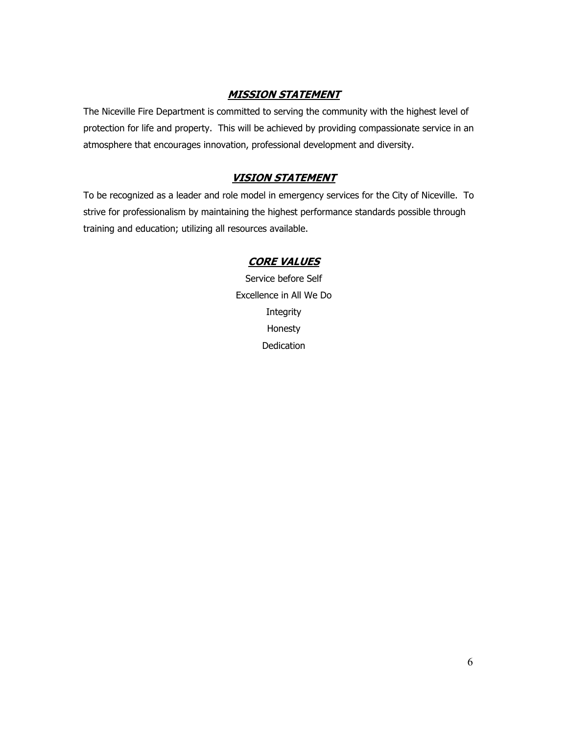## ***MISSION STATEMENT***

The Niceville Fire Department is committed to serving the community with the highest level of protection for life and property. This will be achieved by providing compassionate service in an atmosphere that encourages innovation, professional development and diversity.

## ***VISION STATEMENT***

To be recognized as a leader and role model in emergency services for the City of Niceville. To strive for professionalism by maintaining the highest performance standards possible through training and education; utilizing all resources available.

## ***CORE VALUES***

Service before Self

Excellence in All We Do

Integrity

Honesty

Dedication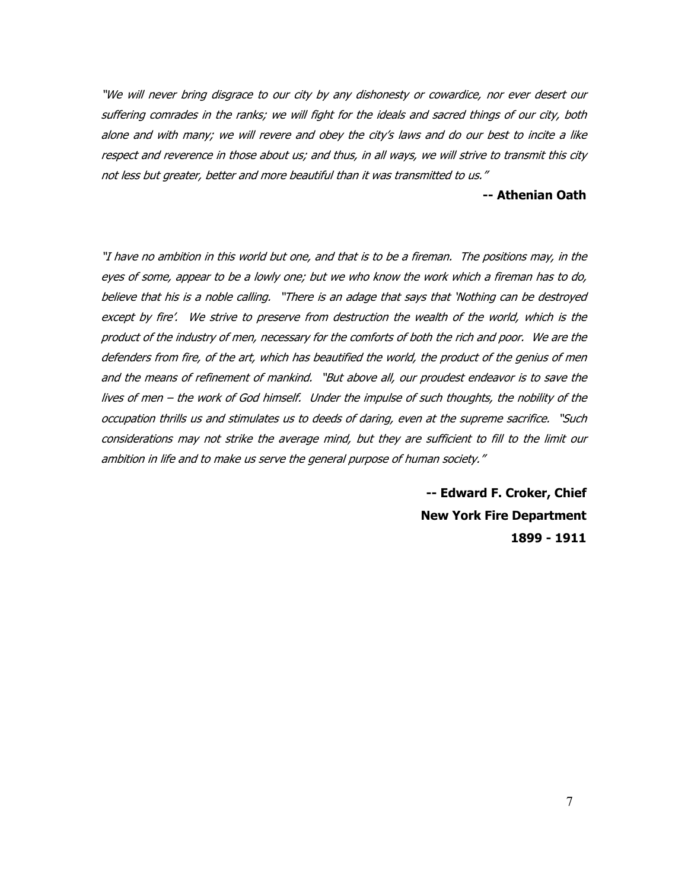*"We will never bring disgrace to our city by any dishonesty or cowardice, nor ever desert our suffering comrades in the ranks; we will fight for the ideals and sacred things of our city, both alone and with many; we will revere and obey the city's laws and do our best to incite a like respect and reverence in those about us; and thus, in all ways, we will strive to transmit this city not less but greater, better and more beautiful than it was transmitted to us."*

**-- Athenian Oath**

*"I have no ambition in this world but one, and that is to be a fireman. The positions may, in the eyes of some, appear to be a lowly one; but we who know the work which a fireman has to do, believe that his is a noble calling. "There is an adage that says that 'Nothing can be destroyed except by fire'. We strive to preserve from destruction the wealth of the world, which is the product of the industry of men, necessary for the comforts of both the rich and poor. We are the defenders from fire, of the art, which has beautified the world, the product of the genius of men and the means of refinement of mankind. "But above all, our proudest endeavor is to save the lives of men – the work of God himself. Under the impulse of such thoughts, the nobility of the occupation thrills us and stimulates us to deeds of daring, even at the supreme sacrifice. "Such considerations may not strike the average mind, but they are sufficient to fill to the limit our ambition in life and to make us serve the general purpose of human society."*

**-- Edward F. Croker, Chief**
**New York Fire Department**
**1899 - 1911**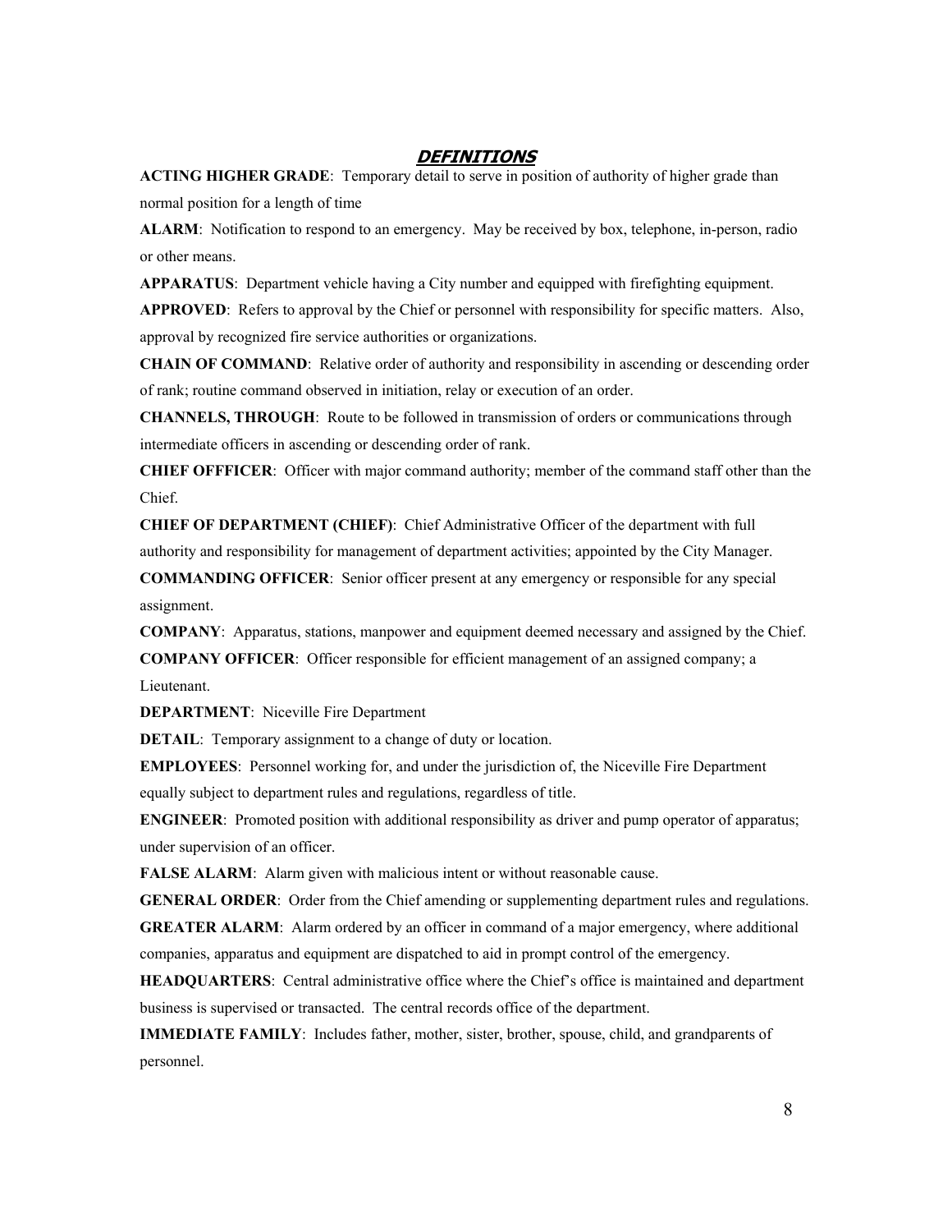## ***DEFINITIONS***

**ACTING HIGHER GRADE**: Temporary detail to serve in position of authority of higher grade than normal position for a length of time

**ALARM**: Notification to respond to an emergency. May be received by box, telephone, in-person, radio or other means.

**APPARATUS**: Department vehicle having a City number and equipped with firefighting equipment.

**APPROVED**: Refers to approval by the Chief or personnel with responsibility for specific matters. Also, approval by recognized fire service authorities or organizations.

**CHAIN OF COMMAND**: Relative order of authority and responsibility in ascending or descending order of rank; routine command observed in initiation, relay or execution of an order.

**CHANNELS, THROUGH**: Route to be followed in transmission of orders or communications through intermediate officers in ascending or descending order of rank.

**CHIEF OFFFICER**: Officer with major command authority; member of the command staff other than the Chief.

**CHIEF OF DEPARTMENT (CHIEF)**: Chief Administrative Officer of the department with full authority and responsibility for management of department activities; appointed by the City Manager.

**COMMANDING OFFICER**: Senior officer present at any emergency or responsible for any special assignment.

**COMPANY**: Apparatus, stations, manpower and equipment deemed necessary and assigned by the Chief.

**COMPANY OFFICER**: Officer responsible for efficient management of an assigned company; a Lieutenant.

**DEPARTMENT**: Niceville Fire Department

**DETAIL**: Temporary assignment to a change of duty or location.

**EMPLOYEES**: Personnel working for, and under the jurisdiction of, the Niceville Fire Department equally subject to department rules and regulations, regardless of title.

**ENGINEER**: Promoted position with additional responsibility as driver and pump operator of apparatus; under supervision of an officer.

**FALSE ALARM**: Alarm given with malicious intent or without reasonable cause.

**GENERAL ORDER**: Order from the Chief amending or supplementing department rules and regulations.

**GREATER ALARM**: Alarm ordered by an officer in command of a major emergency, where additional companies, apparatus and equipment are dispatched to aid in prompt control of the emergency.

**HEADQUARTERS**: Central administrative office where the Chief's office is maintained and department business is supervised or transacted. The central records office of the department.

**IMMEDIATE FAMILY**: Includes father, mother, sister, brother, spouse, child, and grandparents of personnel.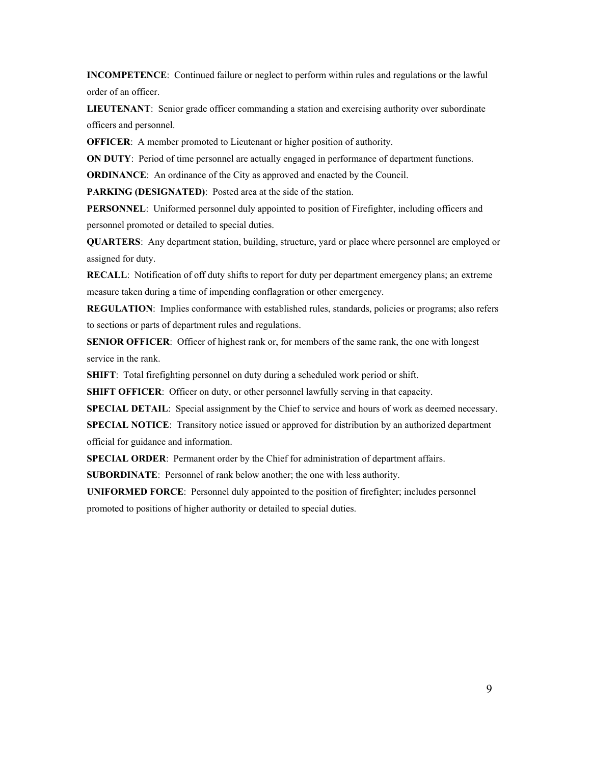**INCOMPETENCE**: Continued failure or neglect to perform within rules and regulations or the lawful order of an officer.

**LIEUTENANT**: Senior grade officer commanding a station and exercising authority over subordinate officers and personnel.

**OFFICER**: A member promoted to Lieutenant or higher position of authority.

**ON DUTY**: Period of time personnel are actually engaged in performance of department functions.

**ORDINANCE**: An ordinance of the City as approved and enacted by the Council.

**PARKING (DESIGNATED)**: Posted area at the side of the station.

**PERSONNEL**: Uniformed personnel duly appointed to position of Firefighter, including officers and personnel promoted or detailed to special duties.

**QUARTERS**: Any department station, building, structure, yard or place where personnel are employed or assigned for duty.

**RECALL**: Notification of off duty shifts to report for duty per department emergency plans; an extreme measure taken during a time of impending conflagration or other emergency.

**REGULATION**: Implies conformance with established rules, standards, policies or programs; also refers to sections or parts of department rules and regulations.

**SENIOR OFFICER**: Officer of highest rank or, for members of the same rank, the one with longest service in the rank.

**SHIFT**: Total firefighting personnel on duty during a scheduled work period or shift.

**SHIFT OFFICER**: Officer on duty, or other personnel lawfully serving in that capacity.

**SPECIAL DETAIL**: Special assignment by the Chief to service and hours of work as deemed necessary.

**SPECIAL NOTICE**: Transitory notice issued or approved for distribution by an authorized department official for guidance and information.

**SPECIAL ORDER**: Permanent order by the Chief for administration of department affairs.

**SUBORDINATE**: Personnel of rank below another; the one with less authority.

**UNIFORMED FORCE**: Personnel duly appointed to the position of firefighter; includes personnel promoted to positions of higher authority or detailed to special duties.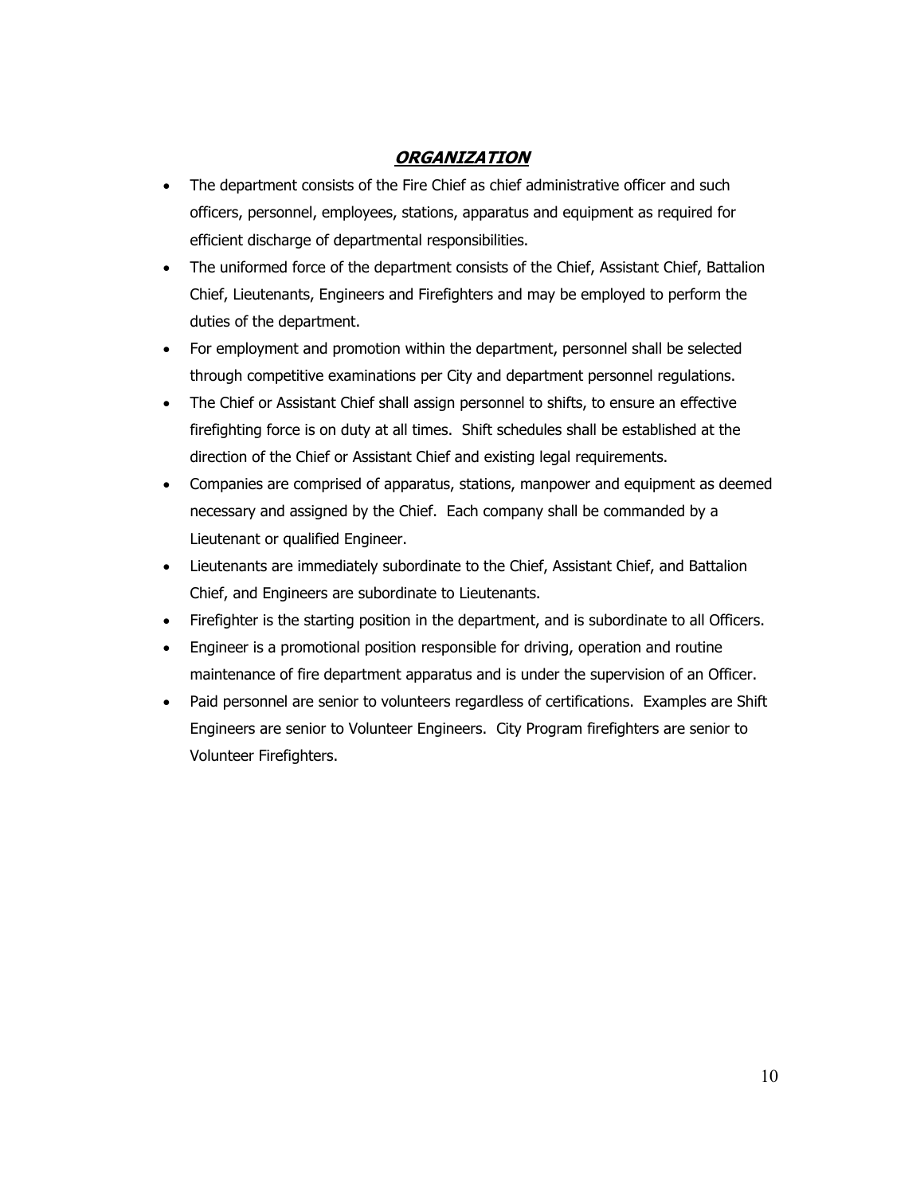## ***ORGANIZATION***

- The department consists of the Fire Chief as chief administrative officer and such officers, personnel, employees, stations, apparatus and equipment as required for efficient discharge of departmental responsibilities.
- The uniformed force of the department consists of the Chief, Assistant Chief, Battalion Chief, Lieutenants, Engineers and Firefighters and may be employed to perform the duties of the department.
- For employment and promotion within the department, personnel shall be selected through competitive examinations per City and department personnel regulations.
- The Chief or Assistant Chief shall assign personnel to shifts, to ensure an effective firefighting force is on duty at all times. Shift schedules shall be established at the direction of the Chief or Assistant Chief and existing legal requirements.
- Companies are comprised of apparatus, stations, manpower and equipment as deemed necessary and assigned by the Chief. Each company shall be commanded by a Lieutenant or qualified Engineer.
- Lieutenants are immediately subordinate to the Chief, Assistant Chief, and Battalion Chief, and Engineers are subordinate to Lieutenants.
- Firefighter is the starting position in the department, and is subordinate to all Officers.
- Engineer is a promotional position responsible for driving, operation and routine maintenance of fire department apparatus and is under the supervision of an Officer.
- Paid personnel are senior to volunteers regardless of certifications. Examples are Shift Engineers are senior to Volunteer Engineers. City Program firefighters are senior to Volunteer Firefighters.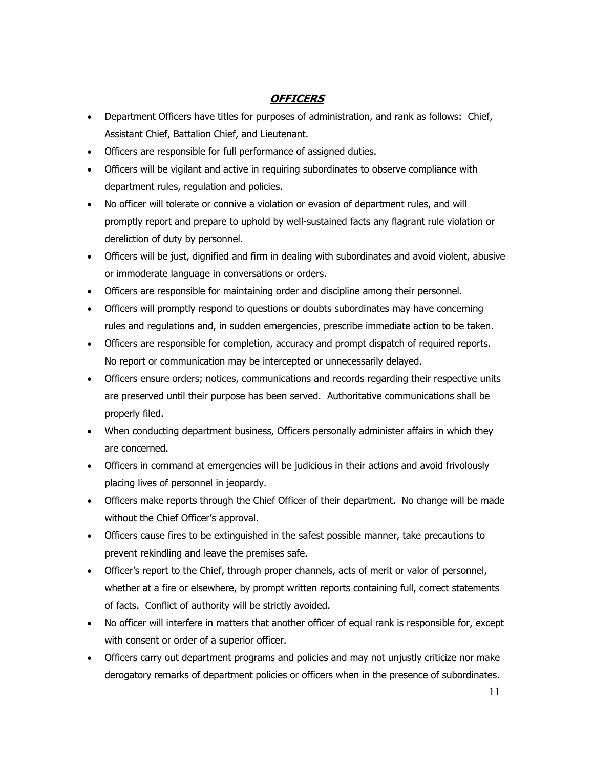## ***OFFICERS***

- Department Officers have titles for purposes of administration, and rank as follows: Chief, Assistant Chief, Battalion Chief, and Lieutenant.
- Officers are responsible for full performance of assigned duties.
- Officers will be vigilant and active in requiring subordinates to observe compliance with department rules, regulation and policies.
- No officer will tolerate or connive a violation or evasion of department rules, and will promptly report and prepare to uphold by well-sustained facts any flagrant rule violation or dereliction of duty by personnel.
- Officers will be just, dignified and firm in dealing with subordinates and avoid violent, abusive or immoderate language in conversations or orders.
- Officers are responsible for maintaining order and discipline among their personnel.
- Officers will promptly respond to questions or doubts subordinates may have concerning rules and regulations and, in sudden emergencies, prescribe immediate action to be taken.
- Officers are responsible for completion, accuracy and prompt dispatch of required reports. No report or communication may be intercepted or unnecessarily delayed.
- Officers ensure orders; notices, communications and records regarding their respective units are preserved until their purpose has been served. Authoritative communications shall be properly filed.
- When conducting department business, Officers personally administer affairs in which they are concerned.
- Officers in command at emergencies will be judicious in their actions and avoid frivolously placing lives of personnel in jeopardy.
- Officers make reports through the Chief Officer of their department. No change will be made without the Chief Officer's approval.
- Officers cause fires to be extinguished in the safest possible manner, take precautions to prevent rekindling and leave the premises safe.
- Officer's report to the Chief, through proper channels, acts of merit or valor of personnel, whether at a fire or elsewhere, by prompt written reports containing full, correct statements of facts. Conflict of authority will be strictly avoided.
- No officer will interfere in matters that another officer of equal rank is responsible for, except with consent or order of a superior officer.
- Officers carry out department programs and policies and may not unjustly criticize nor make derogatory remarks of department policies or officers when in the presence of subordinates.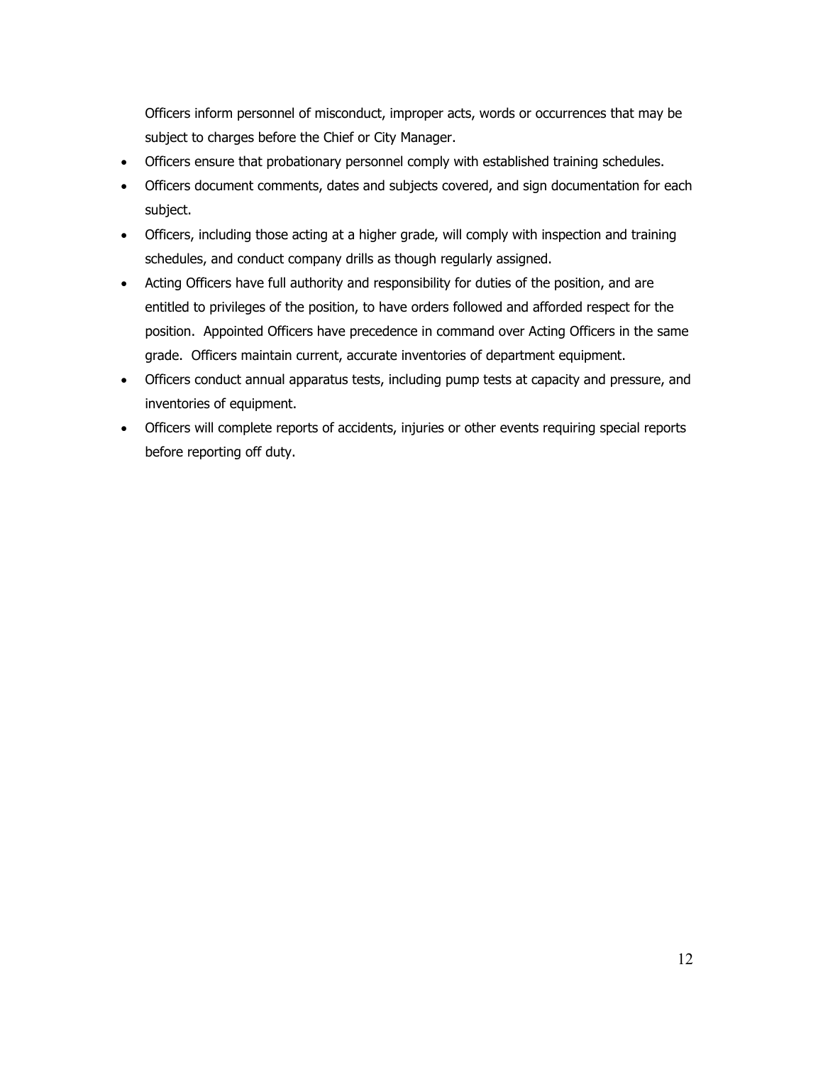Officers inform personnel of misconduct, improper acts, words or occurrences that may be subject to charges before the Chief or City Manager.

- Officers ensure that probationary personnel comply with established training schedules.
- Officers document comments, dates and subjects covered, and sign documentation for each subject.
- Officers, including those acting at a higher grade, will comply with inspection and training schedules, and conduct company drills as though regularly assigned.
- Acting Officers have full authority and responsibility for duties of the position, and are entitled to privileges of the position, to have orders followed and afforded respect for the position. Appointed Officers have precedence in command over Acting Officers in the same grade. Officers maintain current, accurate inventories of department equipment.
- Officers conduct annual apparatus tests, including pump tests at capacity and pressure, and inventories of equipment.
- Officers will complete reports of accidents, injuries or other events requiring special reports before reporting off duty.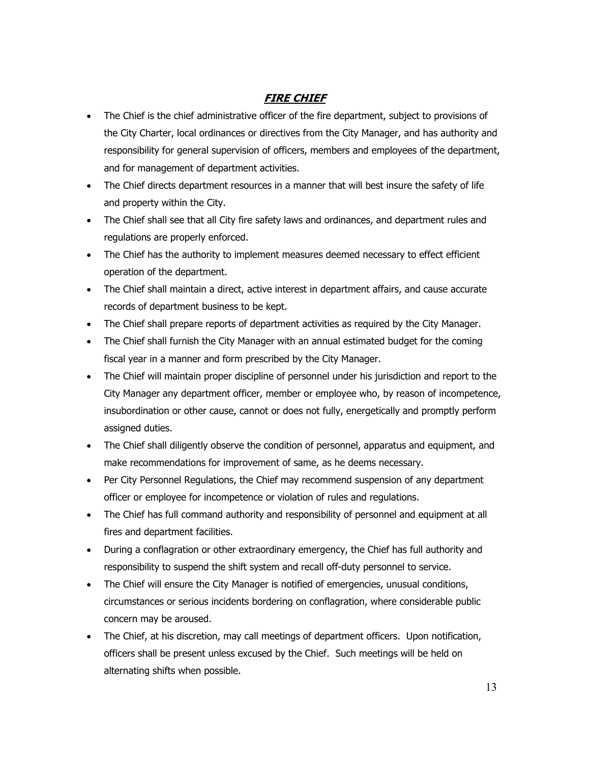## ***FIRE CHIEF***

- The Chief is the chief administrative officer of the fire department, subject to provisions of the City Charter, local ordinances or directives from the City Manager, and has authority and responsibility for general supervision of officers, members and employees of the department, and for management of department activities.
- The Chief directs department resources in a manner that will best insure the safety of life and property within the City.
- The Chief shall see that all City fire safety laws and ordinances, and department rules and regulations are properly enforced.
- The Chief has the authority to implement measures deemed necessary to effect efficient operation of the department.
- The Chief shall maintain a direct, active interest in department affairs, and cause accurate records of department business to be kept.
- The Chief shall prepare reports of department activities as required by the City Manager.
- The Chief shall furnish the City Manager with an annual estimated budget for the coming fiscal year in a manner and form prescribed by the City Manager.
- The Chief will maintain proper discipline of personnel under his jurisdiction and report to the City Manager any department officer, member or employee who, by reason of incompetence, insubordination or other cause, cannot or does not fully, energetically and promptly perform assigned duties.
- The Chief shall diligently observe the condition of personnel, apparatus and equipment, and make recommendations for improvement of same, as he deems necessary.
- Per City Personnel Regulations, the Chief may recommend suspension of any department officer or employee for incompetence or violation of rules and regulations.
- The Chief has full command authority and responsibility of personnel and equipment at all fires and department facilities.
- During a conflagration or other extraordinary emergency, the Chief has full authority and responsibility to suspend the shift system and recall off-duty personnel to service.
- The Chief will ensure the City Manager is notified of emergencies, unusual conditions, circumstances or serious incidents bordering on conflagration, where considerable public concern may be aroused.
- The Chief, at his discretion, may call meetings of department officers. Upon notification, officers shall be present unless excused by the Chief. Such meetings will be held on alternating shifts when possible.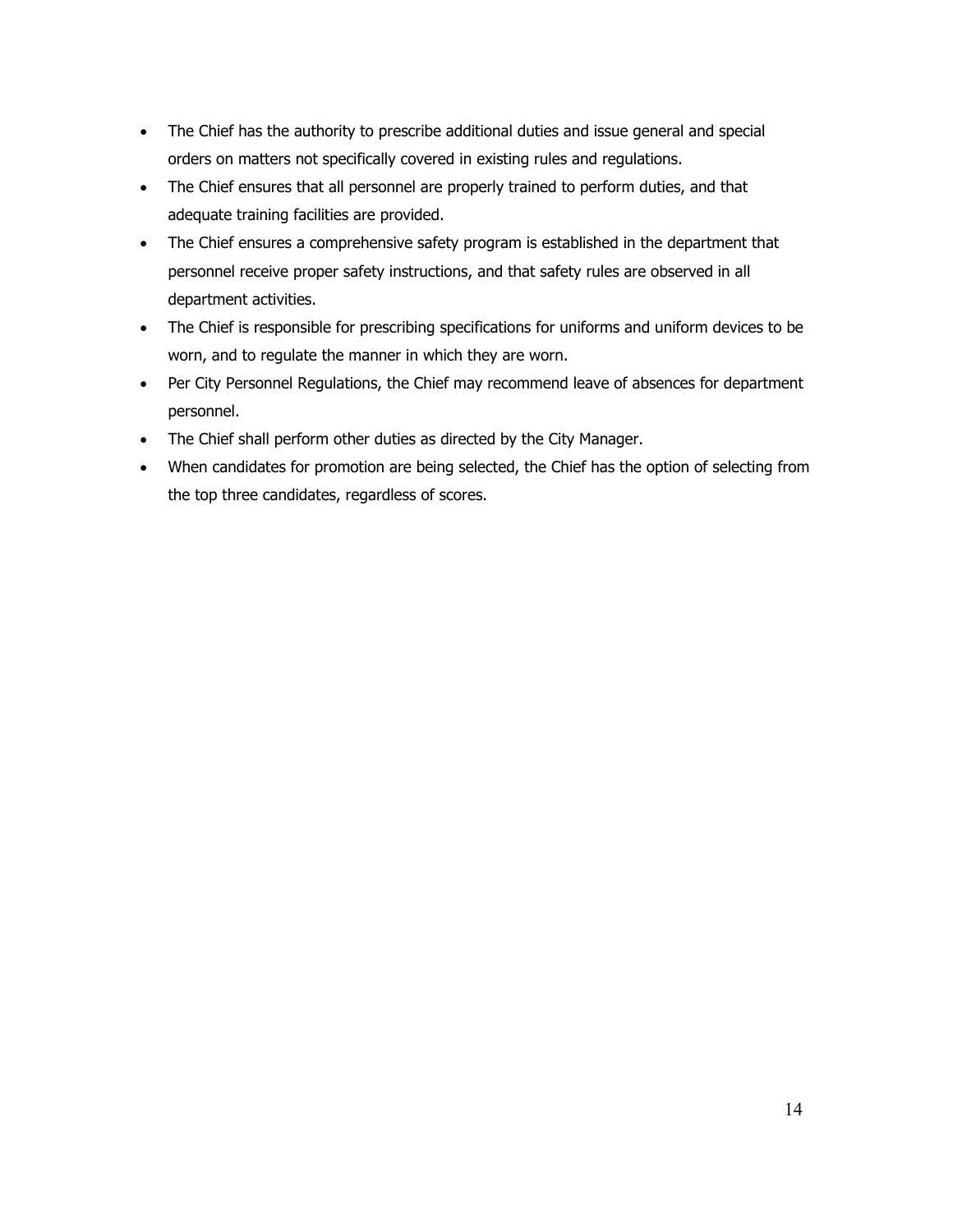- The Chief has the authority to prescribe additional duties and issue general and special orders on matters not specifically covered in existing rules and regulations.
- The Chief ensures that all personnel are properly trained to perform duties, and that adequate training facilities are provided.
- The Chief ensures a comprehensive safety program is established in the department that personnel receive proper safety instructions, and that safety rules are observed in all department activities.
- The Chief is responsible for prescribing specifications for uniforms and uniform devices to be worn, and to regulate the manner in which they are worn.
- Per City Personnel Regulations, the Chief may recommend leave of absences for department personnel.
- The Chief shall perform other duties as directed by the City Manager.
- When candidates for promotion are being selected, the Chief has the option of selecting from the top three candidates, regardless of scores.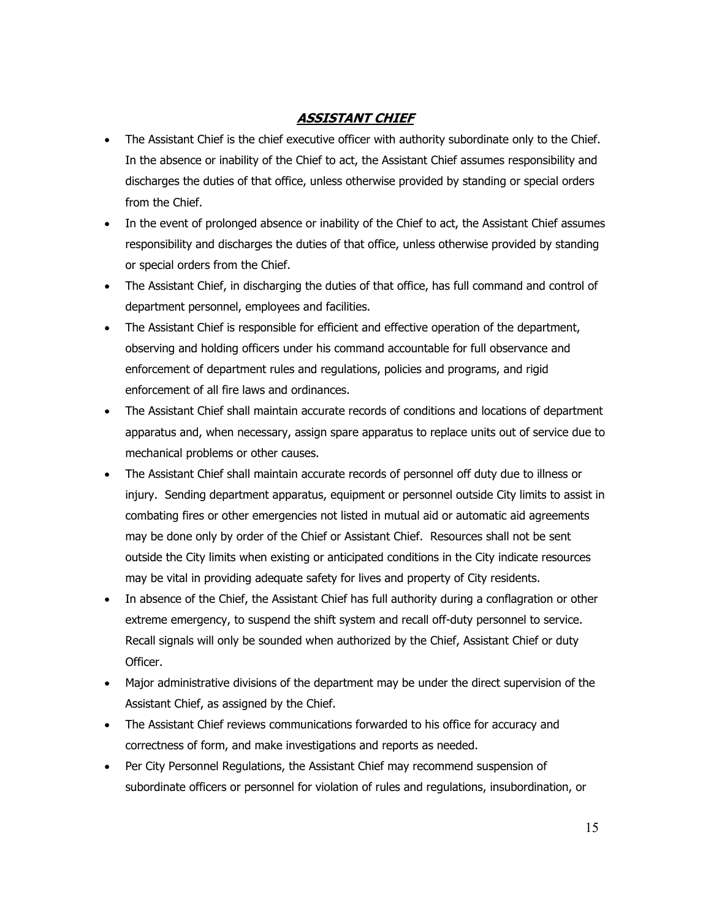## ***ASSISTANT CHIEF***

- The Assistant Chief is the chief executive officer with authority subordinate only to the Chief. In the absence or inability of the Chief to act, the Assistant Chief assumes responsibility and discharges the duties of that office, unless otherwise provided by standing or special orders from the Chief.
- In the event of prolonged absence or inability of the Chief to act, the Assistant Chief assumes responsibility and discharges the duties of that office, unless otherwise provided by standing or special orders from the Chief.
- The Assistant Chief, in discharging the duties of that office, has full command and control of department personnel, employees and facilities.
- The Assistant Chief is responsible for efficient and effective operation of the department, observing and holding officers under his command accountable for full observance and enforcement of department rules and regulations, policies and programs, and rigid enforcement of all fire laws and ordinances.
- The Assistant Chief shall maintain accurate records of conditions and locations of department apparatus and, when necessary, assign spare apparatus to replace units out of service due to mechanical problems or other causes.
- The Assistant Chief shall maintain accurate records of personnel off duty due to illness or injury. Sending department apparatus, equipment or personnel outside City limits to assist in combating fires or other emergencies not listed in mutual aid or automatic aid agreements may be done only by order of the Chief or Assistant Chief. Resources shall not be sent outside the City limits when existing or anticipated conditions in the City indicate resources may be vital in providing adequate safety for lives and property of City residents.
- In absence of the Chief, the Assistant Chief has full authority during a conflagration or other extreme emergency, to suspend the shift system and recall off-duty personnel to service. Recall signals will only be sounded when authorized by the Chief, Assistant Chief or duty Officer.
- Major administrative divisions of the department may be under the direct supervision of the Assistant Chief, as assigned by the Chief.
- The Assistant Chief reviews communications forwarded to his office for accuracy and correctness of form, and make investigations and reports as needed.
- Per City Personnel Regulations, the Assistant Chief may recommend suspension of subordinate officers or personnel for violation of rules and regulations, insubordination, or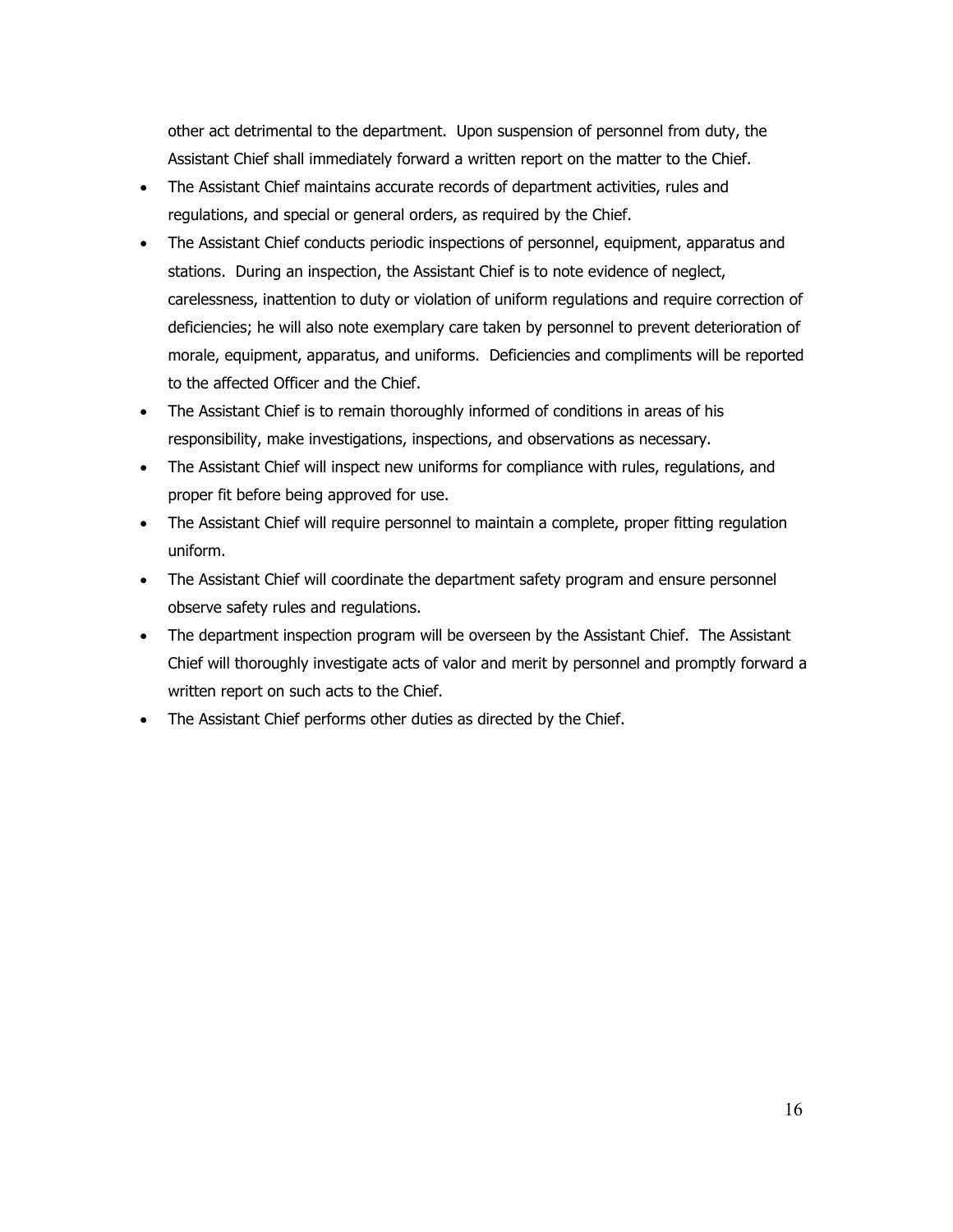other act detrimental to the department. Upon suspension of personnel from duty, the Assistant Chief shall immediately forward a written report on the matter to the Chief.

- The Assistant Chief maintains accurate records of department activities, rules and regulations, and special or general orders, as required by the Chief.
- The Assistant Chief conducts periodic inspections of personnel, equipment, apparatus and stations. During an inspection, the Assistant Chief is to note evidence of neglect, carelessness, inattention to duty or violation of uniform regulations and require correction of deficiencies; he will also note exemplary care taken by personnel to prevent deterioration of morale, equipment, apparatus, and uniforms. Deficiencies and compliments will be reported to the affected Officer and the Chief.
- The Assistant Chief is to remain thoroughly informed of conditions in areas of his responsibility, make investigations, inspections, and observations as necessary.
- The Assistant Chief will inspect new uniforms for compliance with rules, regulations, and proper fit before being approved for use.
- The Assistant Chief will require personnel to maintain a complete, proper fitting regulation uniform.
- The Assistant Chief will coordinate the department safety program and ensure personnel observe safety rules and regulations.
- The department inspection program will be overseen by the Assistant Chief. The Assistant Chief will thoroughly investigate acts of valor and merit by personnel and promptly forward a written report on such acts to the Chief.
- The Assistant Chief performs other duties as directed by the Chief.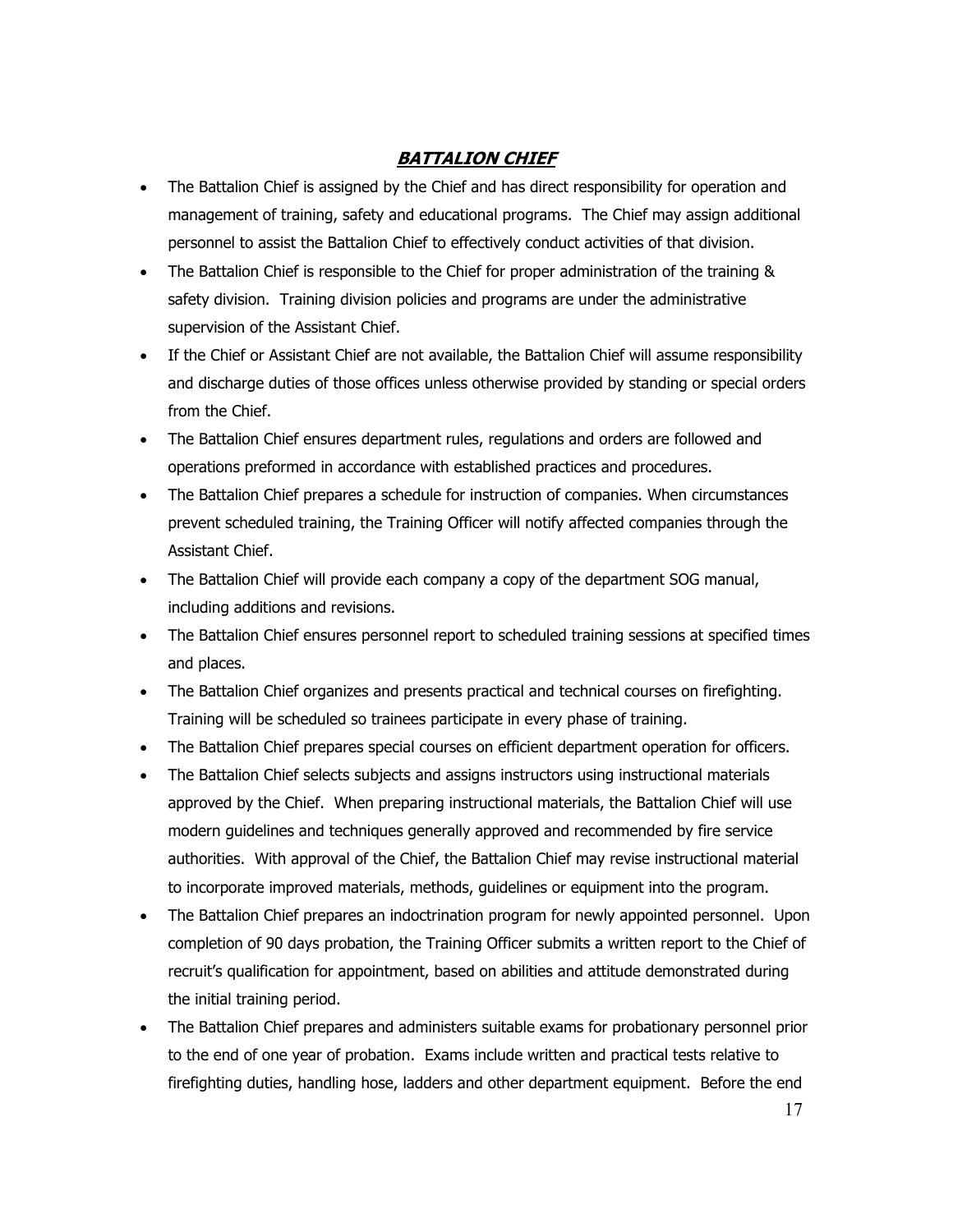## ***BATTALION CHIEF***

- The Battalion Chief is assigned by the Chief and has direct responsibility for operation and management of training, safety and educational programs. The Chief may assign additional personnel to assist the Battalion Chief to effectively conduct activities of that division.
- The Battalion Chief is responsible to the Chief for proper administration of the training & safety division. Training division policies and programs are under the administrative supervision of the Assistant Chief.
- If the Chief or Assistant Chief are not available, the Battalion Chief will assume responsibility and discharge duties of those offices unless otherwise provided by standing or special orders from the Chief.
- The Battalion Chief ensures department rules, regulations and orders are followed and operations preformed in accordance with established practices and procedures.
- The Battalion Chief prepares a schedule for instruction of companies. When circumstances prevent scheduled training, the Training Officer will notify affected companies through the Assistant Chief.
- The Battalion Chief will provide each company a copy of the department SOG manual, including additions and revisions.
- The Battalion Chief ensures personnel report to scheduled training sessions at specified times and places.
- The Battalion Chief organizes and presents practical and technical courses on firefighting. Training will be scheduled so trainees participate in every phase of training.
- The Battalion Chief prepares special courses on efficient department operation for officers.
- The Battalion Chief selects subjects and assigns instructors using instructional materials approved by the Chief. When preparing instructional materials, the Battalion Chief will use modern guidelines and techniques generally approved and recommended by fire service authorities. With approval of the Chief, the Battalion Chief may revise instructional material to incorporate improved materials, methods, guidelines or equipment into the program.
- The Battalion Chief prepares an indoctrination program for newly appointed personnel. Upon completion of 90 days probation, the Training Officer submits a written report to the Chief of recruit's qualification for appointment, based on abilities and attitude demonstrated during the initial training period.
- The Battalion Chief prepares and administers suitable exams for probationary personnel prior to the end of one year of probation. Exams include written and practical tests relative to firefighting duties, handling hose, ladders and other department equipment. Before the end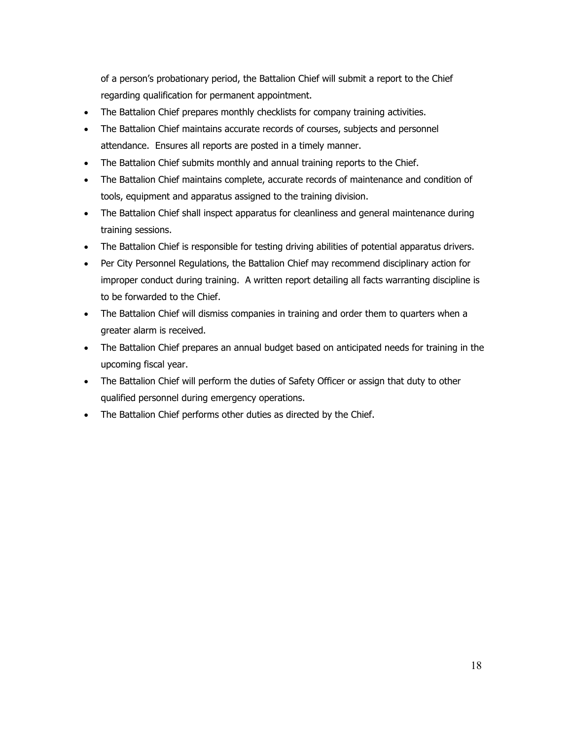of a person's probationary period, the Battalion Chief will submit a report to the Chief regarding qualification for permanent appointment.

- The Battalion Chief prepares monthly checklists for company training activities.
- The Battalion Chief maintains accurate records of courses, subjects and personnel attendance. Ensures all reports are posted in a timely manner.
- The Battalion Chief submits monthly and annual training reports to the Chief.
- The Battalion Chief maintains complete, accurate records of maintenance and condition of tools, equipment and apparatus assigned to the training division.
- The Battalion Chief shall inspect apparatus for cleanliness and general maintenance during training sessions.
- The Battalion Chief is responsible for testing driving abilities of potential apparatus drivers.
- Per City Personnel Regulations, the Battalion Chief may recommend disciplinary action for improper conduct during training. A written report detailing all facts warranting discipline is to be forwarded to the Chief.
- The Battalion Chief will dismiss companies in training and order them to quarters when a greater alarm is received.
- The Battalion Chief prepares an annual budget based on anticipated needs for training in the upcoming fiscal year.
- The Battalion Chief will perform the duties of Safety Officer or assign that duty to other qualified personnel during emergency operations.
- The Battalion Chief performs other duties as directed by the Chief.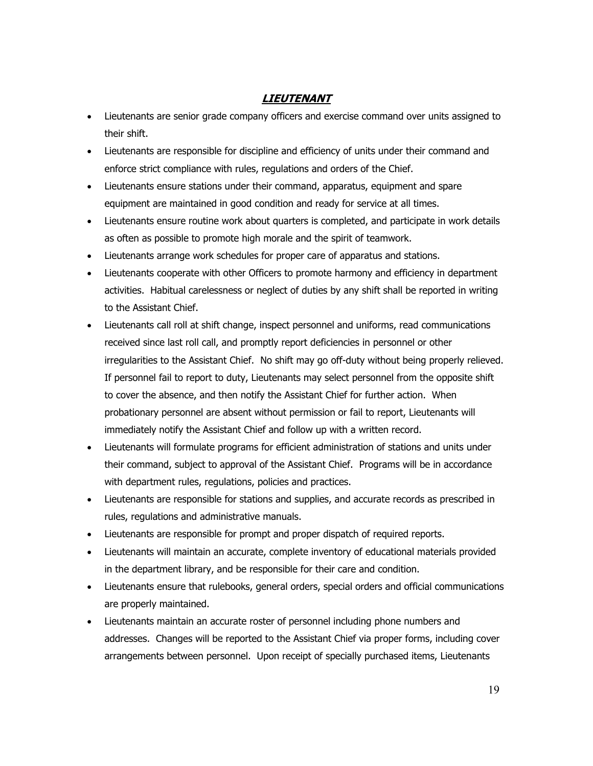## ***LIEUTENANT***

- Lieutenants are senior grade company officers and exercise command over units assigned to their shift.
- Lieutenants are responsible for discipline and efficiency of units under their command and enforce strict compliance with rules, regulations and orders of the Chief.
- Lieutenants ensure stations under their command, apparatus, equipment and spare equipment are maintained in good condition and ready for service at all times.
- Lieutenants ensure routine work about quarters is completed, and participate in work details as often as possible to promote high morale and the spirit of teamwork.
- Lieutenants arrange work schedules for proper care of apparatus and stations.
- Lieutenants cooperate with other Officers to promote harmony and efficiency in department activities. Habitual carelessness or neglect of duties by any shift shall be reported in writing to the Assistant Chief.
- Lieutenants call roll at shift change, inspect personnel and uniforms, read communications received since last roll call, and promptly report deficiencies in personnel or other irregularities to the Assistant Chief. No shift may go off-duty without being properly relieved. If personnel fail to report to duty, Lieutenants may select personnel from the opposite shift to cover the absence, and then notify the Assistant Chief for further action. When probationary personnel are absent without permission or fail to report, Lieutenants will immediately notify the Assistant Chief and follow up with a written record.
- Lieutenants will formulate programs for efficient administration of stations and units under their command, subject to approval of the Assistant Chief. Programs will be in accordance with department rules, regulations, policies and practices.
- Lieutenants are responsible for stations and supplies, and accurate records as prescribed in rules, regulations and administrative manuals.
- Lieutenants are responsible for prompt and proper dispatch of required reports.
- Lieutenants will maintain an accurate, complete inventory of educational materials provided in the department library, and be responsible for their care and condition.
- Lieutenants ensure that rulebooks, general orders, special orders and official communications are properly maintained.
- Lieutenants maintain an accurate roster of personnel including phone numbers and addresses. Changes will be reported to the Assistant Chief via proper forms, including cover arrangements between personnel. Upon receipt of specially purchased items, Lieutenants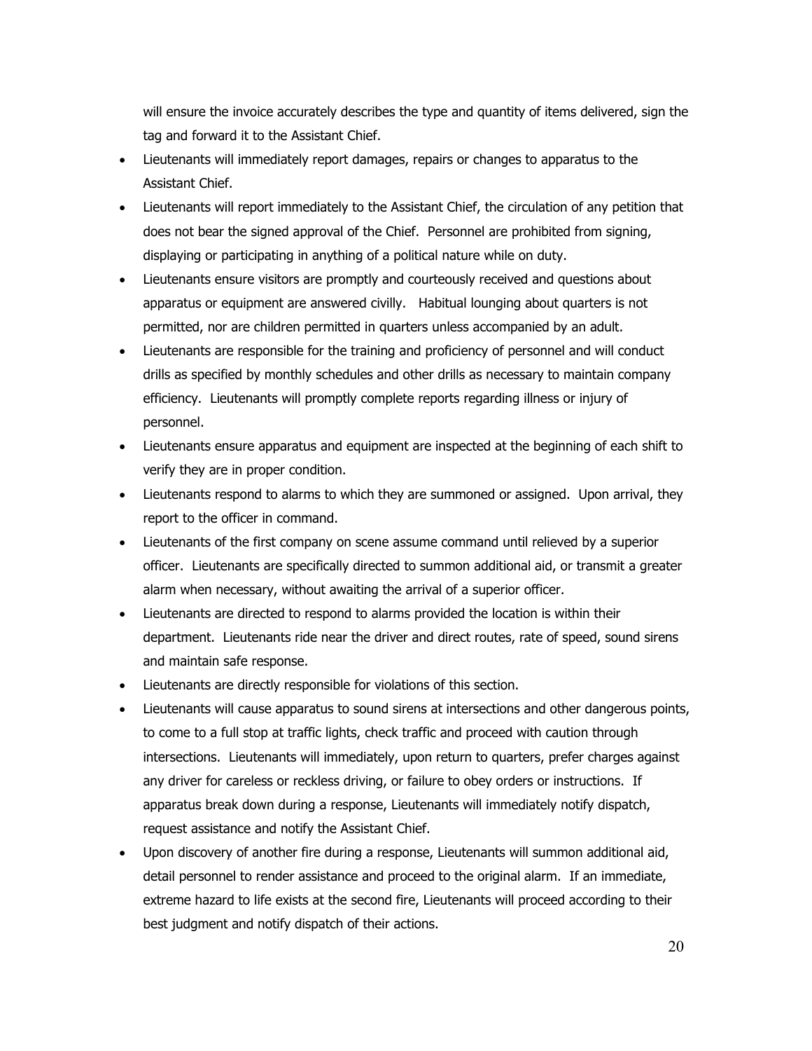will ensure the invoice accurately describes the type and quantity of items delivered, sign the tag and forward it to the Assistant Chief.

- Lieutenants will immediately report damages, repairs or changes to apparatus to the Assistant Chief.
- Lieutenants will report immediately to the Assistant Chief, the circulation of any petition that does not bear the signed approval of the Chief. Personnel are prohibited from signing, displaying or participating in anything of a political nature while on duty.
- Lieutenants ensure visitors are promptly and courteously received and questions about apparatus or equipment are answered civilly. Habitual lounging about quarters is not permitted, nor are children permitted in quarters unless accompanied by an adult.
- Lieutenants are responsible for the training and proficiency of personnel and will conduct drills as specified by monthly schedules and other drills as necessary to maintain company efficiency. Lieutenants will promptly complete reports regarding illness or injury of personnel.
- Lieutenants ensure apparatus and equipment are inspected at the beginning of each shift to verify they are in proper condition.
- Lieutenants respond to alarms to which they are summoned or assigned. Upon arrival, they report to the officer in command.
- Lieutenants of the first company on scene assume command until relieved by a superior officer. Lieutenants are specifically directed to summon additional aid, or transmit a greater alarm when necessary, without awaiting the arrival of a superior officer.
- Lieutenants are directed to respond to alarms provided the location is within their department. Lieutenants ride near the driver and direct routes, rate of speed, sound sirens and maintain safe response.
- Lieutenants are directly responsible for violations of this section.
- Lieutenants will cause apparatus to sound sirens at intersections and other dangerous points, to come to a full stop at traffic lights, check traffic and proceed with caution through intersections. Lieutenants will immediately, upon return to quarters, prefer charges against any driver for careless or reckless driving, or failure to obey orders or instructions. If apparatus break down during a response, Lieutenants will immediately notify dispatch, request assistance and notify the Assistant Chief.
- Upon discovery of another fire during a response, Lieutenants will summon additional aid, detail personnel to render assistance and proceed to the original alarm. If an immediate, extreme hazard to life exists at the second fire, Lieutenants will proceed according to their best judgment and notify dispatch of their actions.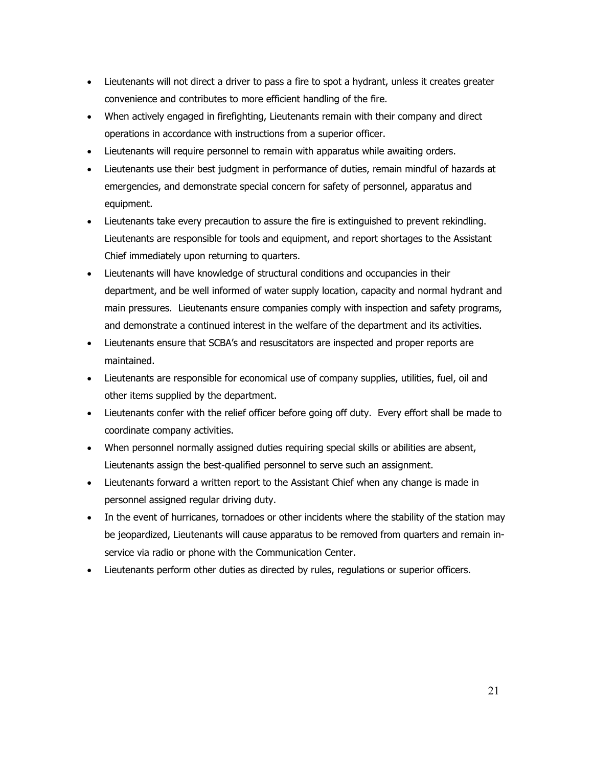- Lieutenants will not direct a driver to pass a fire to spot a hydrant, unless it creates greater convenience and contributes to more efficient handling of the fire.
- When actively engaged in firefighting, Lieutenants remain with their company and direct operations in accordance with instructions from a superior officer.
- Lieutenants will require personnel to remain with apparatus while awaiting orders.
- Lieutenants use their best judgment in performance of duties, remain mindful of hazards at emergencies, and demonstrate special concern for safety of personnel, apparatus and equipment.
- Lieutenants take every precaution to assure the fire is extinguished to prevent rekindling. Lieutenants are responsible for tools and equipment, and report shortages to the Assistant Chief immediately upon returning to quarters.
- Lieutenants will have knowledge of structural conditions and occupancies in their department, and be well informed of water supply location, capacity and normal hydrant and main pressures. Lieutenants ensure companies comply with inspection and safety programs, and demonstrate a continued interest in the welfare of the department and its activities.
- Lieutenants ensure that SCBA's and resuscitators are inspected and proper reports are maintained.
- Lieutenants are responsible for economical use of company supplies, utilities, fuel, oil and other items supplied by the department.
- Lieutenants confer with the relief officer before going off duty. Every effort shall be made to coordinate company activities.
- When personnel normally assigned duties requiring special skills or abilities are absent, Lieutenants assign the best-qualified personnel to serve such an assignment.
- Lieutenants forward a written report to the Assistant Chief when any change is made in personnel assigned regular driving duty.
- In the event of hurricanes, tornadoes or other incidents where the stability of the station may be jeopardized, Lieutenants will cause apparatus to be removed from quarters and remain in-service via radio or phone with the Communication Center.
- Lieutenants perform other duties as directed by rules, regulations or superior officers.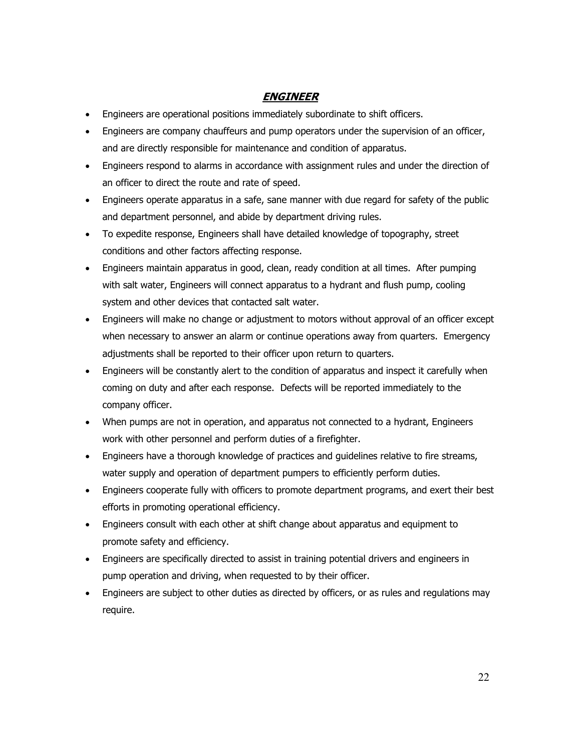## ***ENGINEER***

- Engineers are operational positions immediately subordinate to shift officers.
- Engineers are company chauffeurs and pump operators under the supervision of an officer, and are directly responsible for maintenance and condition of apparatus.
- Engineers respond to alarms in accordance with assignment rules and under the direction of an officer to direct the route and rate of speed.
- Engineers operate apparatus in a safe, sane manner with due regard for safety of the public and department personnel, and abide by department driving rules.
- To expedite response, Engineers shall have detailed knowledge of topography, street conditions and other factors affecting response.
- Engineers maintain apparatus in good, clean, ready condition at all times. After pumping with salt water, Engineers will connect apparatus to a hydrant and flush pump, cooling system and other devices that contacted salt water.
- Engineers will make no change or adjustment to motors without approval of an officer except when necessary to answer an alarm or continue operations away from quarters. Emergency adjustments shall be reported to their officer upon return to quarters.
- Engineers will be constantly alert to the condition of apparatus and inspect it carefully when coming on duty and after each response. Defects will be reported immediately to the company officer.
- When pumps are not in operation, and apparatus not connected to a hydrant, Engineers work with other personnel and perform duties of a firefighter.
- Engineers have a thorough knowledge of practices and guidelines relative to fire streams, water supply and operation of department pumpers to efficiently perform duties.
- Engineers cooperate fully with officers to promote department programs, and exert their best efforts in promoting operational efficiency.
- Engineers consult with each other at shift change about apparatus and equipment to promote safety and efficiency.
- Engineers are specifically directed to assist in training potential drivers and engineers in pump operation and driving, when requested to by their officer.
- Engineers are subject to other duties as directed by officers, or as rules and regulations may require.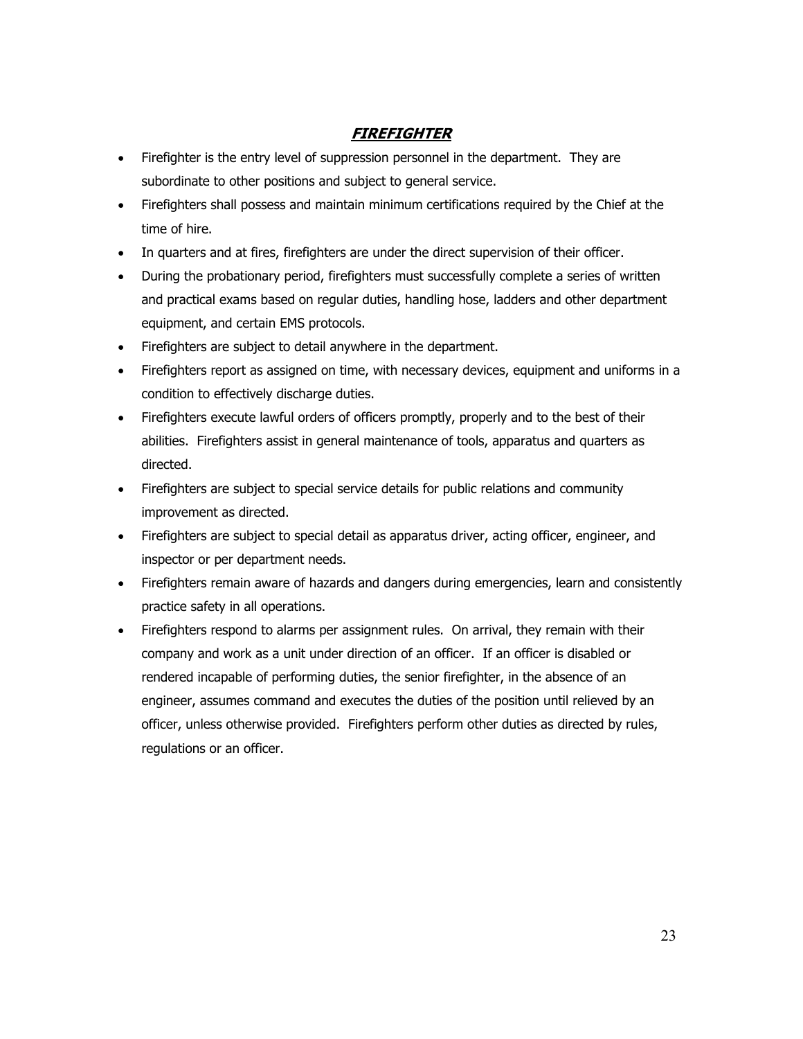## ***FIREFIGHTER***

- Firefighter is the entry level of suppression personnel in the department. They are subordinate to other positions and subject to general service.
- Firefighters shall possess and maintain minimum certifications required by the Chief at the time of hire.
- In quarters and at fires, firefighters are under the direct supervision of their officer.
- During the probationary period, firefighters must successfully complete a series of written and practical exams based on regular duties, handling hose, ladders and other department equipment, and certain EMS protocols.
- Firefighters are subject to detail anywhere in the department.
- Firefighters report as assigned on time, with necessary devices, equipment and uniforms in a condition to effectively discharge duties.
- Firefighters execute lawful orders of officers promptly, properly and to the best of their abilities. Firefighters assist in general maintenance of tools, apparatus and quarters as directed.
- Firefighters are subject to special service details for public relations and community improvement as directed.
- Firefighters are subject to special detail as apparatus driver, acting officer, engineer, and inspector or per department needs.
- Firefighters remain aware of hazards and dangers during emergencies, learn and consistently practice safety in all operations.
- Firefighters respond to alarms per assignment rules. On arrival, they remain with their company and work as a unit under direction of an officer. If an officer is disabled or rendered incapable of performing duties, the senior firefighter, in the absence of an engineer, assumes command and executes the duties of the position until relieved by an officer, unless otherwise provided. Firefighters perform other duties as directed by rules, regulations or an officer.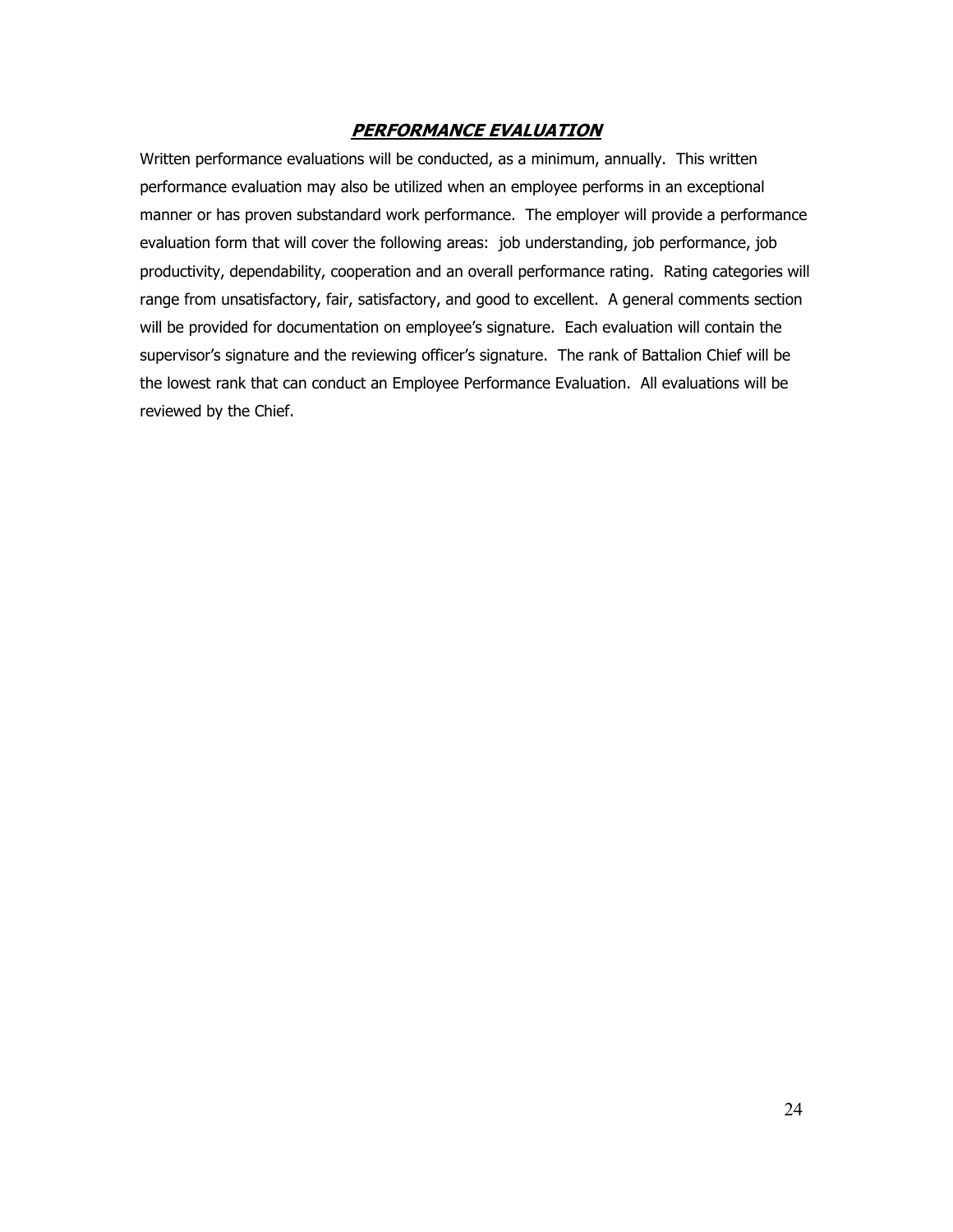## ***PERFORMANCE EVALUATION***

Written performance evaluations will be conducted, as a minimum, annually. This written performance evaluation may also be utilized when an employee performs in an exceptional manner or has proven substandard work performance. The employer will provide a performance evaluation form that will cover the following areas: job understanding, job performance, job productivity, dependability, cooperation and an overall performance rating. Rating categories will range from unsatisfactory, fair, satisfactory, and good to excellent. A general comments section will be provided for documentation on employee's signature. Each evaluation will contain the supervisor's signature and the reviewing officer's signature. The rank of Battalion Chief will be the lowest rank that can conduct an Employee Performance Evaluation. All evaluations will be reviewed by the Chief.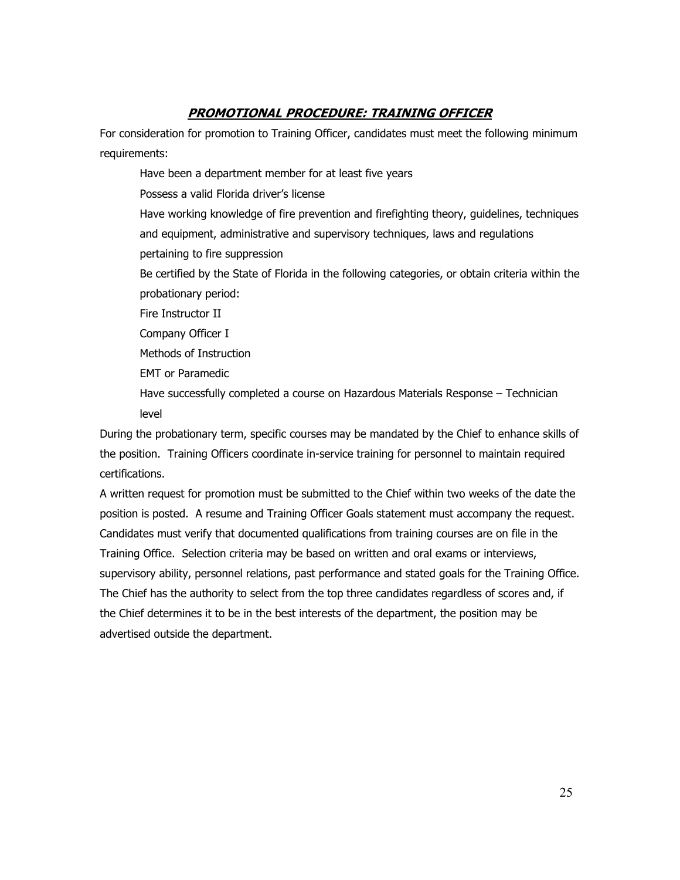## ***PROMOTIONAL PROCEDURE: TRAINING OFFICER***

For consideration for promotion to Training Officer, candidates must meet the following minimum requirements:

Have been a department member for at least five years

Possess a valid Florida driver's license

Have working knowledge of fire prevention and firefighting theory, guidelines, techniques and equipment, administrative and supervisory techniques, laws and regulations pertaining to fire suppression

Be certified by the State of Florida in the following categories, or obtain criteria within the probationary period:

Fire Instructor II

Company Officer I

Methods of Instruction

EMT or Paramedic

Have successfully completed a course on Hazardous Materials Response – Technician level

During the probationary term, specific courses may be mandated by the Chief to enhance skills of the position. Training Officers coordinate in-service training for personnel to maintain required certifications.

A written request for promotion must be submitted to the Chief within two weeks of the date the position is posted. A resume and Training Officer Goals statement must accompany the request. Candidates must verify that documented qualifications from training courses are on file in the Training Office. Selection criteria may be based on written and oral exams or interviews, supervisory ability, personnel relations, past performance and stated goals for the Training Office. The Chief has the authority to select from the top three candidates regardless of scores and, if the Chief determines it to be in the best interests of the department, the position may be advertised outside the department.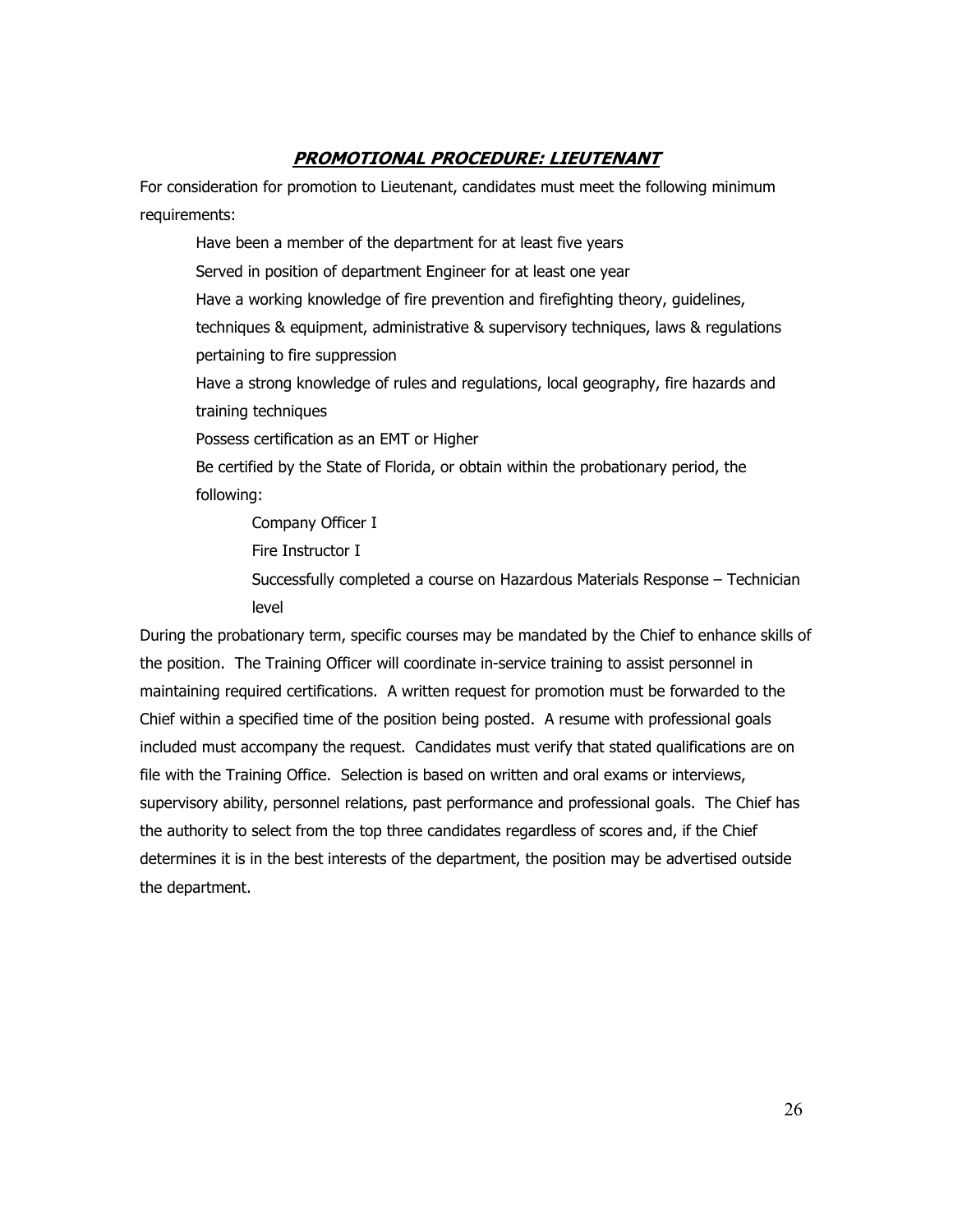## ***PROMOTIONAL PROCEDURE: LIEUTENANT***

For consideration for promotion to Lieutenant, candidates must meet the following minimum requirements:

- Have been a member of the department for at least five years
- Served in position of department Engineer for at least one year
- Have a working knowledge of fire prevention and firefighting theory, guidelines, techniques & equipment, administrative & supervisory techniques, laws & regulations pertaining to fire suppression
- Have a strong knowledge of rules and regulations, local geography, fire hazards and training techniques
- Possess certification as an EMT or Higher
- Be certified by the State of Florida, or obtain within the probationary period, the following:
  - Company Officer I
  - Fire Instructor I
  - Successfully completed a course on Hazardous Materials Response – Technician level

During the probationary term, specific courses may be mandated by the Chief to enhance skills of the position. The Training Officer will coordinate in-service training to assist personnel in maintaining required certifications. A written request for promotion must be forwarded to the Chief within a specified time of the position being posted. A resume with professional goals included must accompany the request. Candidates must verify that stated qualifications are on file with the Training Office. Selection is based on written and oral exams or interviews, supervisory ability, personnel relations, past performance and professional goals. The Chief has the authority to select from the top three candidates regardless of scores and, if the Chief determines it is in the best interests of the department, the position may be advertised outside the department.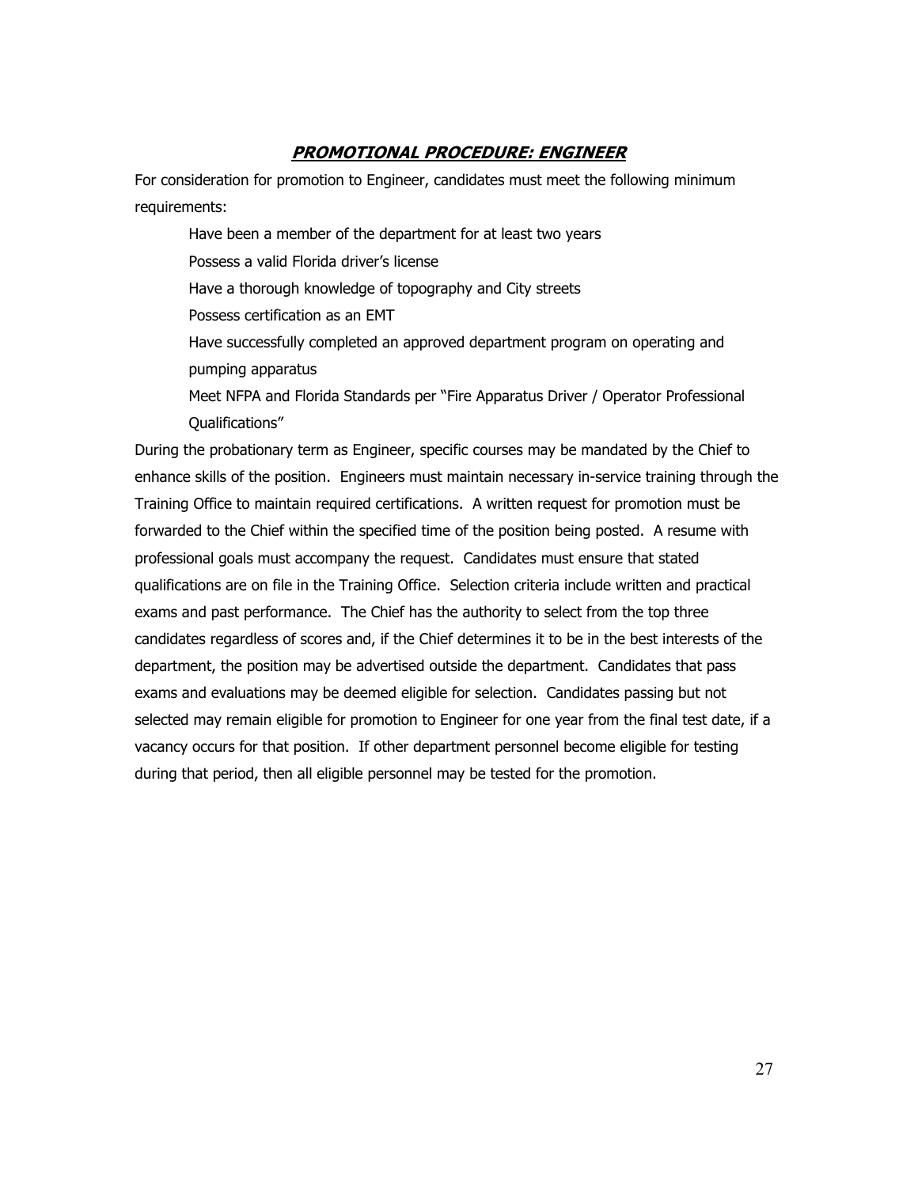## ***PROMOTIONAL PROCEDURE: ENGINEER***

For consideration for promotion to Engineer, candidates must meet the following minimum requirements:

- Have been a member of the department for at least two years
- Possess a valid Florida driver's license
- Have a thorough knowledge of topography and City streets
- Possess certification as an EMT
- Have successfully completed an approved department program on operating and pumping apparatus
- Meet NFPA and Florida Standards per "Fire Apparatus Driver / Operator Professional Qualifications"

During the probationary term as Engineer, specific courses may be mandated by the Chief to enhance skills of the position. Engineers must maintain necessary in-service training through the Training Office to maintain required certifications. A written request for promotion must be forwarded to the Chief within the specified time of the position being posted. A resume with professional goals must accompany the request. Candidates must ensure that stated qualifications are on file in the Training Office. Selection criteria include written and practical exams and past performance. The Chief has the authority to select from the top three candidates regardless of scores and, if the Chief determines it to be in the best interests of the department, the position may be advertised outside the department. Candidates that pass exams and evaluations may be deemed eligible for selection. Candidates passing but not selected may remain eligible for promotion to Engineer for one year from the final test date, if a vacancy occurs for that position. If other department personnel become eligible for testing during that period, then all eligible personnel may be tested for the promotion.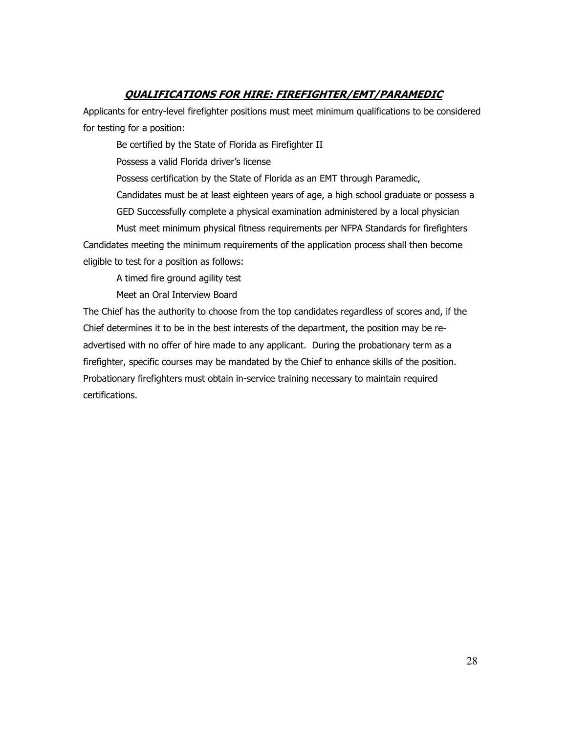## ***QUALIFICATIONS FOR HIRE: FIREFIGHTER/EMT/PARAMEDIC***

Applicants for entry-level firefighter positions must meet minimum qualifications to be considered for testing for a position:

Be certified by the State of Florida as Firefighter II

Possess a valid Florida driver's license

Possess certification by the State of Florida as an EMT through Paramedic,

Candidates must be at least eighteen years of age, a high school graduate or possess a GED Successfully complete a physical examination administered by a local physician

Must meet minimum physical fitness requirements per NFPA Standards for firefighters

Candidates meeting the minimum requirements of the application process shall then become eligible to test for a position as follows:

A timed fire ground agility test

Meet an Oral Interview Board

The Chief has the authority to choose from the top candidates regardless of scores and, if the Chief determines it to be in the best interests of the department, the position may be re-advertised with no offer of hire made to any applicant. During the probationary term as a firefighter, specific courses may be mandated by the Chief to enhance skills of the position. Probationary firefighters must obtain in-service training necessary to maintain required certifications.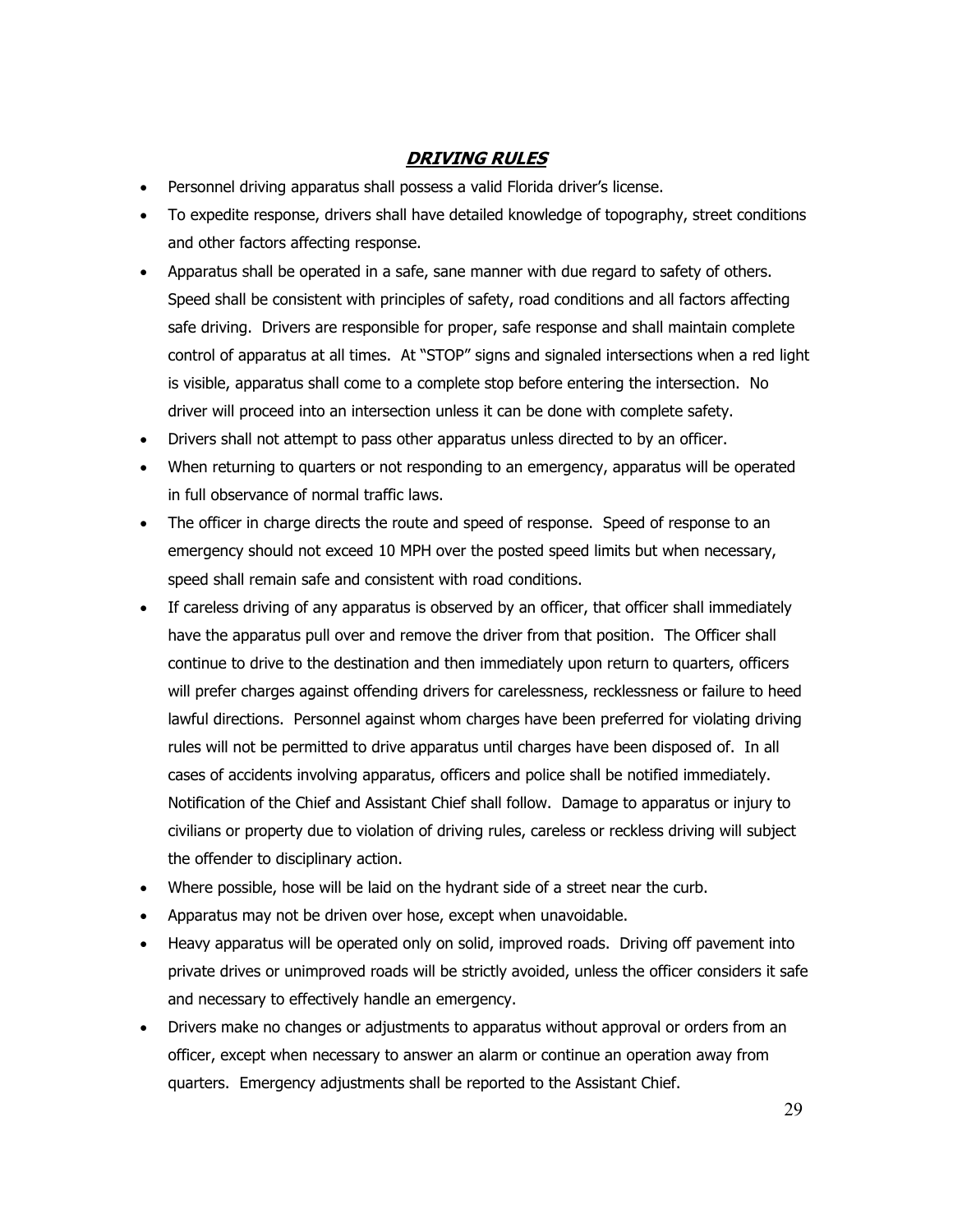## ***DRIVING RULES***

- Personnel driving apparatus shall possess a valid Florida driver's license.
- To expedite response, drivers shall have detailed knowledge of topography, street conditions and other factors affecting response.
- Apparatus shall be operated in a safe, sane manner with due regard to safety of others. Speed shall be consistent with principles of safety, road conditions and all factors affecting safe driving. Drivers are responsible for proper, safe response and shall maintain complete control of apparatus at all times. At "STOP" signs and signaled intersections when a red light is visible, apparatus shall come to a complete stop before entering the intersection. No driver will proceed into an intersection unless it can be done with complete safety.
- Drivers shall not attempt to pass other apparatus unless directed to by an officer.
- When returning to quarters or not responding to an emergency, apparatus will be operated in full observance of normal traffic laws.
- The officer in charge directs the route and speed of response. Speed of response to an emergency should not exceed 10 MPH over the posted speed limits but when necessary, speed shall remain safe and consistent with road conditions.
- If careless driving of any apparatus is observed by an officer, that officer shall immediately have the apparatus pull over and remove the driver from that position. The Officer shall continue to drive to the destination and then immediately upon return to quarters, officers will prefer charges against offending drivers for carelessness, recklessness or failure to heed lawful directions. Personnel against whom charges have been preferred for violating driving rules will not be permitted to drive apparatus until charges have been disposed of. In all cases of accidents involving apparatus, officers and police shall be notified immediately. Notification of the Chief and Assistant Chief shall follow. Damage to apparatus or injury to civilians or property due to violation of driving rules, careless or reckless driving will subject the offender to disciplinary action.
- Where possible, hose will be laid on the hydrant side of a street near the curb.
- Apparatus may not be driven over hose, except when unavoidable.
- Heavy apparatus will be operated only on solid, improved roads. Driving off pavement into private drives or unimproved roads will be strictly avoided, unless the officer considers it safe and necessary to effectively handle an emergency.
- Drivers make no changes or adjustments to apparatus without approval or orders from an officer, except when necessary to answer an alarm or continue an operation away from quarters. Emergency adjustments shall be reported to the Assistant Chief.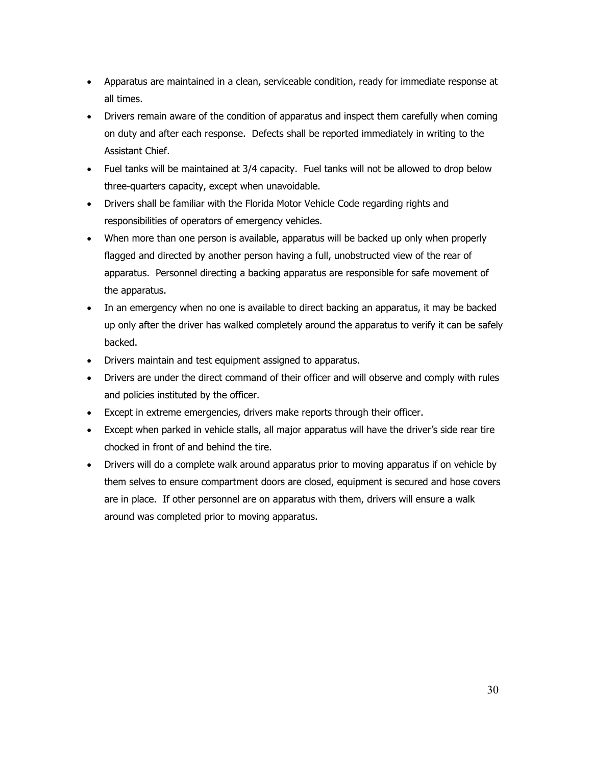- Apparatus are maintained in a clean, serviceable condition, ready for immediate response at all times.
- Drivers remain aware of the condition of apparatus and inspect them carefully when coming on duty and after each response. Defects shall be reported immediately in writing to the Assistant Chief.
- Fuel tanks will be maintained at 3/4 capacity. Fuel tanks will not be allowed to drop below three-quarters capacity, except when unavoidable.
- Drivers shall be familiar with the Florida Motor Vehicle Code regarding rights and responsibilities of operators of emergency vehicles.
- When more than one person is available, apparatus will be backed up only when properly flagged and directed by another person having a full, unobstructed view of the rear of apparatus. Personnel directing a backing apparatus are responsible for safe movement of the apparatus.
- In an emergency when no one is available to direct backing an apparatus, it may be backed up only after the driver has walked completely around the apparatus to verify it can be safely backed.
- Drivers maintain and test equipment assigned to apparatus.
- Drivers are under the direct command of their officer and will observe and comply with rules and policies instituted by the officer.
- Except in extreme emergencies, drivers make reports through their officer.
- Except when parked in vehicle stalls, all major apparatus will have the driver's side rear tire chocked in front of and behind the tire.
- Drivers will do a complete walk around apparatus prior to moving apparatus if on vehicle by them selves to ensure compartment doors are closed, equipment is secured and hose covers are in place. If other personnel are on apparatus with them, drivers will ensure a walk around was completed prior to moving apparatus.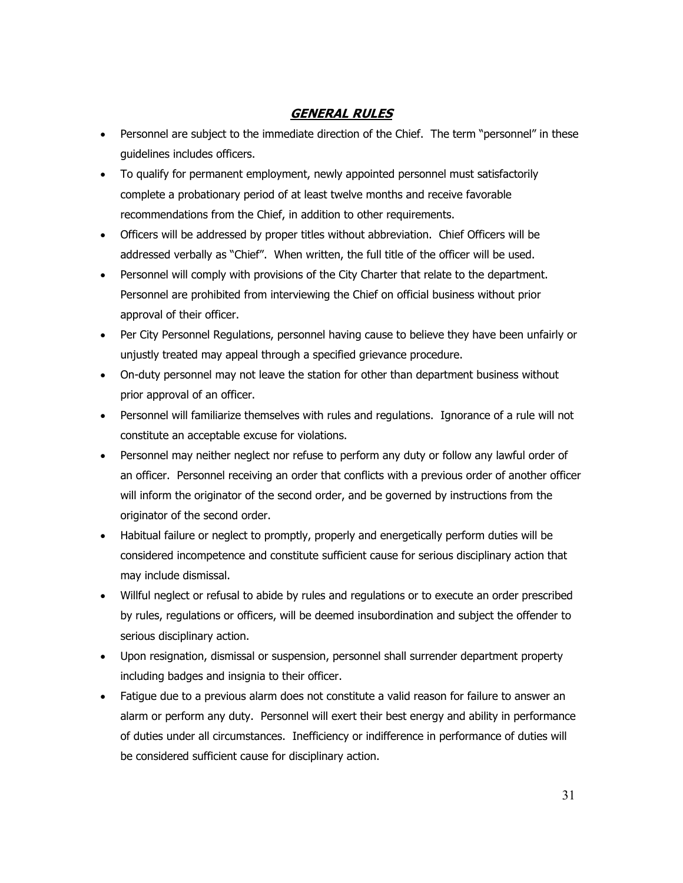## ***GENERAL RULES***

- Personnel are subject to the immediate direction of the Chief. The term "personnel" in these guidelines includes officers.
- To qualify for permanent employment, newly appointed personnel must satisfactorily complete a probationary period of at least twelve months and receive favorable recommendations from the Chief, in addition to other requirements.
- Officers will be addressed by proper titles without abbreviation. Chief Officers will be addressed verbally as "Chief". When written, the full title of the officer will be used.
- Personnel will comply with provisions of the City Charter that relate to the department. Personnel are prohibited from interviewing the Chief on official business without prior approval of their officer.
- Per City Personnel Regulations, personnel having cause to believe they have been unfairly or unjustly treated may appeal through a specified grievance procedure.
- On-duty personnel may not leave the station for other than department business without prior approval of an officer.
- Personnel will familiarize themselves with rules and regulations. Ignorance of a rule will not constitute an acceptable excuse for violations.
- Personnel may neither neglect nor refuse to perform any duty or follow any lawful order of an officer. Personnel receiving an order that conflicts with a previous order of another officer will inform the originator of the second order, and be governed by instructions from the originator of the second order.
- Habitual failure or neglect to promptly, properly and energetically perform duties will be considered incompetence and constitute sufficient cause for serious disciplinary action that may include dismissal.
- Willful neglect or refusal to abide by rules and regulations or to execute an order prescribed by rules, regulations or officers, will be deemed insubordination and subject the offender to serious disciplinary action.
- Upon resignation, dismissal or suspension, personnel shall surrender department property including badges and insignia to their officer.
- Fatigue due to a previous alarm does not constitute a valid reason for failure to answer an alarm or perform any duty. Personnel will exert their best energy and ability in performance of duties under all circumstances. Inefficiency or indifference in performance of duties will be considered sufficient cause for disciplinary action.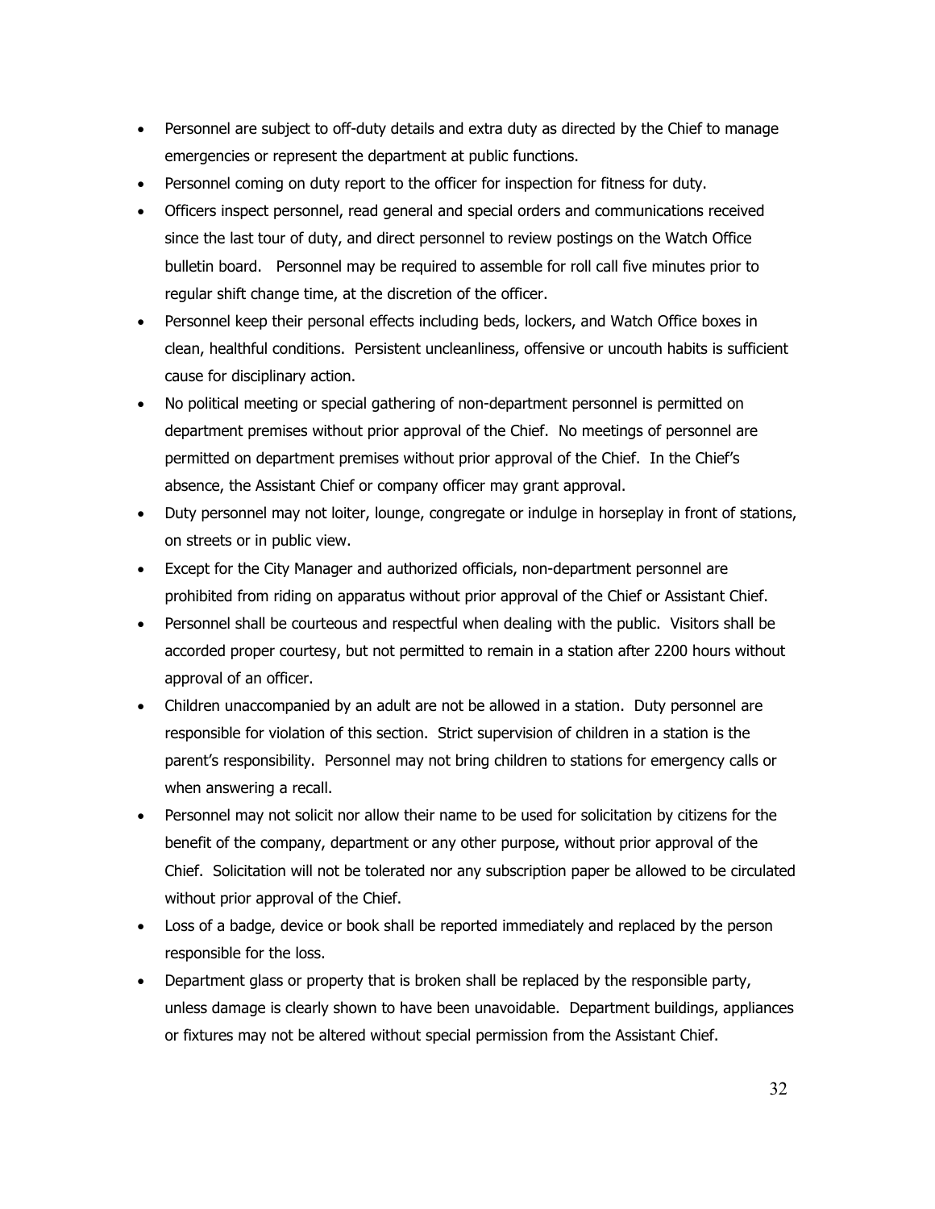- Personnel are subject to off-duty details and extra duty as directed by the Chief to manage emergencies or represent the department at public functions.
- Personnel coming on duty report to the officer for inspection for fitness for duty.
- Officers inspect personnel, read general and special orders and communications received since the last tour of duty, and direct personnel to review postings on the Watch Office bulletin board. Personnel may be required to assemble for roll call five minutes prior to regular shift change time, at the discretion of the officer.
- Personnel keep their personal effects including beds, lockers, and Watch Office boxes in clean, healthful conditions. Persistent uncleanliness, offensive or uncouth habits is sufficient cause for disciplinary action.
- No political meeting or special gathering of non-department personnel is permitted on department premises without prior approval of the Chief. No meetings of personnel are permitted on department premises without prior approval of the Chief. In the Chief's absence, the Assistant Chief or company officer may grant approval.
- Duty personnel may not loiter, lounge, congregate or indulge in horseplay in front of stations, on streets or in public view.
- Except for the City Manager and authorized officials, non-department personnel are prohibited from riding on apparatus without prior approval of the Chief or Assistant Chief.
- Personnel shall be courteous and respectful when dealing with the public. Visitors shall be accorded proper courtesy, but not permitted to remain in a station after 2200 hours without approval of an officer.
- Children unaccompanied by an adult are not be allowed in a station. Duty personnel are responsible for violation of this section. Strict supervision of children in a station is the parent's responsibility. Personnel may not bring children to stations for emergency calls or when answering a recall.
- Personnel may not solicit nor allow their name to be used for solicitation by citizens for the benefit of the company, department or any other purpose, without prior approval of the Chief. Solicitation will not be tolerated nor any subscription paper be allowed to be circulated without prior approval of the Chief.
- Loss of a badge, device or book shall be reported immediately and replaced by the person responsible for the loss.
- Department glass or property that is broken shall be replaced by the responsible party, unless damage is clearly shown to have been unavoidable. Department buildings, appliances or fixtures may not be altered without special permission from the Assistant Chief.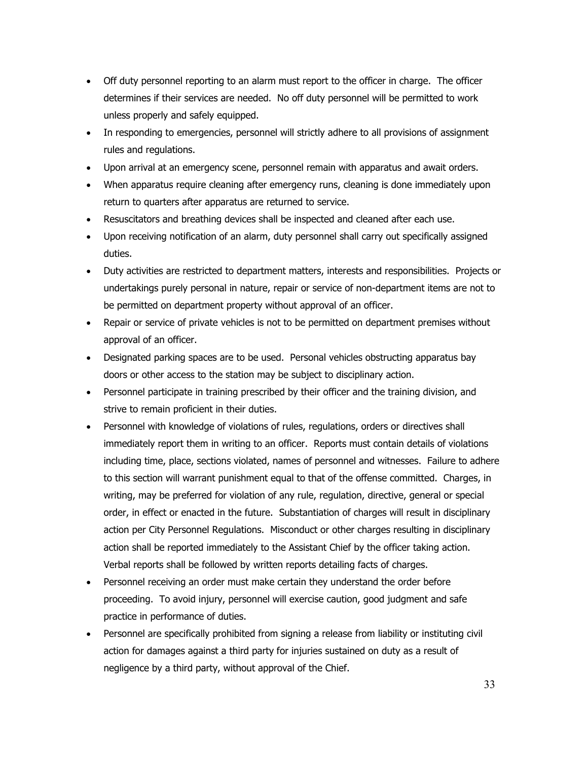- Off duty personnel reporting to an alarm must report to the officer in charge. The officer determines if their services are needed. No off duty personnel will be permitted to work unless properly and safely equipped.
- In responding to emergencies, personnel will strictly adhere to all provisions of assignment rules and regulations.
- Upon arrival at an emergency scene, personnel remain with apparatus and await orders.
- When apparatus require cleaning after emergency runs, cleaning is done immediately upon return to quarters after apparatus are returned to service.
- Resuscitators and breathing devices shall be inspected and cleaned after each use.
- Upon receiving notification of an alarm, duty personnel shall carry out specifically assigned duties.
- Duty activities are restricted to department matters, interests and responsibilities. Projects or undertakings purely personal in nature, repair or service of non-department items are not to be permitted on department property without approval of an officer.
- Repair or service of private vehicles is not to be permitted on department premises without approval of an officer.
- Designated parking spaces are to be used. Personal vehicles obstructing apparatus bay doors or other access to the station may be subject to disciplinary action.
- Personnel participate in training prescribed by their officer and the training division, and strive to remain proficient in their duties.
- Personnel with knowledge of violations of rules, regulations, orders or directives shall immediately report them in writing to an officer. Reports must contain details of violations including time, place, sections violated, names of personnel and witnesses. Failure to adhere to this section will warrant punishment equal to that of the offense committed. Charges, in writing, may be preferred for violation of any rule, regulation, directive, general or special order, in effect or enacted in the future. Substantiation of charges will result in disciplinary action per City Personnel Regulations. Misconduct or other charges resulting in disciplinary action shall be reported immediately to the Assistant Chief by the officer taking action. Verbal reports shall be followed by written reports detailing facts of charges.
- Personnel receiving an order must make certain they understand the order before proceeding. To avoid injury, personnel will exercise caution, good judgment and safe practice in performance of duties.
- Personnel are specifically prohibited from signing a release from liability or instituting civil action for damages against a third party for injuries sustained on duty as a result of negligence by a third party, without approval of the Chief.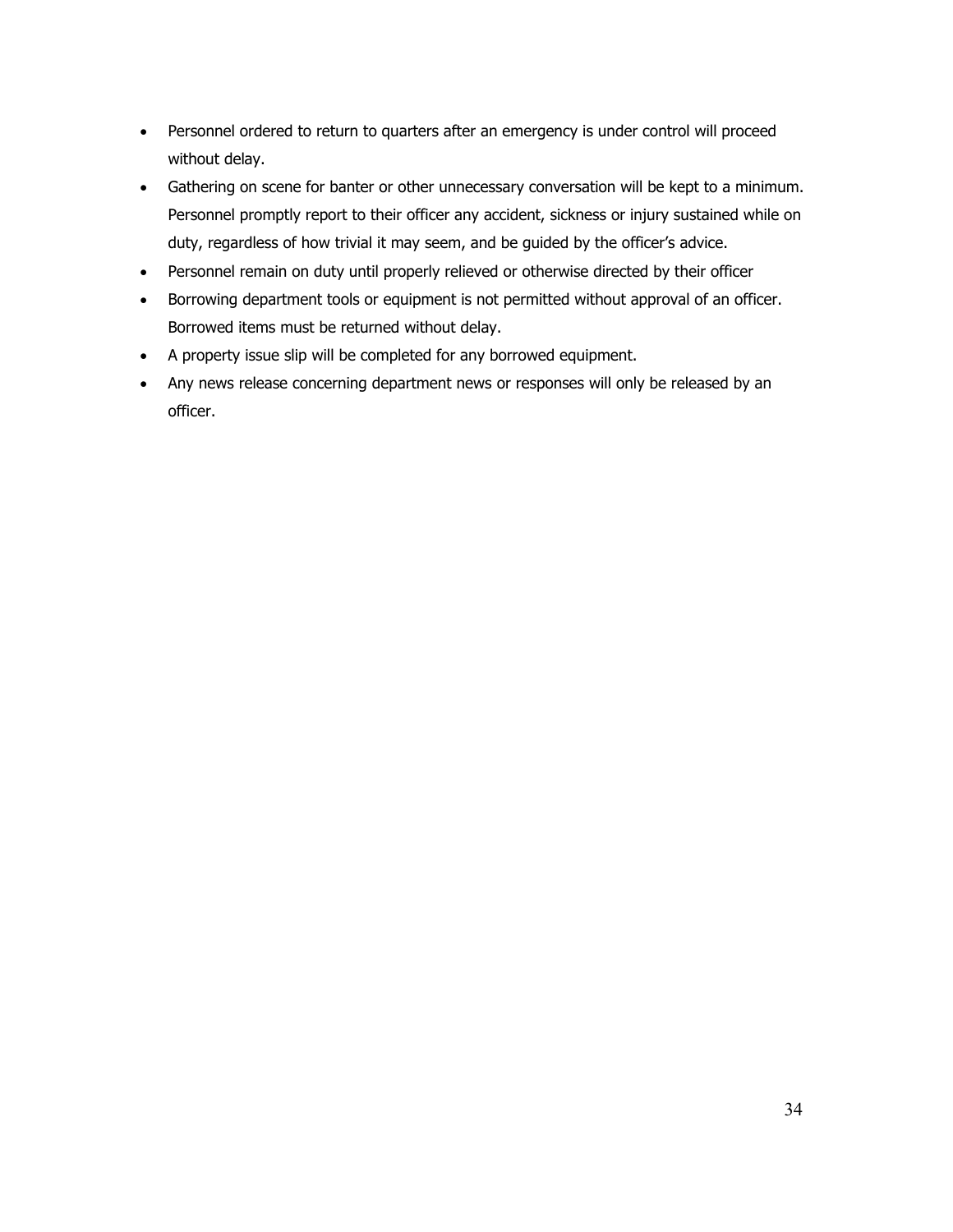- Personnel ordered to return to quarters after an emergency is under control will proceed without delay.
- Gathering on scene for banter or other unnecessary conversation will be kept to a minimum. Personnel promptly report to their officer any accident, sickness or injury sustained while on duty, regardless of how trivial it may seem, and be guided by the officer's advice.
- Personnel remain on duty until properly relieved or otherwise directed by their officer
- Borrowing department tools or equipment is not permitted without approval of an officer. Borrowed items must be returned without delay.
- A property issue slip will be completed for any borrowed equipment.
- Any news release concerning department news or responses will only be released by an officer.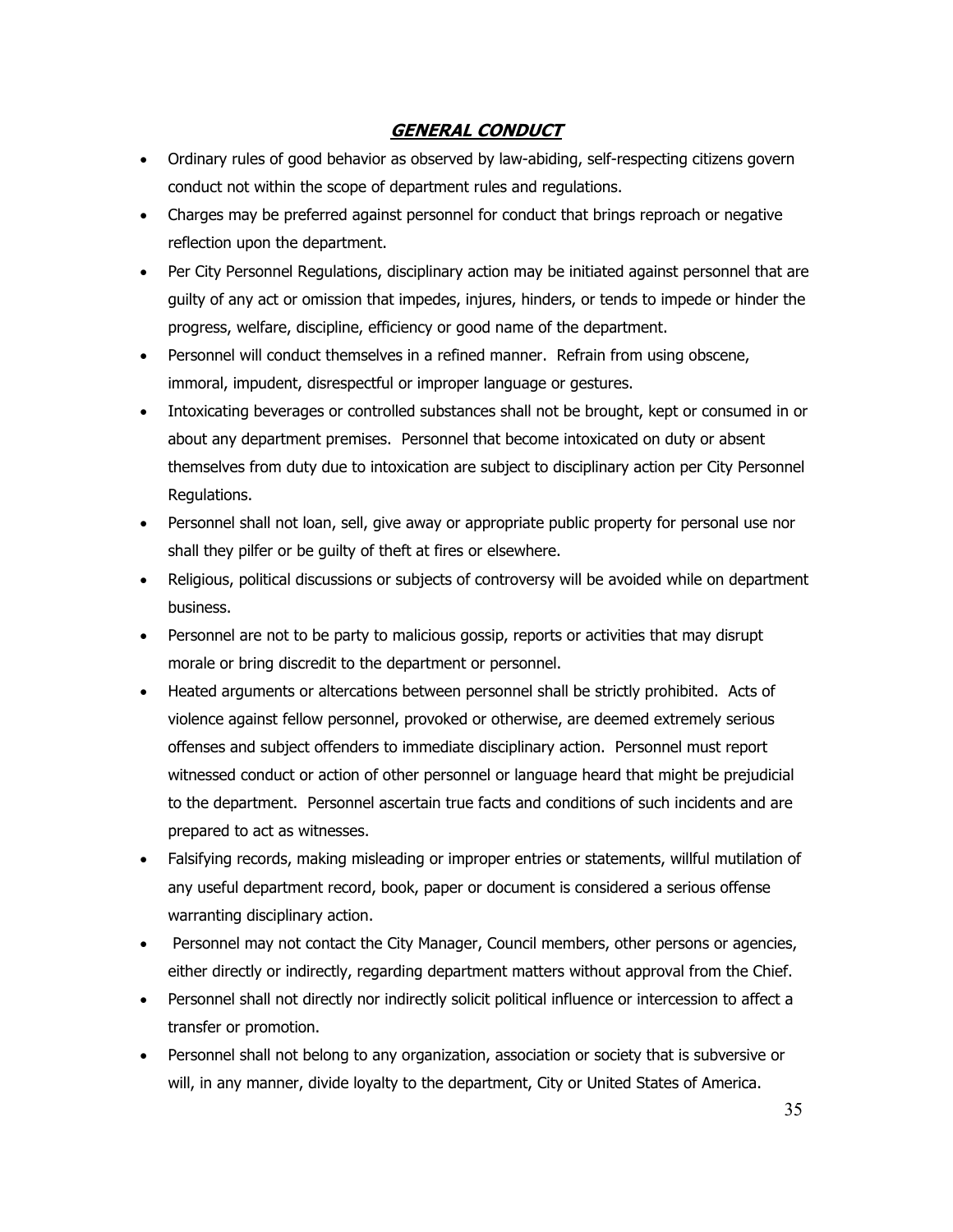## ***GENERAL CONDUCT***

- Ordinary rules of good behavior as observed by law-abiding, self-respecting citizens govern conduct not within the scope of department rules and regulations.
- Charges may be preferred against personnel for conduct that brings reproach or negative reflection upon the department.
- Per City Personnel Regulations, disciplinary action may be initiated against personnel that are guilty of any act or omission that impedes, injures, hinders, or tends to impede or hinder the progress, welfare, discipline, efficiency or good name of the department.
- Personnel will conduct themselves in a refined manner. Refrain from using obscene, immoral, impudent, disrespectful or improper language or gestures.
- Intoxicating beverages or controlled substances shall not be brought, kept or consumed in or about any department premises. Personnel that become intoxicated on duty or absent themselves from duty due to intoxication are subject to disciplinary action per City Personnel Regulations.
- Personnel shall not loan, sell, give away or appropriate public property for personal use nor shall they pilfer or be guilty of theft at fires or elsewhere.
- Religious, political discussions or subjects of controversy will be avoided while on department business.
- Personnel are not to be party to malicious gossip, reports or activities that may disrupt morale or bring discredit to the department or personnel.
- Heated arguments or altercations between personnel shall be strictly prohibited. Acts of violence against fellow personnel, provoked or otherwise, are deemed extremely serious offenses and subject offenders to immediate disciplinary action. Personnel must report witnessed conduct or action of other personnel or language heard that might be prejudicial to the department. Personnel ascertain true facts and conditions of such incidents and are prepared to act as witnesses.
- Falsifying records, making misleading or improper entries or statements, willful mutilation of any useful department record, book, paper or document is considered a serious offense warranting disciplinary action.
- Personnel may not contact the City Manager, Council members, other persons or agencies, either directly or indirectly, regarding department matters without approval from the Chief.
- Personnel shall not directly nor indirectly solicit political influence or intercession to affect a transfer or promotion.
- Personnel shall not belong to any organization, association or society that is subversive or will, in any manner, divide loyalty to the department, City or United States of America.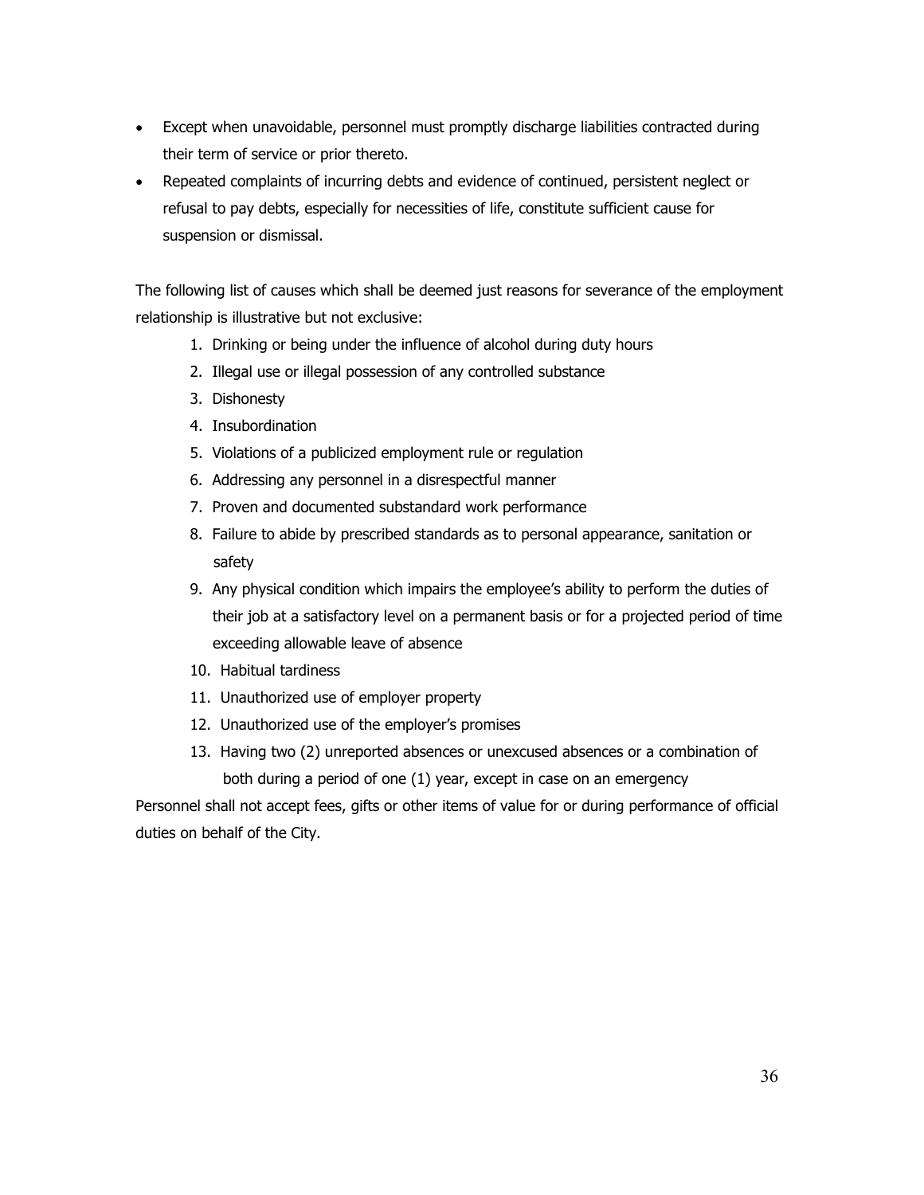- Except when unavoidable, personnel must promptly discharge liabilities contracted during their term of service or prior thereto.
- Repeated complaints of incurring debts and evidence of continued, persistent neglect or refusal to pay debts, especially for necessities of life, constitute sufficient cause for suspension or dismissal.

The following list of causes which shall be deemed just reasons for severance of the employment relationship is illustrative but not exclusive:

1. Drinking or being under the influence of alcohol during duty hours
2. Illegal use or illegal possession of any controlled substance
3. Dishonesty
4. Insubordination
5. Violations of a publicized employment rule or regulation
6. Addressing any personnel in a disrespectful manner
7. Proven and documented substandard work performance
8. Failure to abide by prescribed standards as to personal appearance, sanitation or safety
9. Any physical condition which impairs the employee's ability to perform the duties of their job at a satisfactory level on a permanent basis or for a projected period of time exceeding allowable leave of absence
10. Habitual tardiness
11. Unauthorized use of employer property
12. Unauthorized use of the employer's promises
13. Having two (2) unreported absences or unexcused absences or a combination of both during a period of one (1) year, except in case on an emergency

Personnel shall not accept fees, gifts or other items of value for or during performance of official duties on behalf of the City.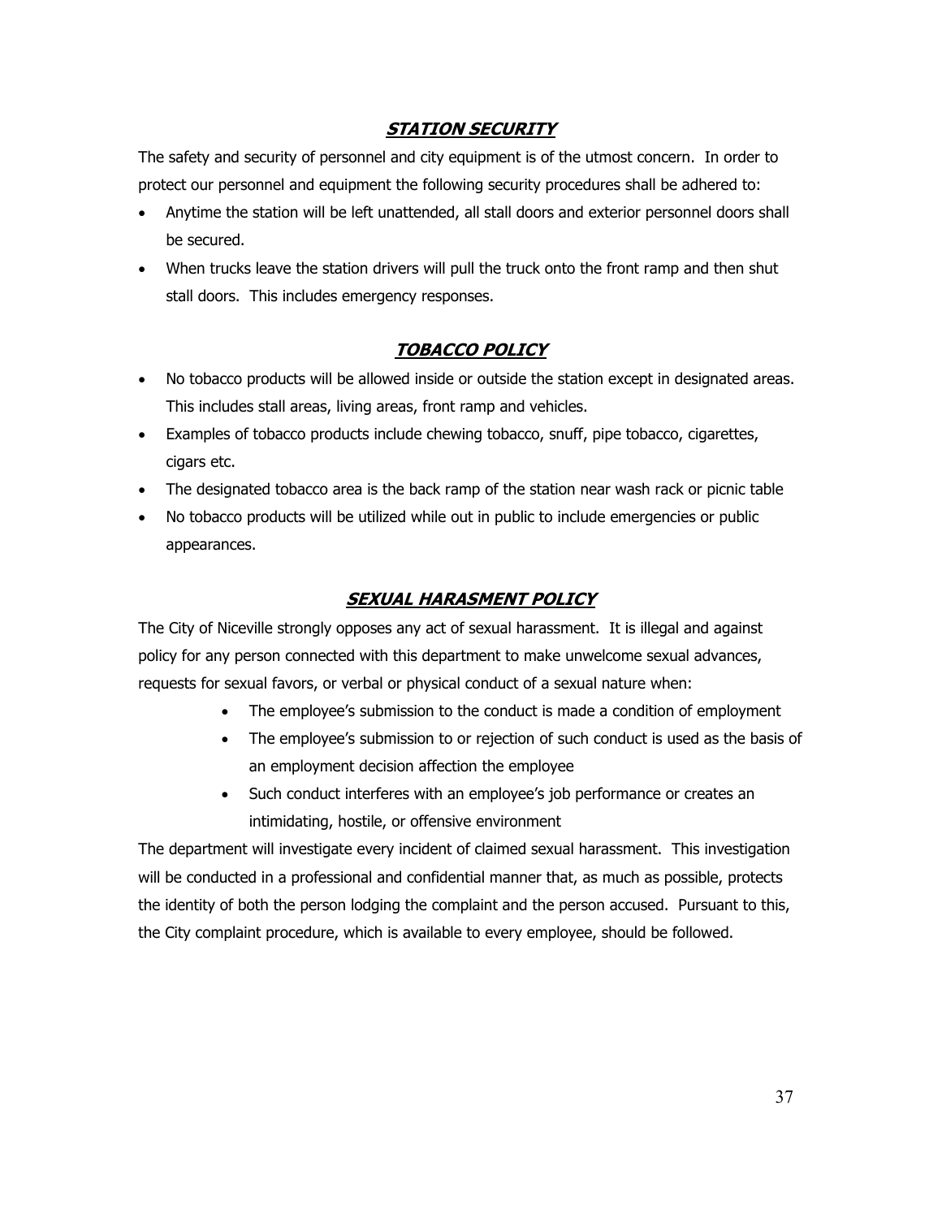## ***STATION SECURITY***

The safety and security of personnel and city equipment is of the utmost concern. In order to protect our personnel and equipment the following security procedures shall be adhered to:

- Anytime the station will be left unattended, all stall doors and exterior personnel doors shall be secured.
- When trucks leave the station drivers will pull the truck onto the front ramp and then shut stall doors. This includes emergency responses.

## ***TOBACCO POLICY***

- No tobacco products will be allowed inside or outside the station except in designated areas. This includes stall areas, living areas, front ramp and vehicles.
- Examples of tobacco products include chewing tobacco, snuff, pipe tobacco, cigarettes, cigars etc.
- The designated tobacco area is the back ramp of the station near wash rack or picnic table
- No tobacco products will be utilized while out in public to include emergencies or public appearances.

## ***SEXUAL HARASMENT POLICY***

The City of Niceville strongly opposes any act of sexual harassment. It is illegal and against policy for any person connected with this department to make unwelcome sexual advances, requests for sexual favors, or verbal or physical conduct of a sexual nature when:

- The employee's submission to the conduct is made a condition of employment
- The employee's submission to or rejection of such conduct is used as the basis of an employment decision affection the employee
- Such conduct interferes with an employee's job performance or creates an intimidating, hostile, or offensive environment

The department will investigate every incident of claimed sexual harassment. This investigation will be conducted in a professional and confidential manner that, as much as possible, protects the identity of both the person lodging the complaint and the person accused. Pursuant to this, the City complaint procedure, which is available to every employee, should be followed.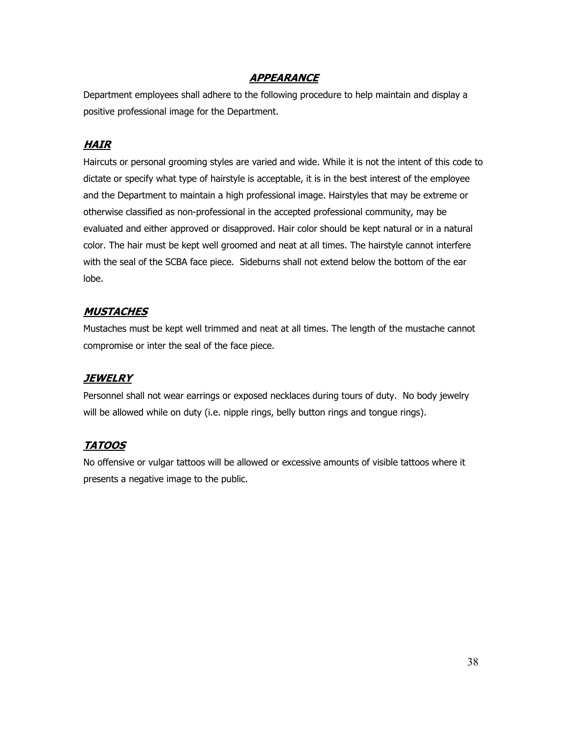## ***APPEARANCE***

Department employees shall adhere to the following procedure to help maintain and display a positive professional image for the Department.

### ***HAIR***

Haircuts or personal grooming styles are varied and wide. While it is not the intent of this code to dictate or specify what type of hairstyle is acceptable, it is in the best interest of the employee and the Department to maintain a high professional image. Hairstyles that may be extreme or otherwise classified as non-professional in the accepted professional community, may be evaluated and either approved or disapproved. Hair color should be kept natural or in a natural color. The hair must be kept well groomed and neat at all times. The hairstyle cannot interfere with the seal of the SCBA face piece. Sideburns shall not extend below the bottom of the ear lobe.

### ***MUSTACHES***

Mustaches must be kept well trimmed and neat at all times. The length of the mustache cannot compromise or inter the seal of the face piece.

### ***JEWELRY***

Personnel shall not wear earrings or exposed necklaces during tours of duty. No body jewelry will be allowed while on duty (i.e. nipple rings, belly button rings and tongue rings).

### ***TATOOS***

No offensive or vulgar tattoos will be allowed or excessive amounts of visible tattoos where it presents a negative image to the public.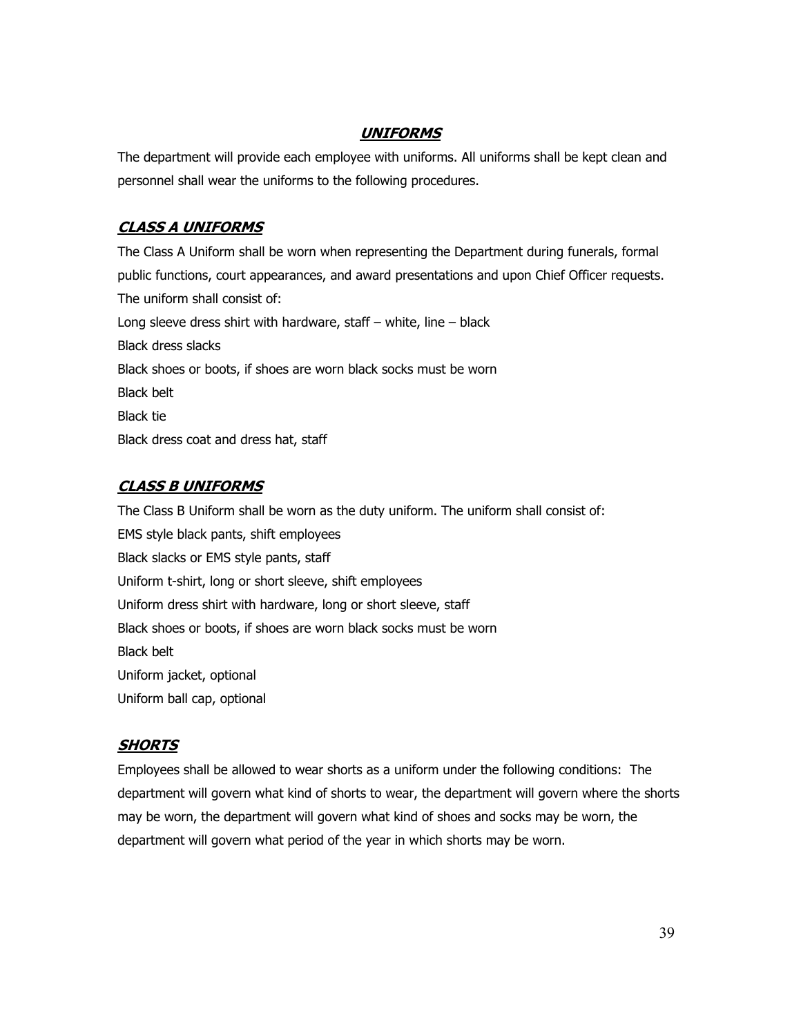## ***UNIFORMS***

The department will provide each employee with uniforms. All uniforms shall be kept clean and personnel shall wear the uniforms to the following procedures.

### ***CLASS A UNIFORMS***

The Class A Uniform shall be worn when representing the Department during funerals, formal public functions, court appearances, and award presentations and upon Chief Officer requests. The uniform shall consist of:

Long sleeve dress shirt with hardware, staff – white, line – black
Black dress slacks
Black shoes or boots, if shoes are worn black socks must be worn
Black belt
Black tie
Black dress coat and dress hat, staff

### ***CLASS B UNIFORMS***

The Class B Uniform shall be worn as the duty uniform. The uniform shall consist of:

EMS style black pants, shift employees
Black slacks or EMS style pants, staff
Uniform t-shirt, long or short sleeve, shift employees
Uniform dress shirt with hardware, long or short sleeve, staff
Black shoes or boots, if shoes are worn black socks must be worn
Black belt
Uniform jacket, optional
Uniform ball cap, optional

### ***SHORTS***

Employees shall be allowed to wear shorts as a uniform under the following conditions: The department will govern what kind of shorts to wear, the department will govern where the shorts may be worn, the department will govern what kind of shoes and socks may be worn, the department will govern what period of the year in which shorts may be worn.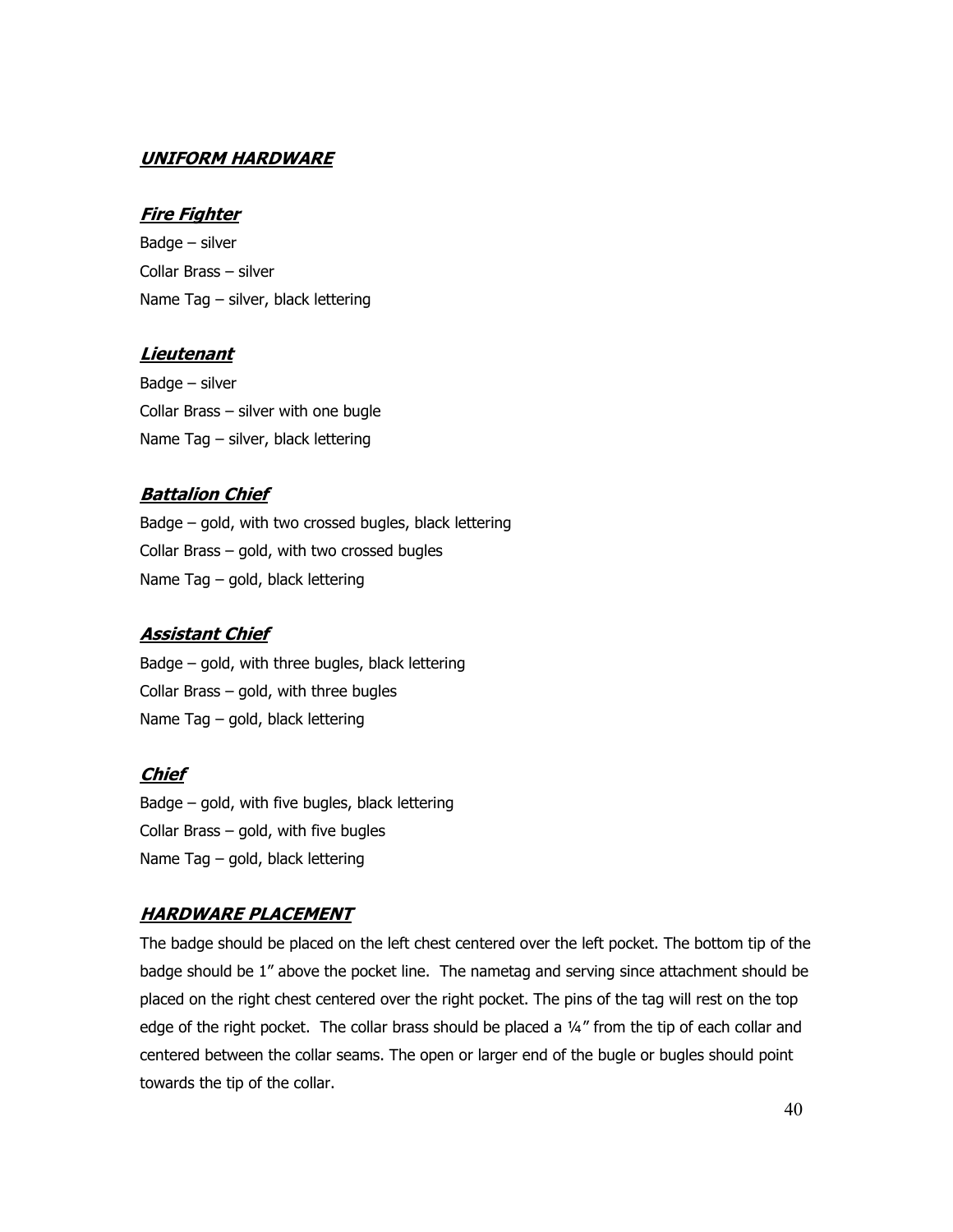## ***UNIFORM HARDWARE***

### ***Fire Fighter***

Badge – silver

Collar Brass – silver

Name Tag – silver, black lettering

### ***Lieutenant***

Badge – silver

Collar Brass – silver with one bugle

Name Tag – silver, black lettering

### ***Battalion Chief***

Badge – gold, with two crossed bugles, black lettering

Collar Brass – gold, with two crossed bugles

Name Tag – gold, black lettering

### ***Assistant Chief***

Badge – gold, with three bugles, black lettering

Collar Brass – gold, with three bugles

Name Tag – gold, black lettering

### ***Chief***

Badge – gold, with five bugles, black lettering

Collar Brass – gold, with five bugles

Name Tag – gold, black lettering

## ***HARDWARE PLACEMENT***

The badge should be placed on the left chest centered over the left pocket. The bottom tip of the badge should be 1" above the pocket line. The nametag and serving since attachment should be placed on the right chest centered over the right pocket. The pins of the tag will rest on the top edge of the right pocket. The collar brass should be placed a ¼" from the tip of each collar and centered between the collar seams. The open or larger end of the bugle or bugles should point towards the tip of the collar.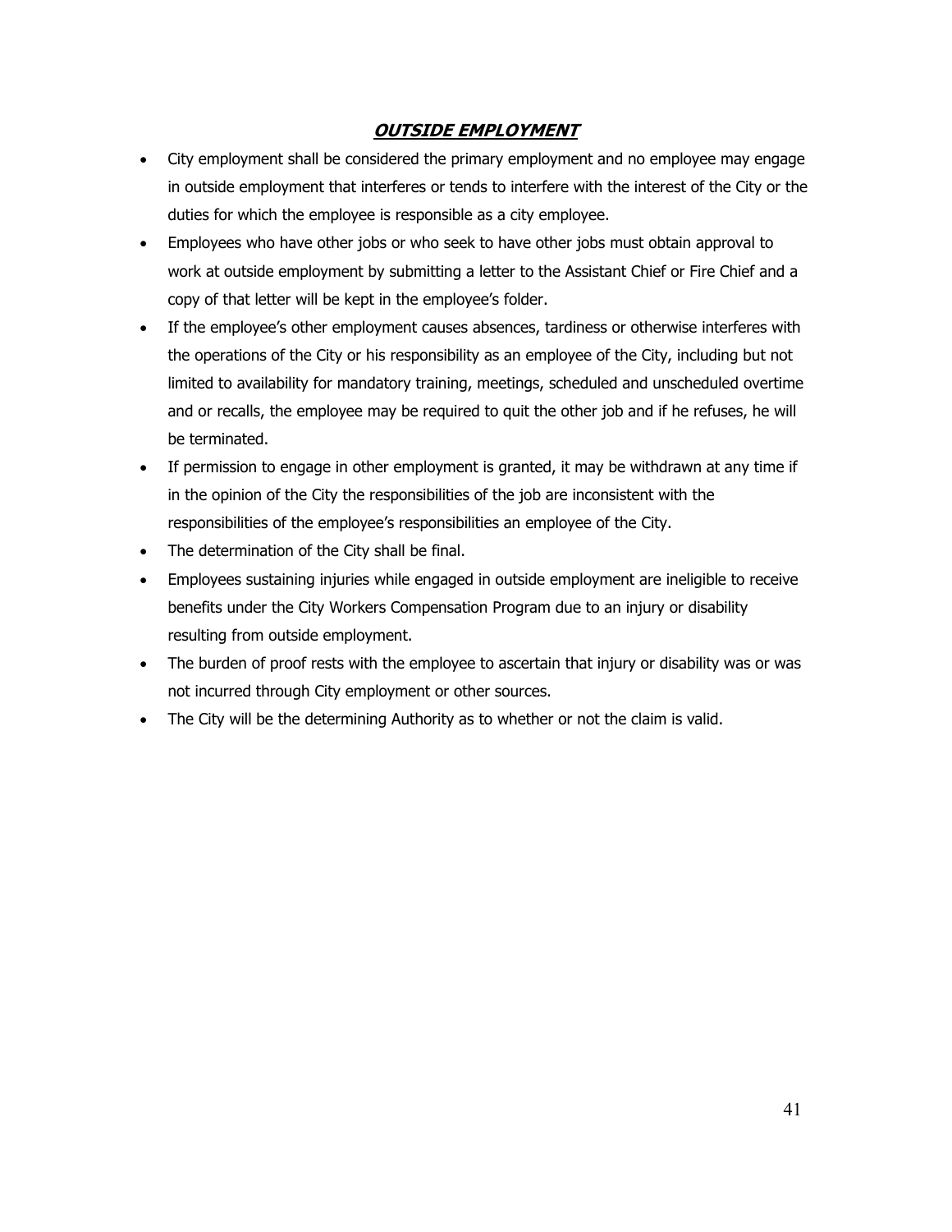## ***OUTSIDE EMPLOYMENT***

- City employment shall be considered the primary employment and no employee may engage in outside employment that interferes or tends to interfere with the interest of the City or the duties for which the employee is responsible as a city employee.
- Employees who have other jobs or who seek to have other jobs must obtain approval to work at outside employment by submitting a letter to the Assistant Chief or Fire Chief and a copy of that letter will be kept in the employee's folder.
- If the employee's other employment causes absences, tardiness or otherwise interferes with the operations of the City or his responsibility as an employee of the City, including but not limited to availability for mandatory training, meetings, scheduled and unscheduled overtime and or recalls, the employee may be required to quit the other job and if he refuses, he will be terminated.
- If permission to engage in other employment is granted, it may be withdrawn at any time if in the opinion of the City the responsibilities of the job are inconsistent with the responsibilities of the employee's responsibilities an employee of the City.
- The determination of the City shall be final.
- Employees sustaining injuries while engaged in outside employment are ineligible to receive benefits under the City Workers Compensation Program due to an injury or disability resulting from outside employment.
- The burden of proof rests with the employee to ascertain that injury or disability was or was not incurred through City employment or other sources.
- The City will be the determining Authority as to whether or not the claim is valid.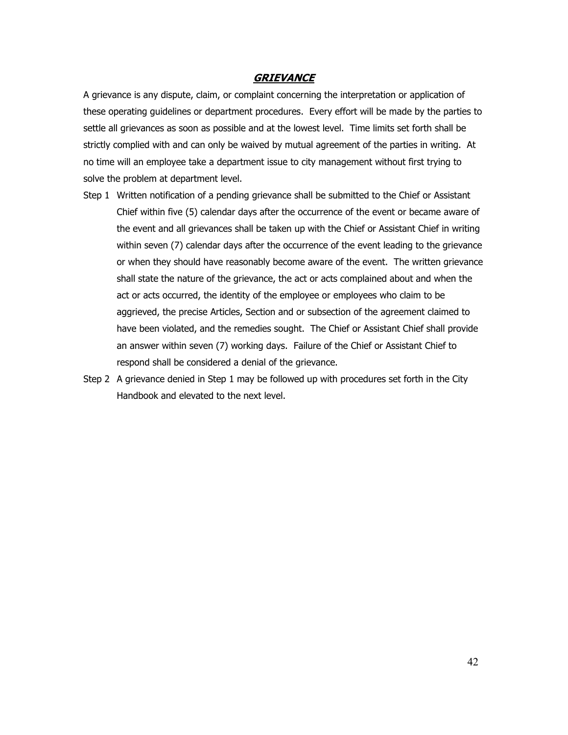## ***GRIEVANCE***

A grievance is any dispute, claim, or complaint concerning the interpretation or application of these operating guidelines or department procedures. Every effort will be made by the parties to settle all grievances as soon as possible and at the lowest level. Time limits set forth shall be strictly complied with and can only be waived by mutual agreement of the parties in writing. At no time will an employee take a department issue to city management without first trying to solve the problem at department level.

Step 1 Written notification of a pending grievance shall be submitted to the Chief or Assistant Chief within five (5) calendar days after the occurrence of the event or became aware of the event and all grievances shall be taken up with the Chief or Assistant Chief in writing within seven (7) calendar days after the occurrence of the event leading to the grievance or when they should have reasonably become aware of the event. The written grievance shall state the nature of the grievance, the act or acts complained about and when the act or acts occurred, the identity of the employee or employees who claim to be aggrieved, the precise Articles, Section and or subsection of the agreement claimed to have been violated, and the remedies sought. The Chief or Assistant Chief shall provide an answer within seven (7) working days. Failure of the Chief or Assistant Chief to respond shall be considered a denial of the grievance.

Step 2 A grievance denied in Step 1 may be followed up with procedures set forth in the City Handbook and elevated to the next level.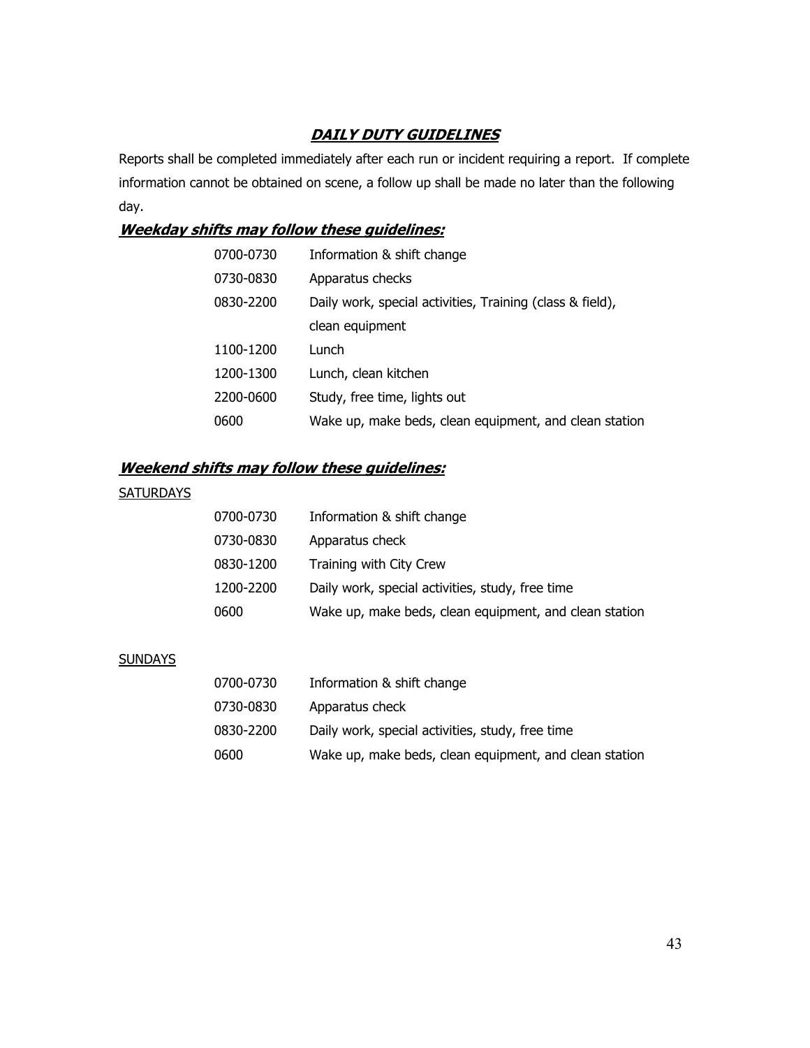## ***DAILY DUTY GUIDELINES***

Reports shall be completed immediately after each run or incident requiring a report. If complete information cannot be obtained on scene, a follow up shall be made no later than the following day.

### ***Weekday shifts may follow these guidelines:***

| | |
|---|---|
| 0700-0730 | Information & shift change |
| 0730-0830 | Apparatus checks |
| 0830-2200 | Daily work, special activities, Training (class & field), clean equipment |
| 1100-1200 | Lunch |
| 1200-1300 | Lunch, clean kitchen |
| 2200-0600 | Study, free time, lights out |
| 0600 | Wake up, make beds, clean equipment, and clean station |

### ***Weekend shifts may follow these guidelines:***

SATURDAYS

| | |
|---|---|
| 0700-0730 | Information & shift change |
| 0730-0830 | Apparatus check |
| 0830-1200 | Training with City Crew |
| 1200-2200 | Daily work, special activities, study, free time |
| 0600 | Wake up, make beds, clean equipment, and clean station |

SUNDAYS

| | |
|---|---|
| 0700-0730 | Information & shift change |
| 0730-0830 | Apparatus check |
| 0830-2200 | Daily work, special activities, study, free time |
| 0600 | Wake up, make beds, clean equipment, and clean station |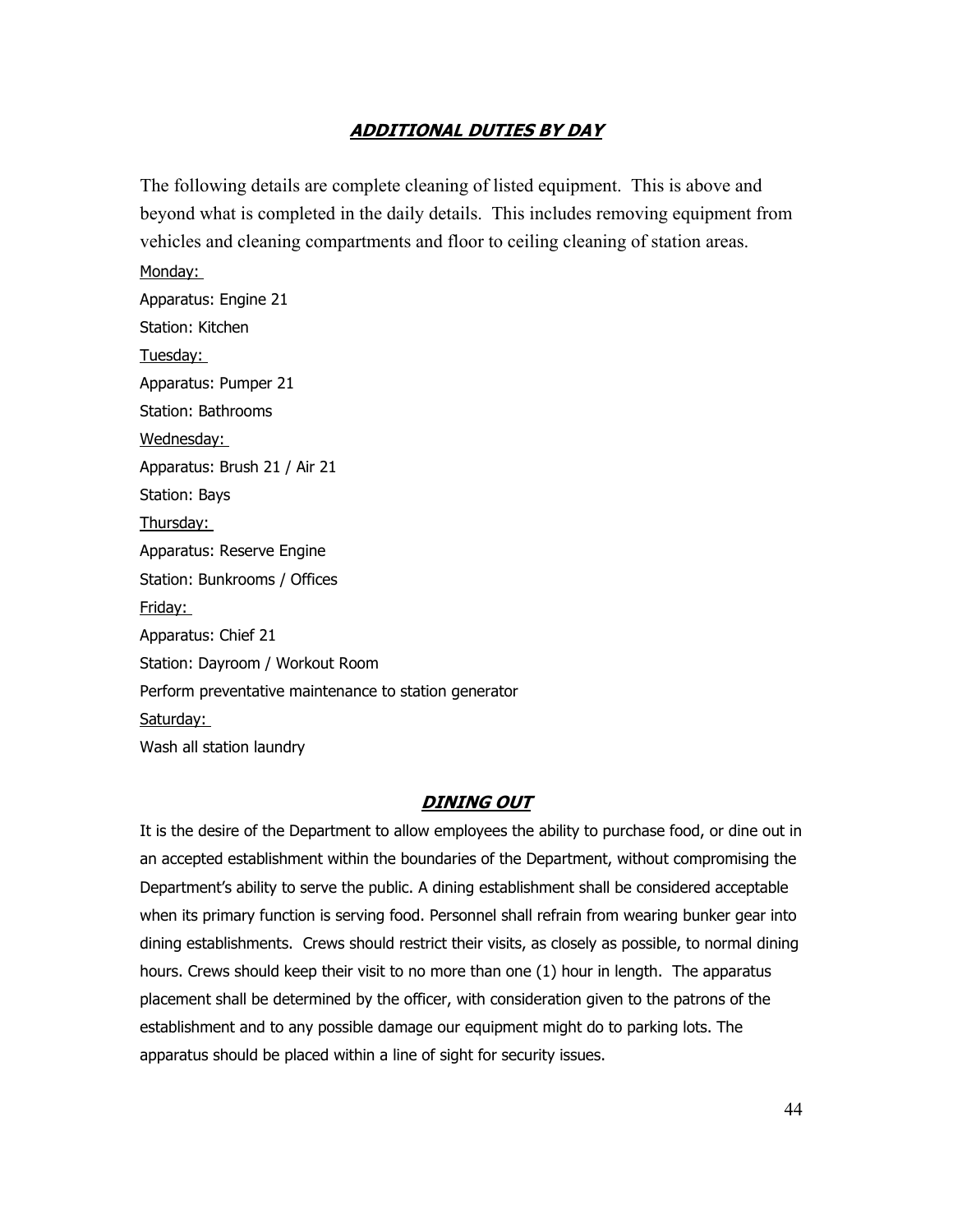## ***ADDITIONAL DUTIES BY DAY***

The following details are complete cleaning of listed equipment. This is above and beyond what is completed in the daily details. This includes removing equipment from vehicles and cleaning compartments and floor to ceiling cleaning of station areas.

Monday:

Apparatus: Engine 21

Station: Kitchen

Tuesday:

Apparatus: Pumper 21

Station: Bathrooms

Wednesday:

Apparatus: Brush 21 / Air 21

Station: Bays

Thursday:

Apparatus: Reserve Engine

Station: Bunkrooms / Offices

Friday:

Apparatus: Chief 21

Station: Dayroom / Workout Room

Perform preventative maintenance to station generator

Saturday:

Wash all station laundry

## ***DINING OUT***

It is the desire of the Department to allow employees the ability to purchase food, or dine out in an accepted establishment within the boundaries of the Department, without compromising the Department's ability to serve the public. A dining establishment shall be considered acceptable when its primary function is serving food. Personnel shall refrain from wearing bunker gear into dining establishments. Crews should restrict their visits, as closely as possible, to normal dining hours. Crews should keep their visit to no more than one (1) hour in length. The apparatus placement shall be determined by the officer, with consideration given to the patrons of the establishment and to any possible damage our equipment might do to parking lots. The apparatus should be placed within a line of sight for security issues.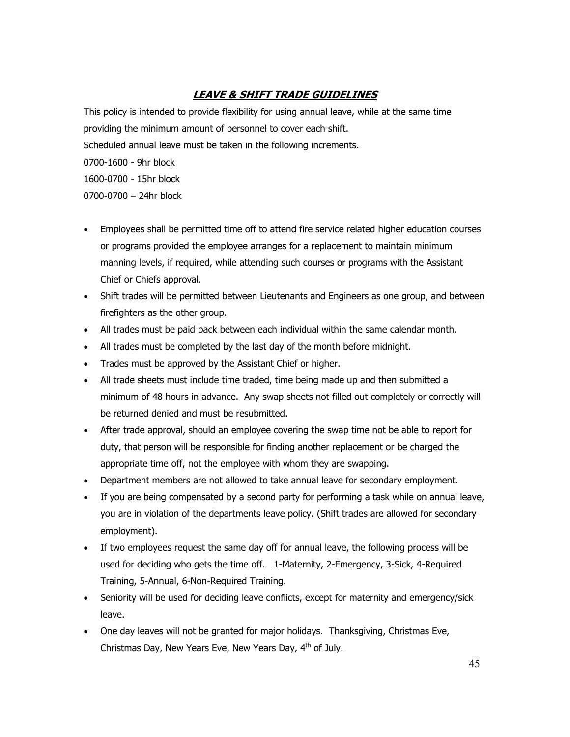## ***LEAVE & SHIFT TRADE GUIDELINES***

This policy is intended to provide flexibility for using annual leave, while at the same time providing the minimum amount of personnel to cover each shift.

Scheduled annual leave must be taken in the following increments.

0700-1600 - 9hr block

1600-0700 - 15hr block

0700-0700 – 24hr block

- Employees shall be permitted time off to attend fire service related higher education courses or programs provided the employee arranges for a replacement to maintain minimum manning levels, if required, while attending such courses or programs with the Assistant Chief or Chiefs approval.
- Shift trades will be permitted between Lieutenants and Engineers as one group, and between firefighters as the other group.
- All trades must be paid back between each individual within the same calendar month.
- All trades must be completed by the last day of the month before midnight.
- Trades must be approved by the Assistant Chief or higher.
- All trade sheets must include time traded, time being made up and then submitted a minimum of 48 hours in advance. Any swap sheets not filled out completely or correctly will be returned denied and must be resubmitted.
- After trade approval, should an employee covering the swap time not be able to report for duty, that person will be responsible for finding another replacement or be charged the appropriate time off, not the employee with whom they are swapping.
- Department members are not allowed to take annual leave for secondary employment.
- If you are being compensated by a second party for performing a task while on annual leave, you are in violation of the departments leave policy. (Shift trades are allowed for secondary employment).
- If two employees request the same day off for annual leave, the following process will be used for deciding who gets the time off. 1-Maternity, 2-Emergency, 3-Sick, 4-Required Training, 5-Annual, 6-Non-Required Training.
- Seniority will be used for deciding leave conflicts, except for maternity and emergency/sick leave.
- One day leaves will not be granted for major holidays. Thanksgiving, Christmas Eve, Christmas Day, New Years Eve, New Years Day, 4th of July.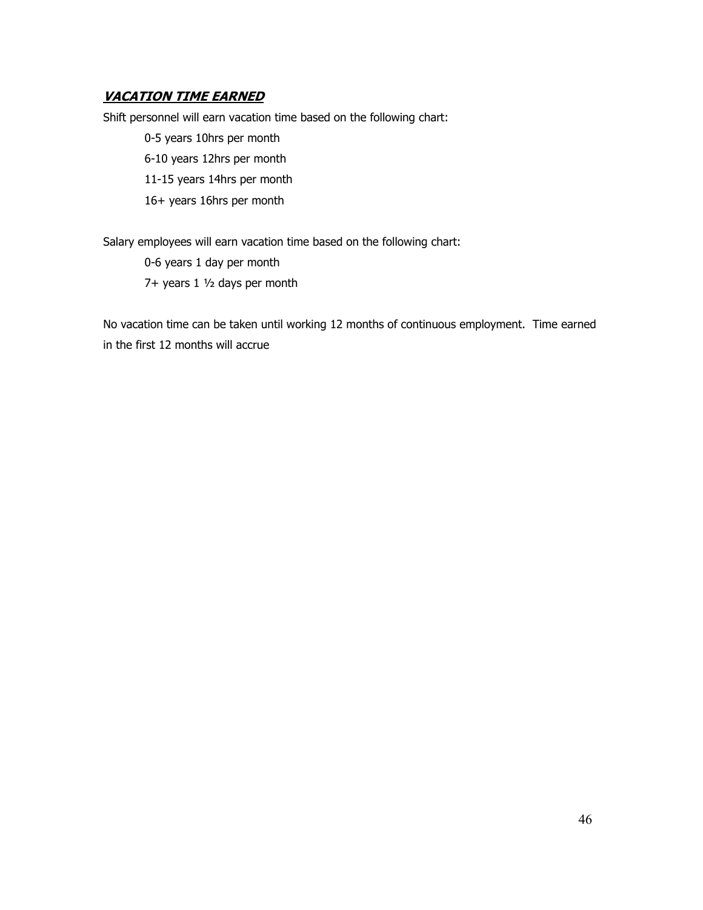## ***VACATION TIME EARNED***

Shift personnel will earn vacation time based on the following chart:

0-5 years 10hrs per month

6-10 years 12hrs per month

11-15 years 14hrs per month

16+ years 16hrs per month

Salary employees will earn vacation time based on the following chart:

0-6 years 1 day per month

7+ years 1 ½ days per month

No vacation time can be taken until working 12 months of continuous employment. Time earned in the first 12 months will accrue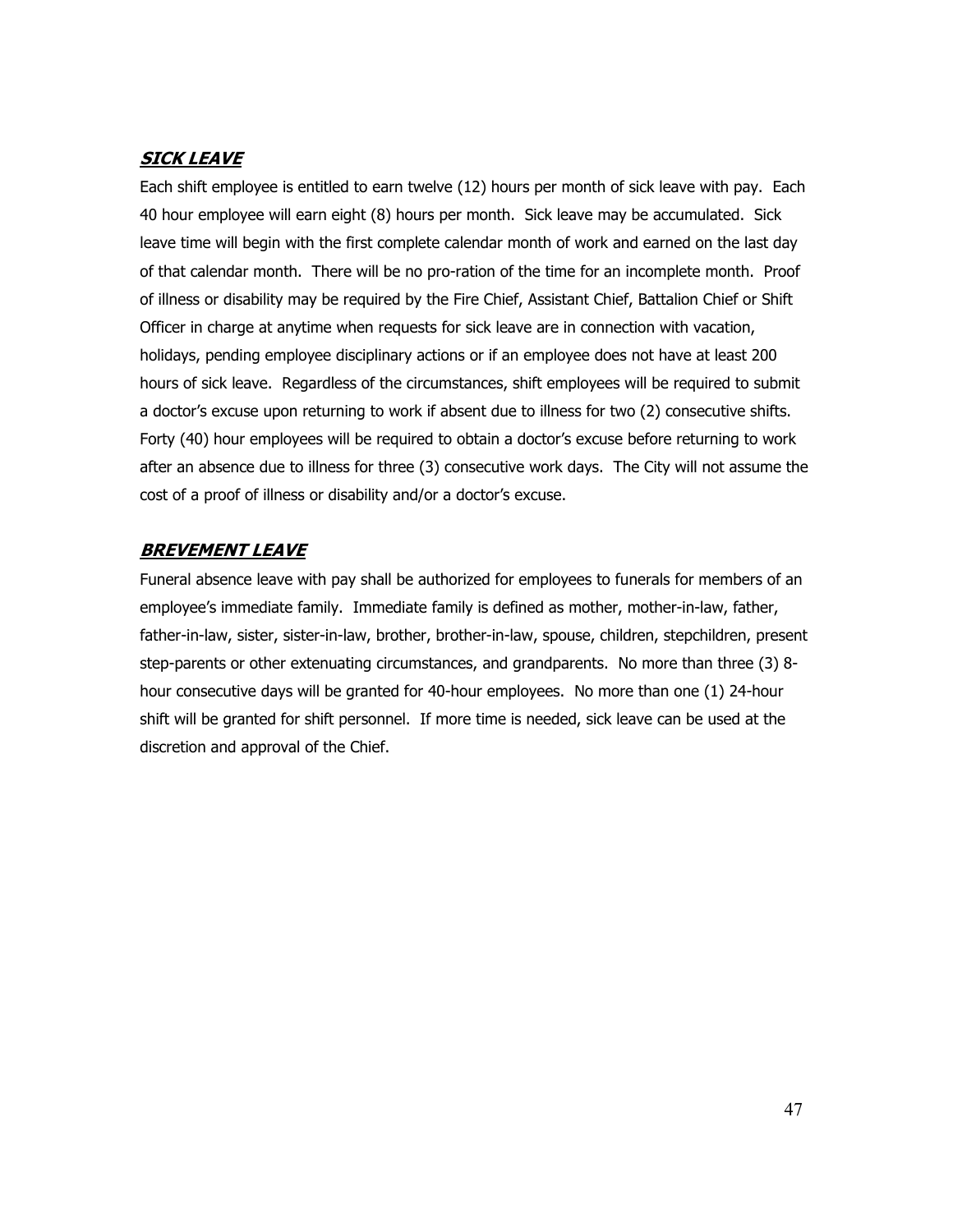## ***SICK LEAVE***

Each shift employee is entitled to earn twelve (12) hours per month of sick leave with pay. Each 40 hour employee will earn eight (8) hours per month. Sick leave may be accumulated. Sick leave time will begin with the first complete calendar month of work and earned on the last day of that calendar month. There will be no pro-ration of the time for an incomplete month. Proof of illness or disability may be required by the Fire Chief, Assistant Chief, Battalion Chief or Shift Officer in charge at anytime when requests for sick leave are in connection with vacation, holidays, pending employee disciplinary actions or if an employee does not have at least 200 hours of sick leave. Regardless of the circumstances, shift employees will be required to submit a doctor's excuse upon returning to work if absent due to illness for two (2) consecutive shifts. Forty (40) hour employees will be required to obtain a doctor's excuse before returning to work after an absence due to illness for three (3) consecutive work days. The City will not assume the cost of a proof of illness or disability and/or a doctor's excuse.

## ***BREVEMENT LEAVE***

Funeral absence leave with pay shall be authorized for employees to funerals for members of an employee's immediate family. Immediate family is defined as mother, mother-in-law, father, father-in-law, sister, sister-in-law, brother, brother-in-law, spouse, children, stepchildren, present step-parents or other extenuating circumstances, and grandparents. No more than three (3) 8-hour consecutive days will be granted for 40-hour employees. No more than one (1) 24-hour shift will be granted for shift personnel. If more time is needed, sick leave can be used at the discretion and approval of the Chief.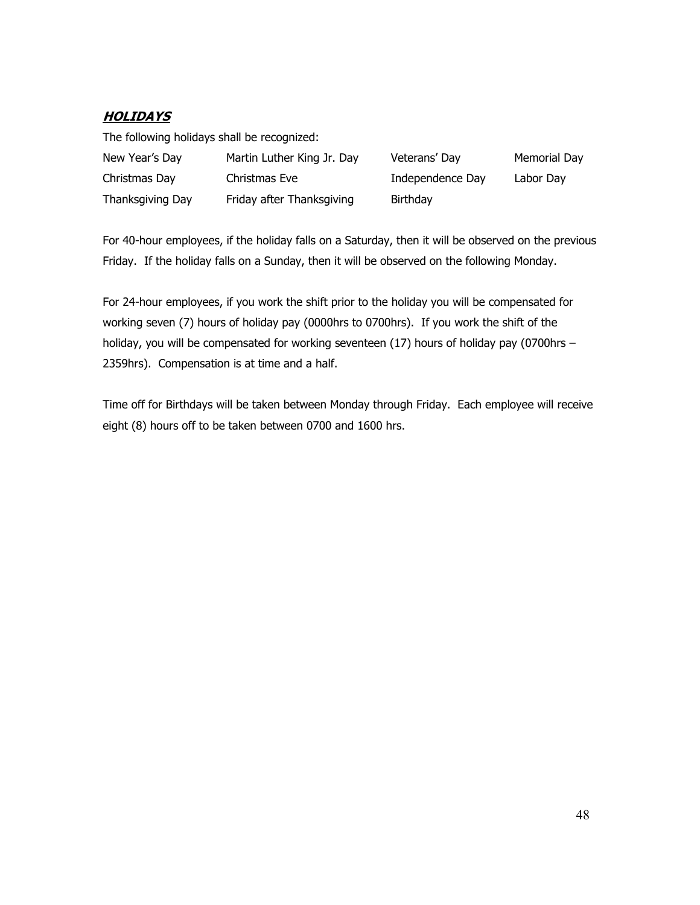## ***HOLIDAYS***

The following holidays shall be recognized:

| New Year's Day | Martin Luther King Jr. Day | Veterans' Day | Memorial Day |
|---|---|---|---|
| Christmas Day | Christmas Eve | Independence Day | Labor Day |
| Thanksgiving Day | Friday after Thanksgiving | Birthday | |

For 40-hour employees, if the holiday falls on a Saturday, then it will be observed on the previous Friday. If the holiday falls on a Sunday, then it will be observed on the following Monday.

For 24-hour employees, if you work the shift prior to the holiday you will be compensated for working seven (7) hours of holiday pay (0000hrs to 0700hrs). If you work the shift of the holiday, you will be compensated for working seventeen (17) hours of holiday pay (0700hrs – 2359hrs). Compensation is at time and a half.

Time off for Birthdays will be taken between Monday through Friday. Each employee will receive eight (8) hours off to be taken between 0700 and 1600 hrs.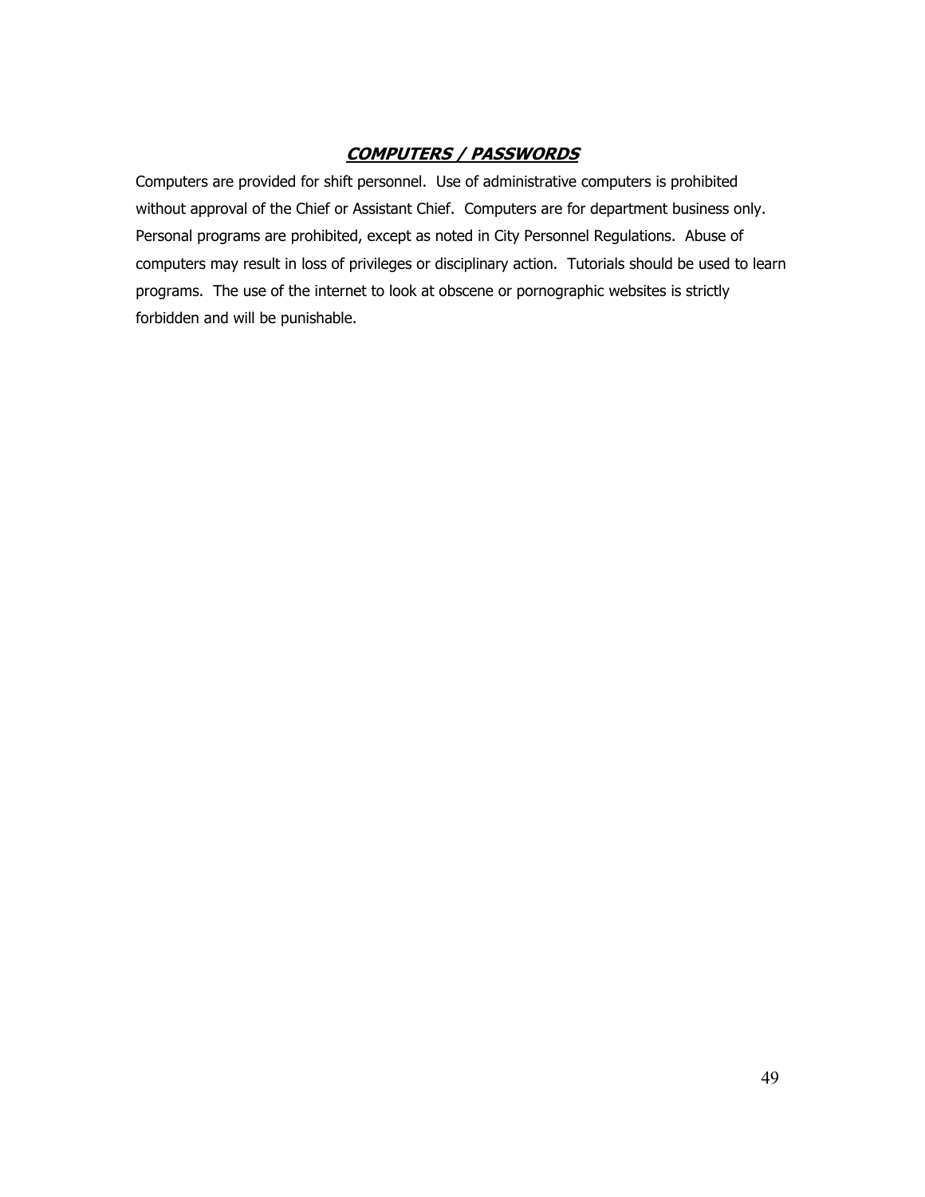## ***COMPUTERS / PASSWORDS***

Computers are provided for shift personnel. Use of administrative computers is prohibited without approval of the Chief or Assistant Chief. Computers are for department business only. Personal programs are prohibited, except as noted in City Personnel Regulations. Abuse of computers may result in loss of privileges or disciplinary action. Tutorials should be used to learn programs. The use of the internet to look at obscene or pornographic websites is strictly forbidden and will be punishable.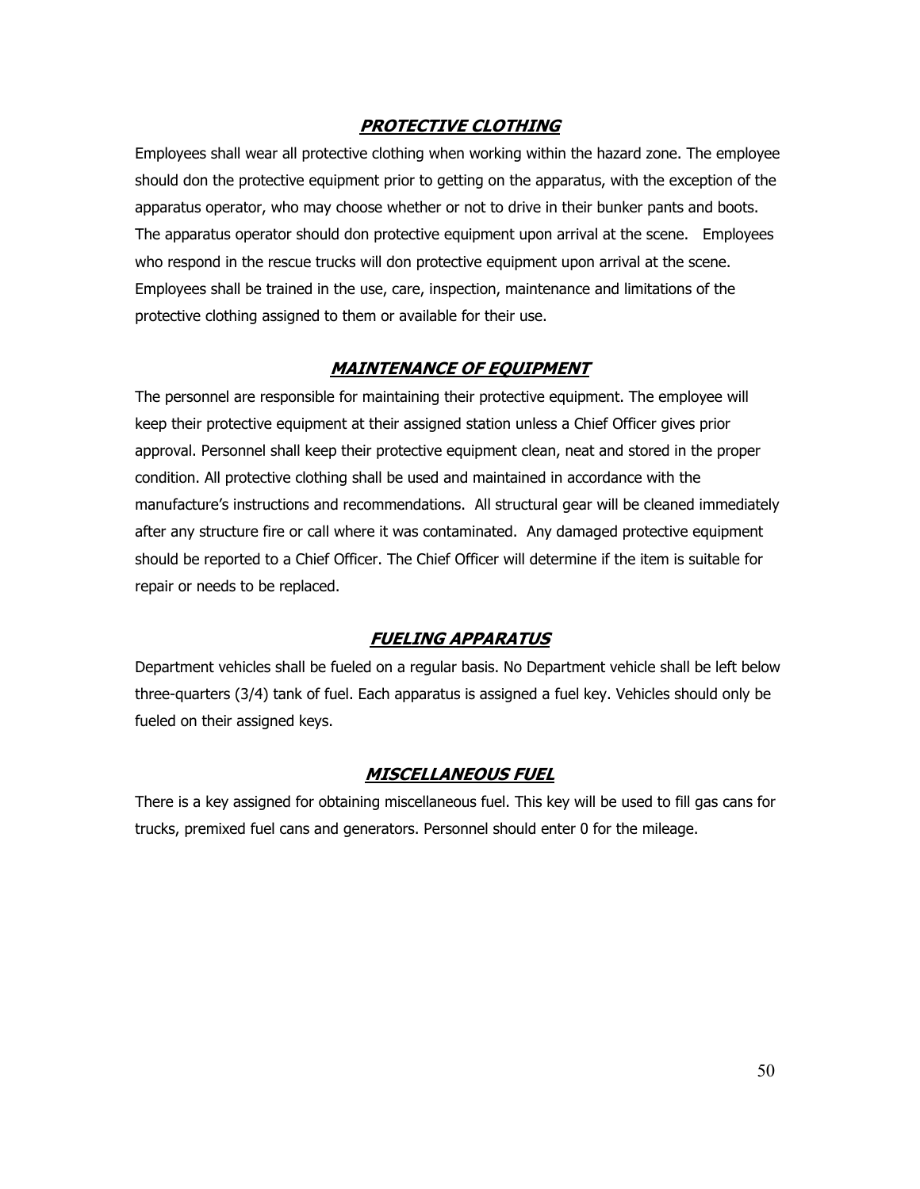## ***PROTECTIVE CLOTHING***

Employees shall wear all protective clothing when working within the hazard zone. The employee should don the protective equipment prior to getting on the apparatus, with the exception of the apparatus operator, who may choose whether or not to drive in their bunker pants and boots. The apparatus operator should don protective equipment upon arrival at the scene. Employees who respond in the rescue trucks will don protective equipment upon arrival at the scene. Employees shall be trained in the use, care, inspection, maintenance and limitations of the protective clothing assigned to them or available for their use.

## ***MAINTENANCE OF EQUIPMENT***

The personnel are responsible for maintaining their protective equipment. The employee will keep their protective equipment at their assigned station unless a Chief Officer gives prior approval. Personnel shall keep their protective equipment clean, neat and stored in the proper condition. All protective clothing shall be used and maintained in accordance with the manufacture's instructions and recommendations. All structural gear will be cleaned immediately after any structure fire or call where it was contaminated. Any damaged protective equipment should be reported to a Chief Officer. The Chief Officer will determine if the item is suitable for repair or needs to be replaced.

## ***FUELING APPARATUS***

Department vehicles shall be fueled on a regular basis. No Department vehicle shall be left below three-quarters (3/4) tank of fuel. Each apparatus is assigned a fuel key. Vehicles should only be fueled on their assigned keys.

## ***MISCELLANEOUS FUEL***

There is a key assigned for obtaining miscellaneous fuel. This key will be used to fill gas cans for trucks, premixed fuel cans and generators. Personnel should enter 0 for the mileage.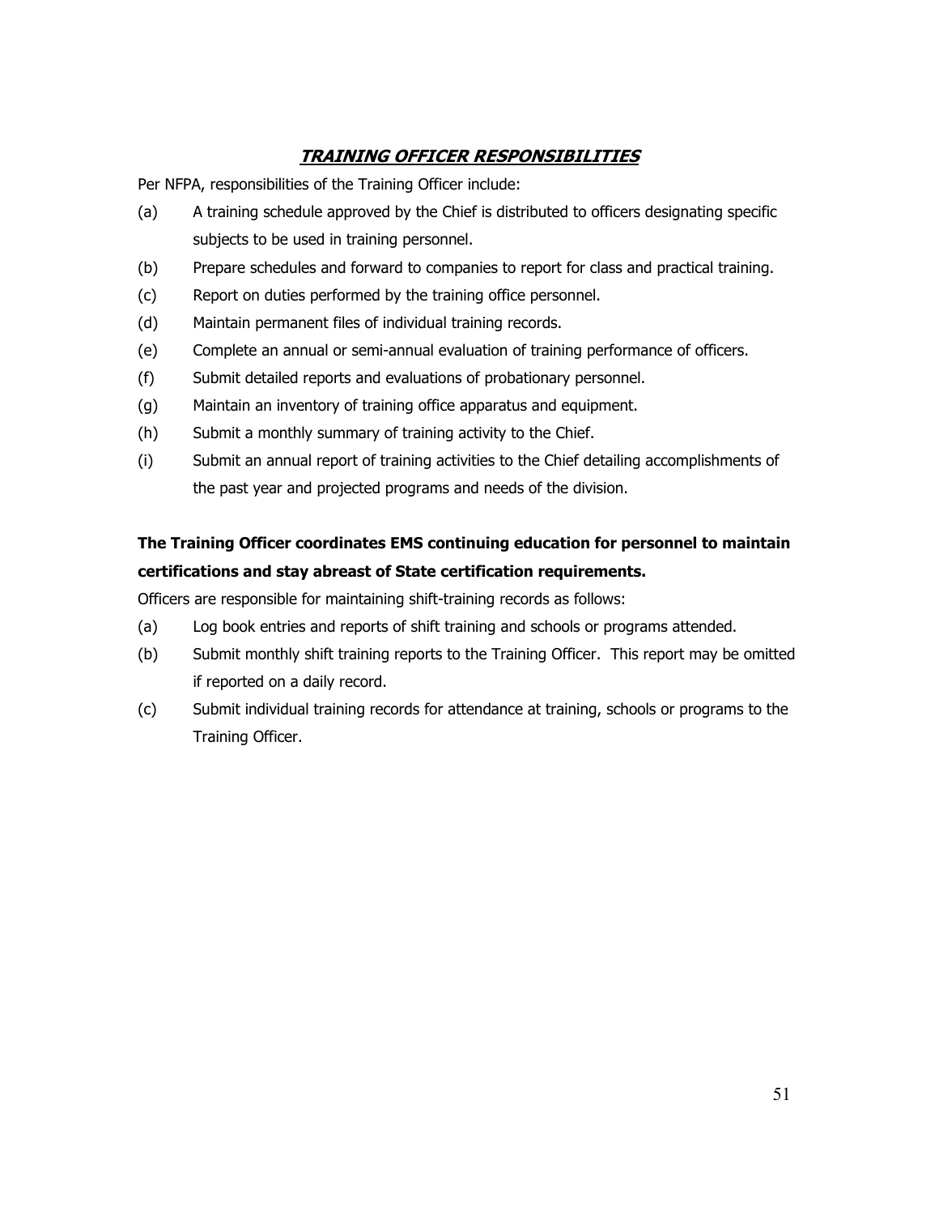## ***TRAINING OFFICER RESPONSIBILITIES***

Per NFPA, responsibilities of the Training Officer include:

(a) A training schedule approved by the Chief is distributed to officers designating specific subjects to be used in training personnel.

(b) Prepare schedules and forward to companies to report for class and practical training.

(c) Report on duties performed by the training office personnel.

(d) Maintain permanent files of individual training records.

(e) Complete an annual or semi-annual evaluation of training performance of officers.

(f) Submit detailed reports and evaluations of probationary personnel.

(g) Maintain an inventory of training office apparatus and equipment.

(h) Submit a monthly summary of training activity to the Chief.

(i) Submit an annual report of training activities to the Chief detailing accomplishments of the past year and projected programs and needs of the division.

**The Training Officer coordinates EMS continuing education for personnel to maintain certifications and stay abreast of State certification requirements.**

Officers are responsible for maintaining shift-training records as follows:

(a) Log book entries and reports of shift training and schools or programs attended.

(b) Submit monthly shift training reports to the Training Officer. This report may be omitted if reported on a daily record.

(c) Submit individual training records for attendance at training, schools or programs to the Training Officer.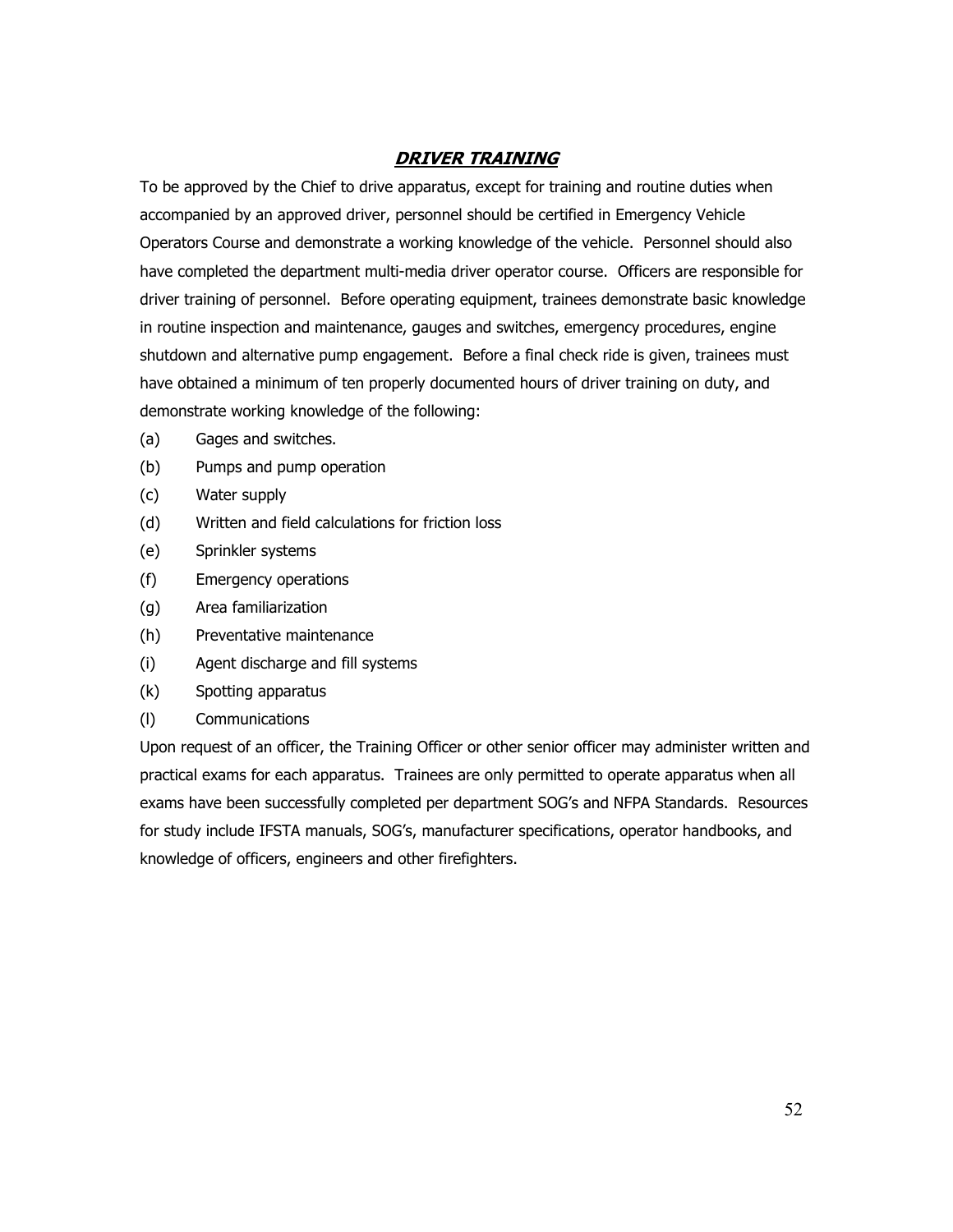## ***DRIVER TRAINING***

To be approved by the Chief to drive apparatus, except for training and routine duties when accompanied by an approved driver, personnel should be certified in Emergency Vehicle Operators Course and demonstrate a working knowledge of the vehicle. Personnel should also have completed the department multi-media driver operator course. Officers are responsible for driver training of personnel. Before operating equipment, trainees demonstrate basic knowledge in routine inspection and maintenance, gauges and switches, emergency procedures, engine shutdown and alternative pump engagement. Before a final check ride is given, trainees must have obtained a minimum of ten properly documented hours of driver training on duty, and demonstrate working knowledge of the following:

(a) Gages and switches.

(b) Pumps and pump operation

(c) Water supply

(d) Written and field calculations for friction loss

(e) Sprinkler systems

(f) Emergency operations

(g) Area familiarization

(h) Preventative maintenance

(i) Agent discharge and fill systems

(k) Spotting apparatus

(l) Communications

Upon request of an officer, the Training Officer or other senior officer may administer written and practical exams for each apparatus. Trainees are only permitted to operate apparatus when all exams have been successfully completed per department SOG's and NFPA Standards. Resources for study include IFSTA manuals, SOG's, manufacturer specifications, operator handbooks, and knowledge of officers, engineers and other firefighters.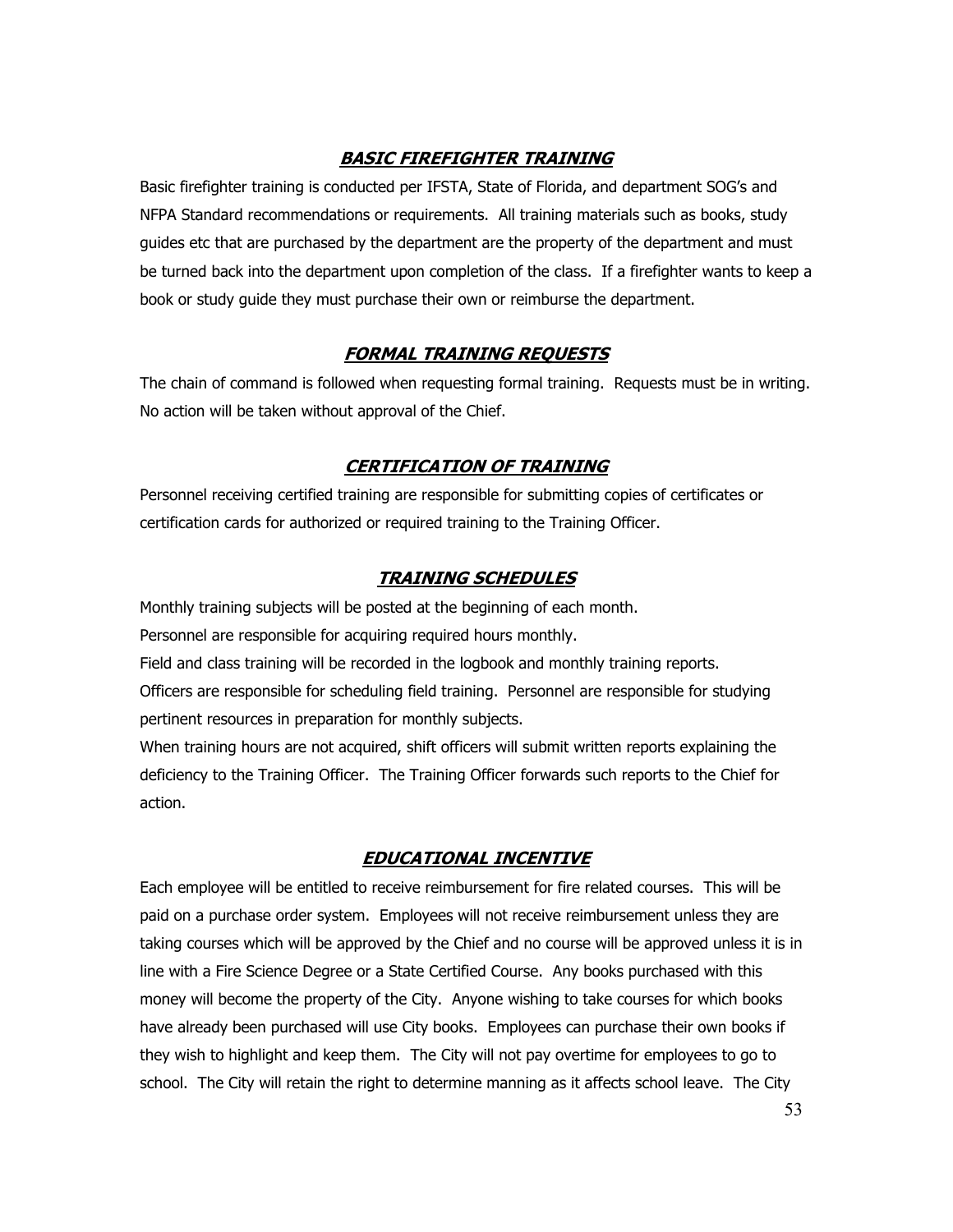## ***BASIC FIREFIGHTER TRAINING***

Basic firefighter training is conducted per IFSTA, State of Florida, and department SOG's and NFPA Standard recommendations or requirements. All training materials such as books, study guides etc that are purchased by the department are the property of the department and must be turned back into the department upon completion of the class. If a firefighter wants to keep a book or study guide they must purchase their own or reimburse the department.

## ***FORMAL TRAINING REQUESTS***

The chain of command is followed when requesting formal training. Requests must be in writing. No action will be taken without approval of the Chief.

## ***CERTIFICATION OF TRAINING***

Personnel receiving certified training are responsible for submitting copies of certificates or certification cards for authorized or required training to the Training Officer.

## ***TRAINING SCHEDULES***

Monthly training subjects will be posted at the beginning of each month.
Personnel are responsible for acquiring required hours monthly.
Field and class training will be recorded in the logbook and monthly training reports.
Officers are responsible for scheduling field training. Personnel are responsible for studying pertinent resources in preparation for monthly subjects.
When training hours are not acquired, shift officers will submit written reports explaining the deficiency to the Training Officer. The Training Officer forwards such reports to the Chief for action.

## ***EDUCATIONAL INCENTIVE***

Each employee will be entitled to receive reimbursement for fire related courses. This will be paid on a purchase order system. Employees will not receive reimbursement unless they are taking courses which will be approved by the Chief and no course will be approved unless it is in line with a Fire Science Degree or a State Certified Course. Any books purchased with this money will become the property of the City. Anyone wishing to take courses for which books have already been purchased will use City books. Employees can purchase their own books if they wish to highlight and keep them. The City will not pay overtime for employees to go to school. The City will retain the right to determine manning as it affects school leave. The City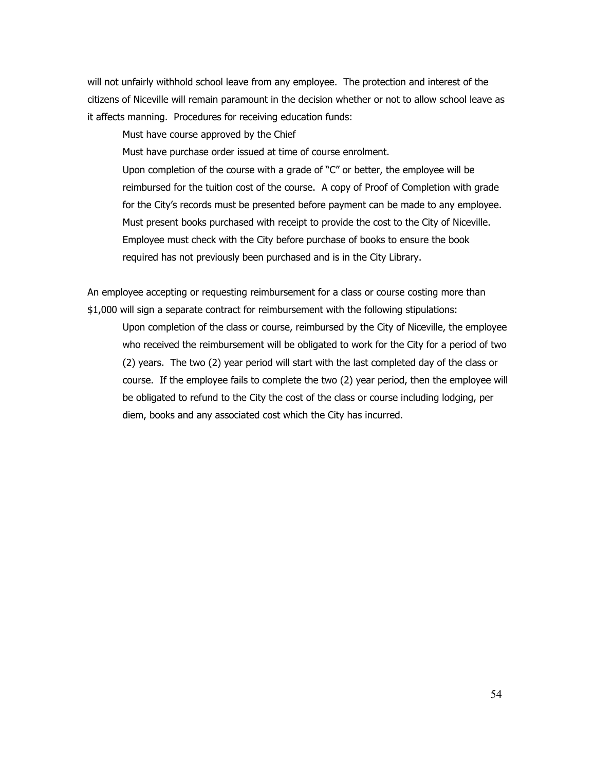will not unfairly withhold school leave from any employee. The protection and interest of the citizens of Niceville will remain paramount in the decision whether or not to allow school leave as it affects manning. Procedures for receiving education funds:

> Must have course approved by the Chief
>
> Must have purchase order issued at time of course enrolment.
>
> Upon completion of the course with a grade of "C" or better, the employee will be reimbursed for the tuition cost of the course. A copy of Proof of Completion with grade for the City's records must be presented before payment can be made to any employee.
>
> Must present books purchased with receipt to provide the cost to the City of Niceville. Employee must check with the City before purchase of books to ensure the book required has not previously been purchased and is in the City Library.

An employee accepting or requesting reimbursement for a class or course costing more than $1,000 will sign a separate contract for reimbursement with the following stipulations:

> Upon completion of the class or course, reimbursed by the City of Niceville, the employee who received the reimbursement will be obligated to work for the City for a period of two (2) years. The two (2) year period will start with the last completed day of the class or course. If the employee fails to complete the two (2) year period, then the employee will be obligated to refund to the City the cost of the class or course including lodging, per diem, books and any associated cost which the City has incurred.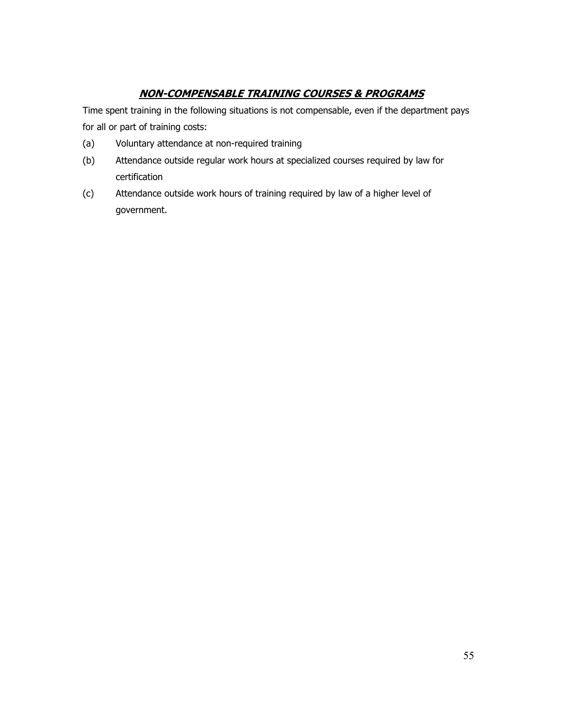## ***NON-COMPENSABLE TRAINING COURSES & PROGRAMS***

Time spent training in the following situations is not compensable, even if the department pays for all or part of training costs:

(a) Voluntary attendance at non-required training

(b) Attendance outside regular work hours at specialized courses required by law for certification

(c) Attendance outside work hours of training required by law of a higher level of government.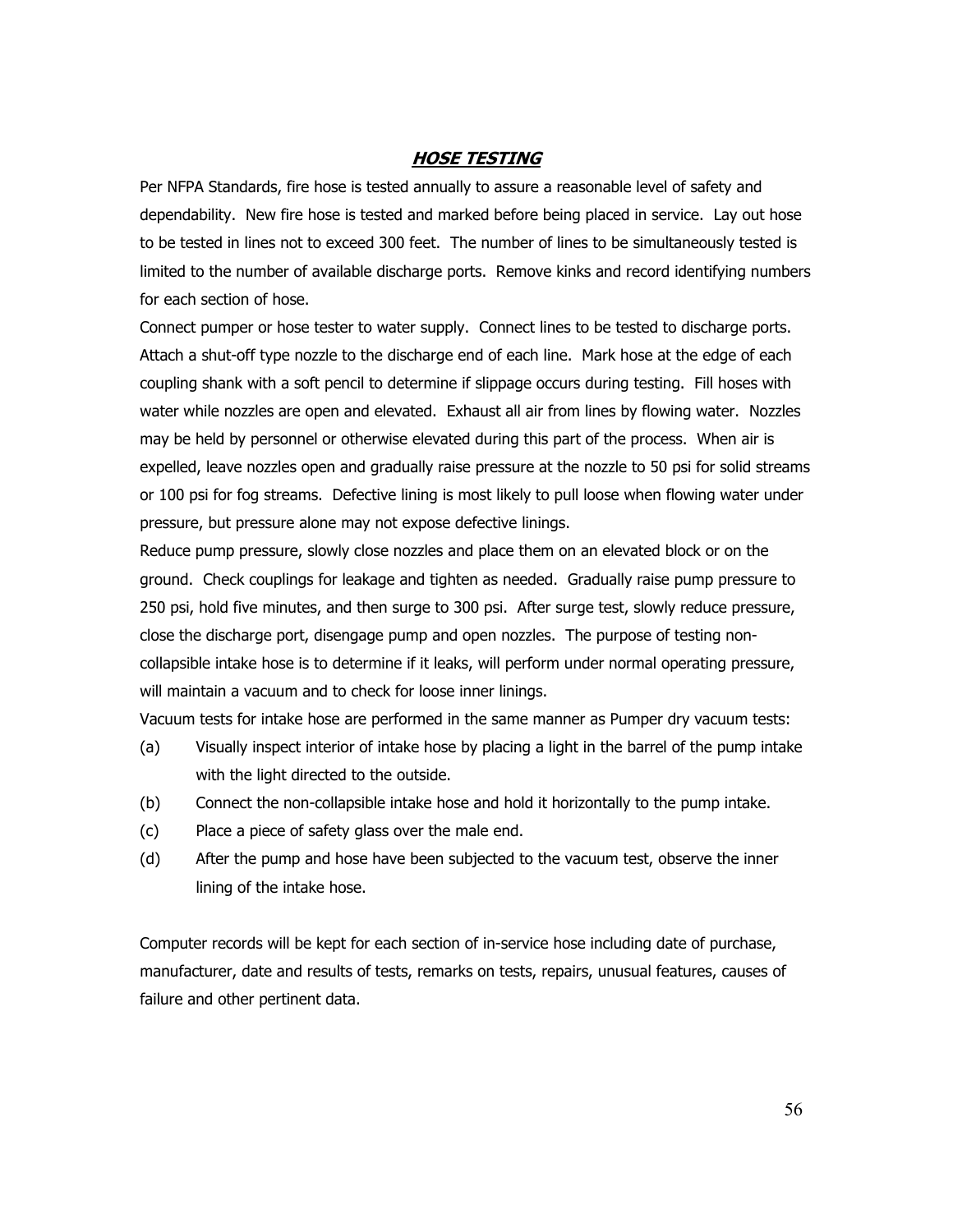## ***HOSE TESTING***

Per NFPA Standards, fire hose is tested annually to assure a reasonable level of safety and dependability. New fire hose is tested and marked before being placed in service. Lay out hose to be tested in lines not to exceed 300 feet. The number of lines to be simultaneously tested is limited to the number of available discharge ports. Remove kinks and record identifying numbers for each section of hose.

Connect pumper or hose tester to water supply. Connect lines to be tested to discharge ports. Attach a shut-off type nozzle to the discharge end of each line. Mark hose at the edge of each coupling shank with a soft pencil to determine if slippage occurs during testing. Fill hoses with water while nozzles are open and elevated. Exhaust all air from lines by flowing water. Nozzles may be held by personnel or otherwise elevated during this part of the process. When air is expelled, leave nozzles open and gradually raise pressure at the nozzle to 50 psi for solid streams or 100 psi for fog streams. Defective lining is most likely to pull loose when flowing water under pressure, but pressure alone may not expose defective linings.

Reduce pump pressure, slowly close nozzles and place them on an elevated block or on the ground. Check couplings for leakage and tighten as needed. Gradually raise pump pressure to 250 psi, hold five minutes, and then surge to 300 psi. After surge test, slowly reduce pressure, close the discharge port, disengage pump and open nozzles. The purpose of testing non-collapsible intake hose is to determine if it leaks, will perform under normal operating pressure, will maintain a vacuum and to check for loose inner linings.

Vacuum tests for intake hose are performed in the same manner as Pumper dry vacuum tests:

(a) Visually inspect interior of intake hose by placing a light in the barrel of the pump intake with the light directed to the outside.

(b) Connect the non-collapsible intake hose and hold it horizontally to the pump intake.

(c) Place a piece of safety glass over the male end.

(d) After the pump and hose have been subjected to the vacuum test, observe the inner lining of the intake hose.

Computer records will be kept for each section of in-service hose including date of purchase, manufacturer, date and results of tests, remarks on tests, repairs, unusual features, causes of failure and other pertinent data.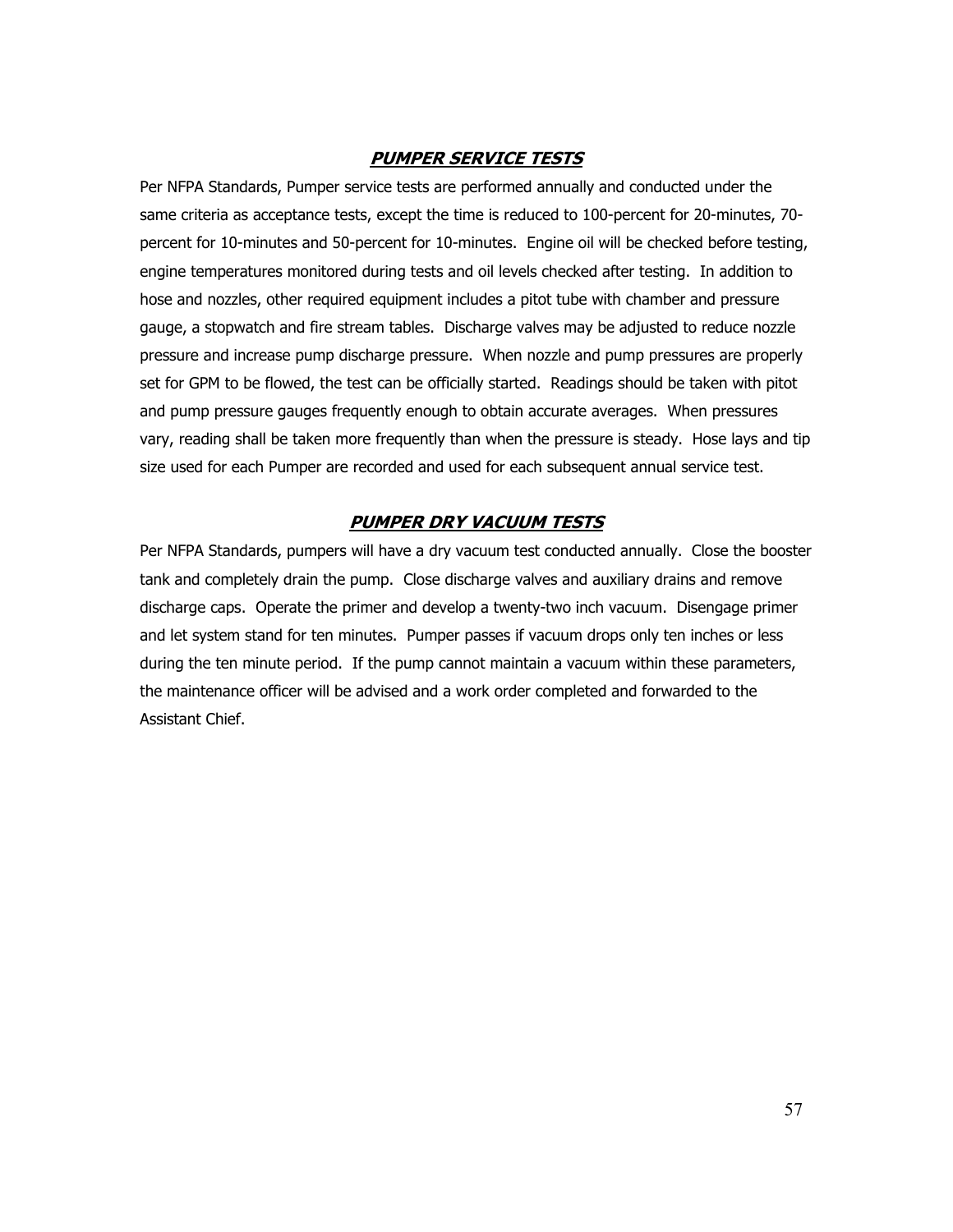## ***PUMPER SERVICE TESTS***

Per NFPA Standards, Pumper service tests are performed annually and conducted under the same criteria as acceptance tests, except the time is reduced to 100-percent for 20-minutes, 70-percent for 10-minutes and 50-percent for 10-minutes. Engine oil will be checked before testing, engine temperatures monitored during tests and oil levels checked after testing. In addition to hose and nozzles, other required equipment includes a pitot tube with chamber and pressure gauge, a stopwatch and fire stream tables. Discharge valves may be adjusted to reduce nozzle pressure and increase pump discharge pressure. When nozzle and pump pressures are properly set for GPM to be flowed, the test can be officially started. Readings should be taken with pitot and pump pressure gauges frequently enough to obtain accurate averages. When pressures vary, reading shall be taken more frequently than when the pressure is steady. Hose lays and tip size used for each Pumper are recorded and used for each subsequent annual service test.

## ***PUMPER DRY VACUUM TESTS***

Per NFPA Standards, pumpers will have a dry vacuum test conducted annually. Close the booster tank and completely drain the pump. Close discharge valves and auxiliary drains and remove discharge caps. Operate the primer and develop a twenty-two inch vacuum. Disengage primer and let system stand for ten minutes. Pumper passes if vacuum drops only ten inches or less during the ten minute period. If the pump cannot maintain a vacuum within these parameters, the maintenance officer will be advised and a work order completed and forwarded to the Assistant Chief.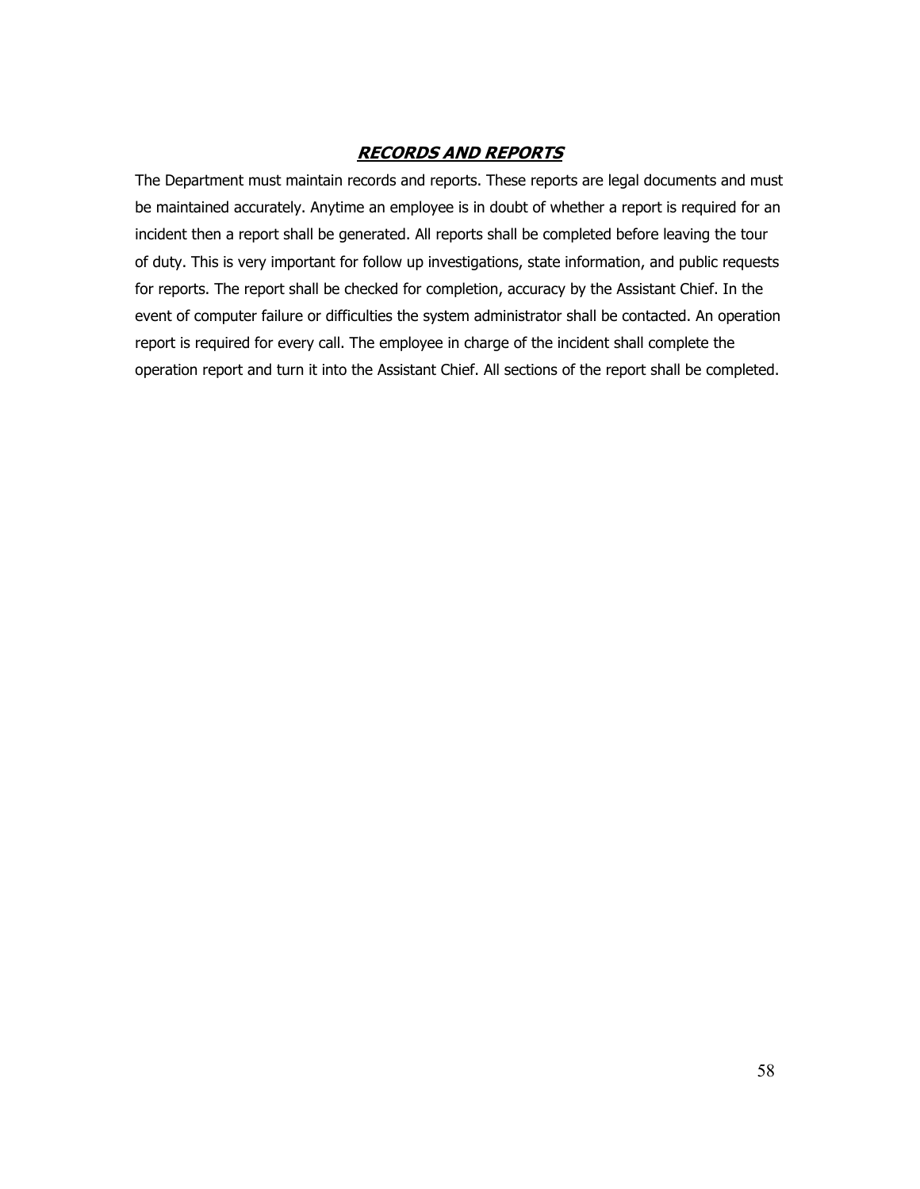## ***RECORDS AND REPORTS***

The Department must maintain records and reports. These reports are legal documents and must be maintained accurately. Anytime an employee is in doubt of whether a report is required for an incident then a report shall be generated. All reports shall be completed before leaving the tour of duty. This is very important for follow up investigations, state information, and public requests for reports. The report shall be checked for completion, accuracy by the Assistant Chief. In the event of computer failure or difficulties the system administrator shall be contacted. An operation report is required for every call. The employee in charge of the incident shall complete the operation report and turn it into the Assistant Chief. All sections of the report shall be completed.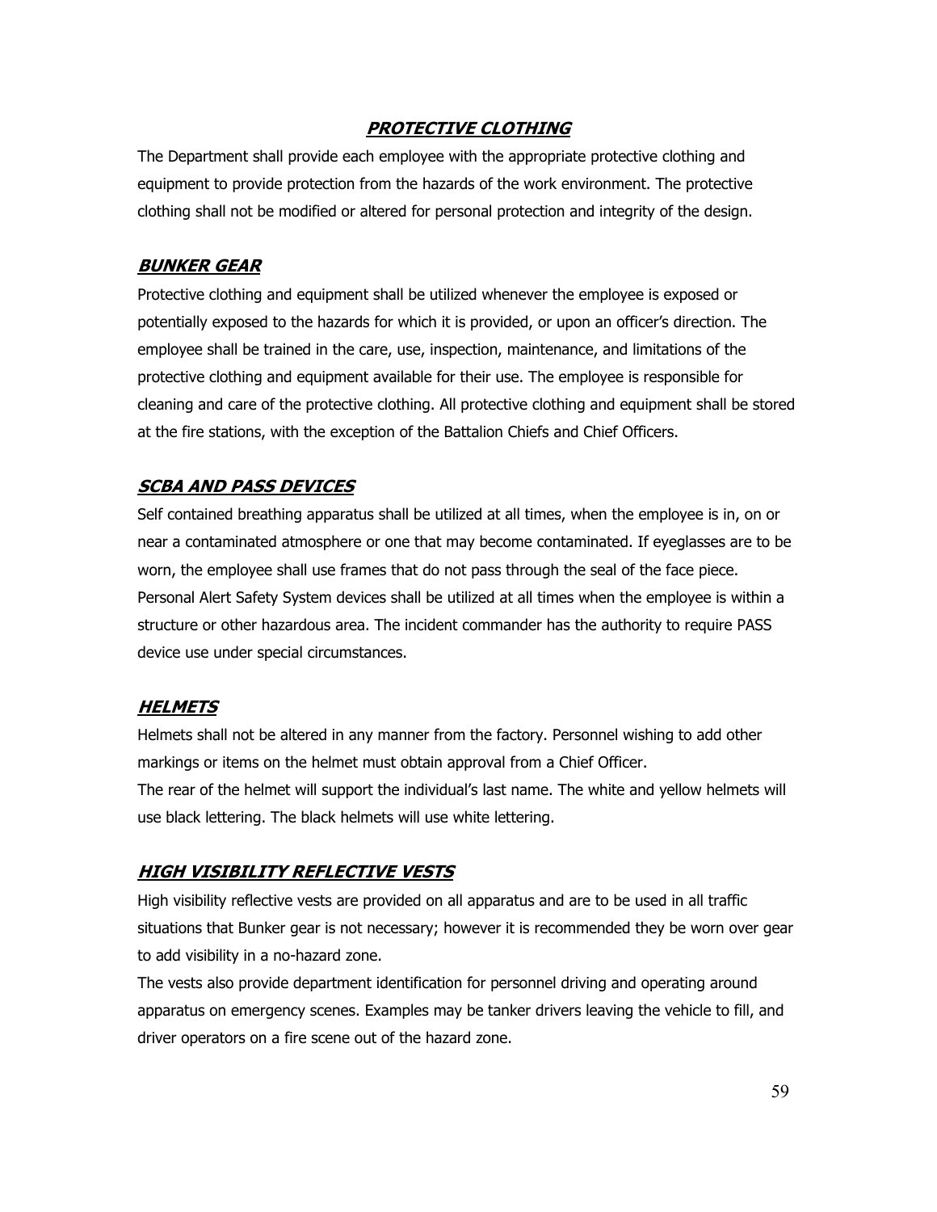## ***PROTECTIVE CLOTHING***

The Department shall provide each employee with the appropriate protective clothing and equipment to provide protection from the hazards of the work environment. The protective clothing shall not be modified or altered for personal protection and integrity of the design.

### ***BUNKER GEAR***

Protective clothing and equipment shall be utilized whenever the employee is exposed or potentially exposed to the hazards for which it is provided, or upon an officer's direction. The employee shall be trained in the care, use, inspection, maintenance, and limitations of the protective clothing and equipment available for their use. The employee is responsible for cleaning and care of the protective clothing. All protective clothing and equipment shall be stored at the fire stations, with the exception of the Battalion Chiefs and Chief Officers.

### ***SCBA AND PASS DEVICES***

Self contained breathing apparatus shall be utilized at all times, when the employee is in, on or near a contaminated atmosphere or one that may become contaminated. If eyeglasses are to be worn, the employee shall use frames that do not pass through the seal of the face piece. Personal Alert Safety System devices shall be utilized at all times when the employee is within a structure or other hazardous area. The incident commander has the authority to require PASS device use under special circumstances.

### ***HELMETS***

Helmets shall not be altered in any manner from the factory. Personnel wishing to add other markings or items on the helmet must obtain approval from a Chief Officer.
The rear of the helmet will support the individual's last name. The white and yellow helmets will use black lettering. The black helmets will use white lettering.

### ***HIGH VISIBILITY REFLECTIVE VESTS***

High visibility reflective vests are provided on all apparatus and are to be used in all traffic situations that Bunker gear is not necessary; however it is recommended they be worn over gear to add visibility in a no-hazard zone.
The vests also provide department identification for personnel driving and operating around apparatus on emergency scenes. Examples may be tanker drivers leaving the vehicle to fill, and driver operators on a fire scene out of the hazard zone.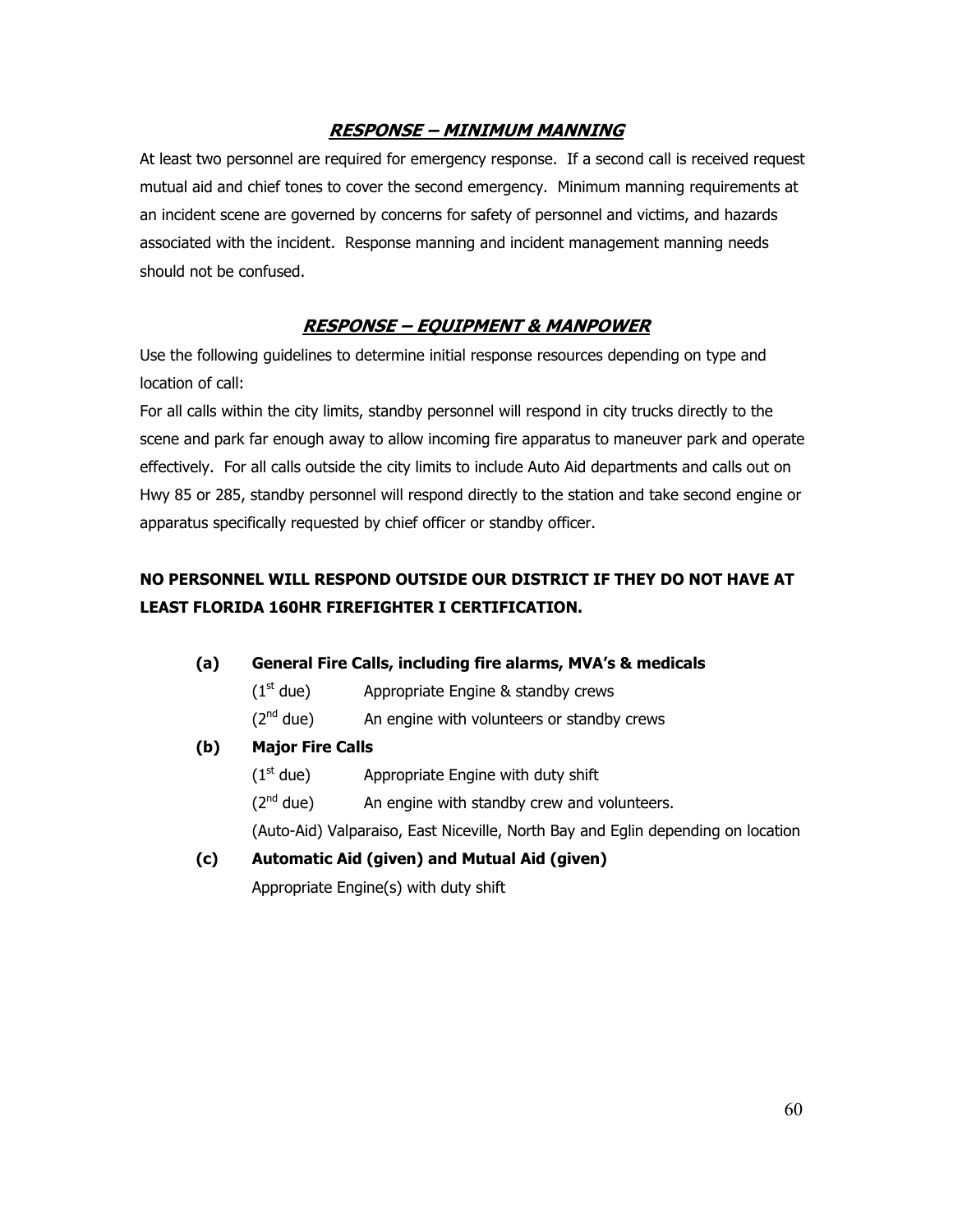## ***RESPONSE – MINIMUM MANNING***

At least two personnel are required for emergency response. If a second call is received request mutual aid and chief tones to cover the second emergency. Minimum manning requirements at an incident scene are governed by concerns for safety of personnel and victims, and hazards associated with the incident. Response manning and incident management manning needs should not be confused.

## ***RESPONSE – EQUIPMENT & MANPOWER***

Use the following guidelines to determine initial response resources depending on type and location of call:

For all calls within the city limits, standby personnel will respond in city trucks directly to the scene and park far enough away to allow incoming fire apparatus to maneuver park and operate effectively. For all calls outside the city limits to include Auto Aid departments and calls out on Hwy 85 or 285, standby personnel will respond directly to the station and take second engine or apparatus specifically requested by chief officer or standby officer.

**NO PERSONNEL WILL RESPOND OUTSIDE OUR DISTRICT IF THEY DO NOT HAVE AT LEAST FLORIDA 160HR FIREFIGHTER I CERTIFICATION.**

**(a) General Fire Calls, including fire alarms, MVA's & medicals**

- (1st due) Appropriate Engine & standby crews
- (2nd due) An engine with volunteers or standby crews

**(b) Major Fire Calls**

- (1st due) Appropriate Engine with duty shift
- (2nd due) An engine with standby crew and volunteers.

(Auto-Aid) Valparaiso, East Niceville, North Bay and Eglin depending on location

**(c) Automatic Aid (given) and Mutual Aid (given)**

Appropriate Engine(s) with duty shift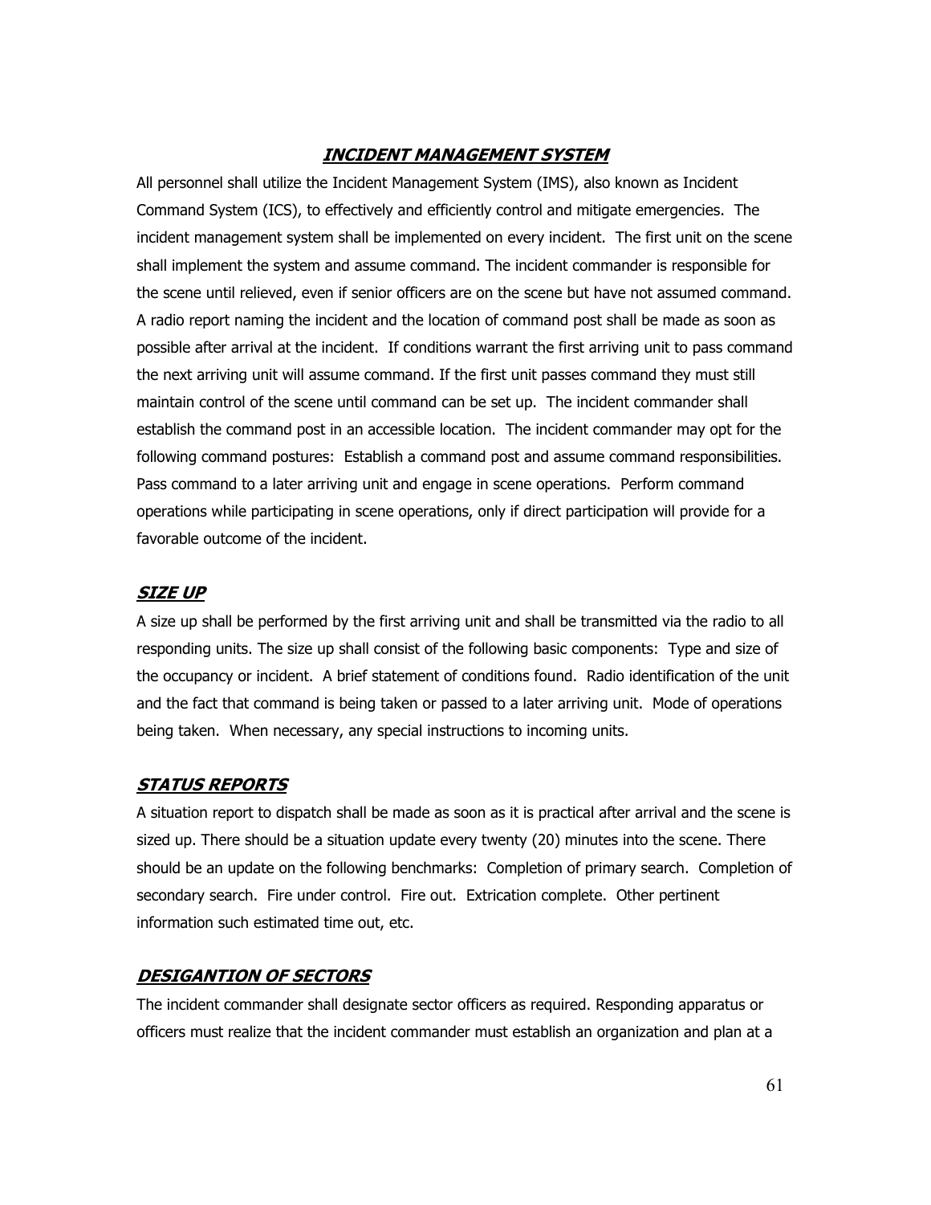## ***INCIDENT MANAGEMENT SYSTEM***

All personnel shall utilize the Incident Management System (IMS), also known as Incident Command System (ICS), to effectively and efficiently control and mitigate emergencies. The incident management system shall be implemented on every incident. The first unit on the scene shall implement the system and assume command. The incident commander is responsible for the scene until relieved, even if senior officers are on the scene but have not assumed command. A radio report naming the incident and the location of command post shall be made as soon as possible after arrival at the incident. If conditions warrant the first arriving unit to pass command the next arriving unit will assume command. If the first unit passes command they must still maintain control of the scene until command can be set up. The incident commander shall establish the command post in an accessible location. The incident commander may opt for the following command postures: Establish a command post and assume command responsibilities. Pass command to a later arriving unit and engage in scene operations. Perform command operations while participating in scene operations, only if direct participation will provide for a favorable outcome of the incident.

### ***SIZE UP***

A size up shall be performed by the first arriving unit and shall be transmitted via the radio to all responding units. The size up shall consist of the following basic components: Type and size of the occupancy or incident. A brief statement of conditions found. Radio identification of the unit and the fact that command is being taken or passed to a later arriving unit. Mode of operations being taken. When necessary, any special instructions to incoming units.

### ***STATUS REPORTS***

A situation report to dispatch shall be made as soon as it is practical after arrival and the scene is sized up. There should be a situation update every twenty (20) minutes into the scene. There should be an update on the following benchmarks: Completion of primary search. Completion of secondary search. Fire under control. Fire out. Extrication complete. Other pertinent information such estimated time out, etc.

### ***DESIGANTION OF SECTORS***

The incident commander shall designate sector officers as required. Responding apparatus or officers must realize that the incident commander must establish an organization and plan at a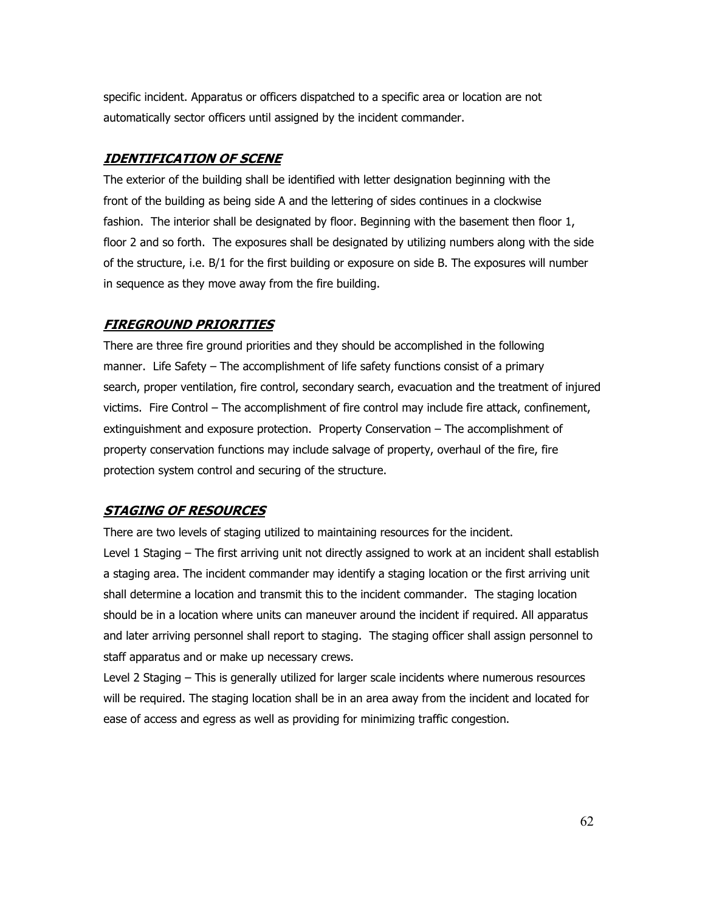specific incident. Apparatus or officers dispatched to a specific area or location are not automatically sector officers until assigned by the incident commander.

## ***IDENTIFICATION OF SCENE***

The exterior of the building shall be identified with letter designation beginning with the front of the building as being side A and the lettering of sides continues in a clockwise fashion. The interior shall be designated by floor. Beginning with the basement then floor 1, floor 2 and so forth. The exposures shall be designated by utilizing numbers along with the side of the structure, i.e. B/1 for the first building or exposure on side B. The exposures will number in sequence as they move away from the fire building.

## ***FIREGROUND PRIORITIES***

There are three fire ground priorities and they should be accomplished in the following manner. Life Safety – The accomplishment of life safety functions consist of a primary search, proper ventilation, fire control, secondary search, evacuation and the treatment of injured victims. Fire Control – The accomplishment of fire control may include fire attack, confinement, extinguishment and exposure protection. Property Conservation – The accomplishment of property conservation functions may include salvage of property, overhaul of the fire, fire protection system control and securing of the structure.

## ***STAGING OF RESOURCES***

There are two levels of staging utilized to maintaining resources for the incident.
Level 1 Staging – The first arriving unit not directly assigned to work at an incident shall establish a staging area. The incident commander may identify a staging location or the first arriving unit shall determine a location and transmit this to the incident commander. The staging location should be in a location where units can maneuver around the incident if required. All apparatus and later arriving personnel shall report to staging. The staging officer shall assign personnel to staff apparatus and or make up necessary crews.
Level 2 Staging – This is generally utilized for larger scale incidents where numerous resources will be required. The staging location shall be in an area away from the incident and located for ease of access and egress as well as providing for minimizing traffic congestion.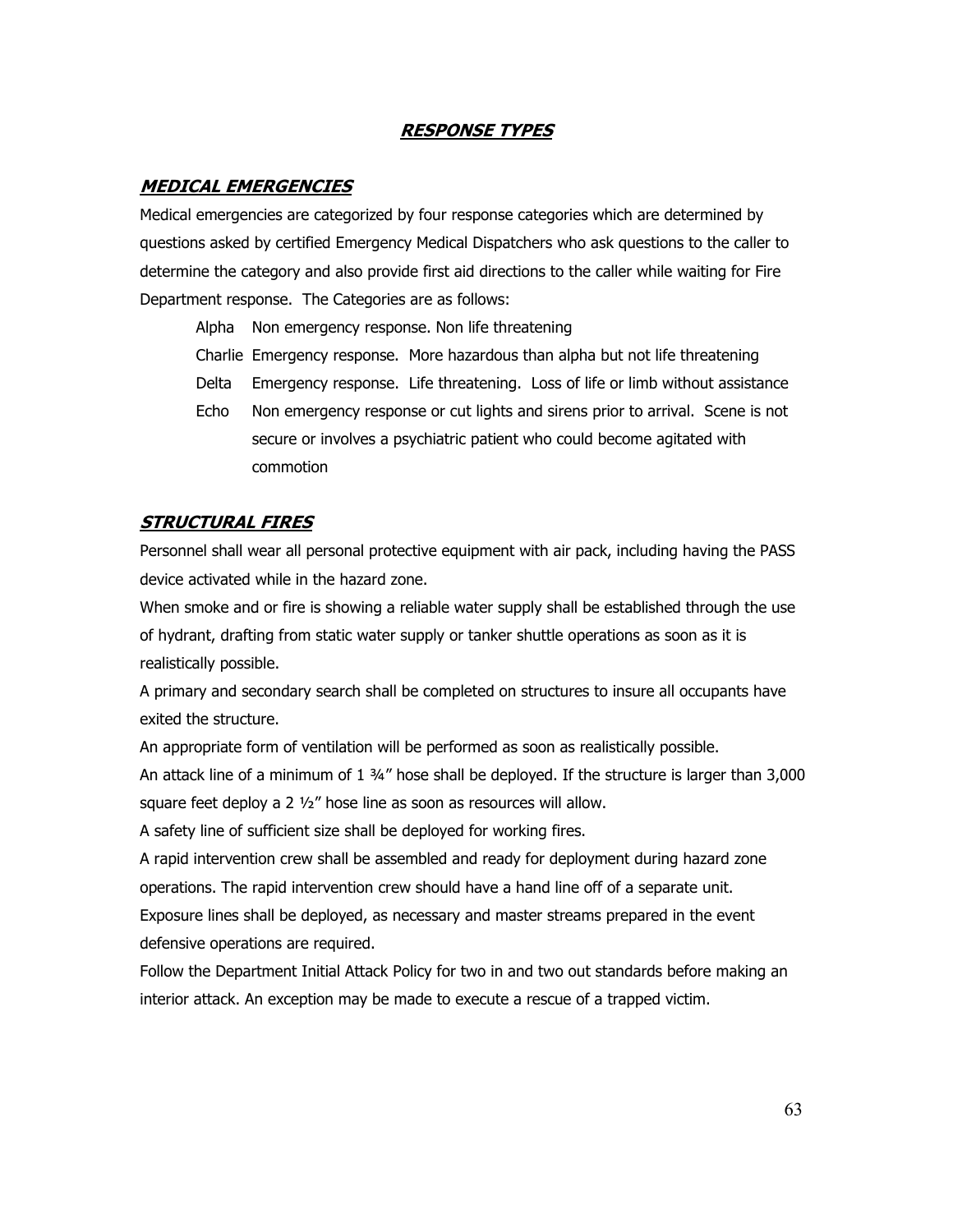# ***RESPONSE TYPES***

## ***MEDICAL EMERGENCIES***

Medical emergencies are categorized by four response categories which are determined by questions asked by certified Emergency Medical Dispatchers who ask questions to the caller to determine the category and also provide first aid directions to the caller while waiting for Fire Department response. The Categories are as follows:

- Alpha Non emergency response. Non life threatening
- Charlie Emergency response. More hazardous than alpha but not life threatening
- Delta Emergency response. Life threatening. Loss of life or limb without assistance
- Echo Non emergency response or cut lights and sirens prior to arrival. Scene is not secure or involves a psychiatric patient who could become agitated with commotion

## ***STRUCTURAL FIRES***

Personnel shall wear all personal protective equipment with air pack, including having the PASS device activated while in the hazard zone.

When smoke and or fire is showing a reliable water supply shall be established through the use of hydrant, drafting from static water supply or tanker shuttle operations as soon as it is realistically possible.

A primary and secondary search shall be completed on structures to insure all occupants have exited the structure.

An appropriate form of ventilation will be performed as soon as realistically possible.

An attack line of a minimum of 1 ¾" hose shall be deployed. If the structure is larger than 3,000 square feet deploy a 2 ½" hose line as soon as resources will allow.

A safety line of sufficient size shall be deployed for working fires.

A rapid intervention crew shall be assembled and ready for deployment during hazard zone operations. The rapid intervention crew should have a hand line off of a separate unit.

Exposure lines shall be deployed, as necessary and master streams prepared in the event defensive operations are required.

Follow the Department Initial Attack Policy for two in and two out standards before making an interior attack. An exception may be made to execute a rescue of a trapped victim.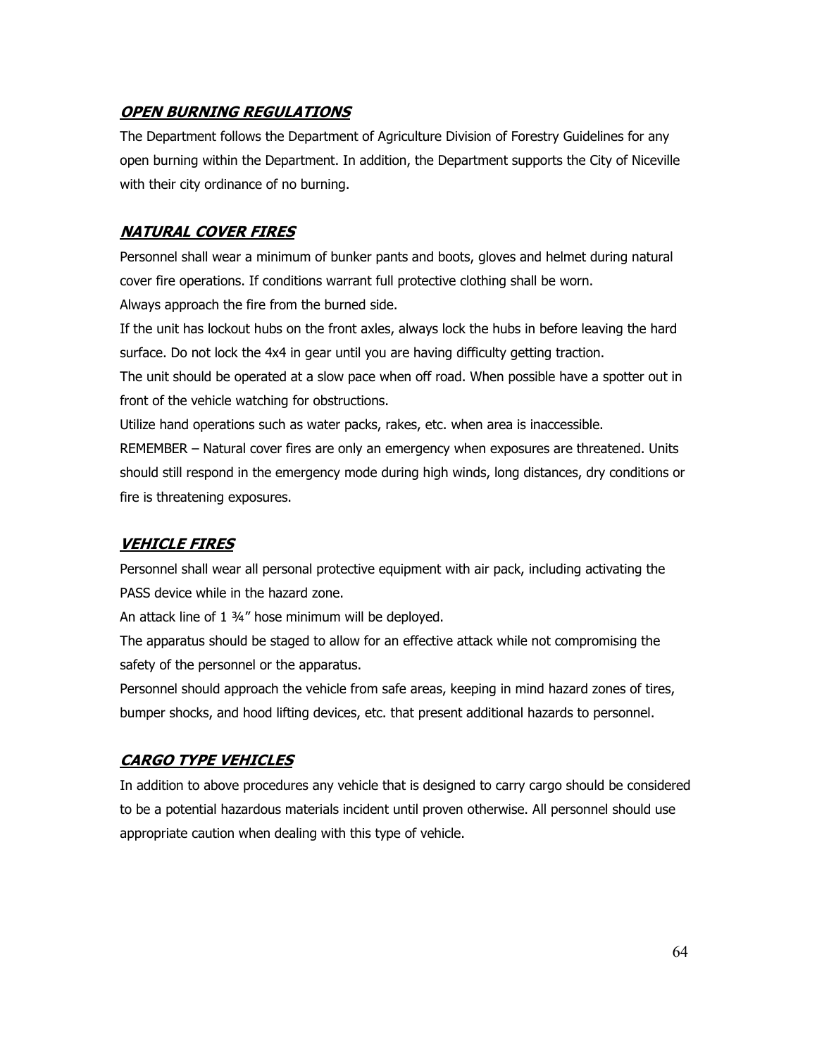## ***OPEN BURNING REGULATIONS***

The Department follows the Department of Agriculture Division of Forestry Guidelines for any open burning within the Department. In addition, the Department supports the City of Niceville with their city ordinance of no burning.

## ***NATURAL COVER FIRES***

Personnel shall wear a minimum of bunker pants and boots, gloves and helmet during natural cover fire operations. If conditions warrant full protective clothing shall be worn.

Always approach the fire from the burned side.

If the unit has lockout hubs on the front axles, always lock the hubs in before leaving the hard surface. Do not lock the 4x4 in gear until you are having difficulty getting traction.

The unit should be operated at a slow pace when off road. When possible have a spotter out in front of the vehicle watching for obstructions.

Utilize hand operations such as water packs, rakes, etc. when area is inaccessible.

REMEMBER – Natural cover fires are only an emergency when exposures are threatened. Units should still respond in the emergency mode during high winds, long distances, dry conditions or fire is threatening exposures.

## ***VEHICLE FIRES***

Personnel shall wear all personal protective equipment with air pack, including activating the PASS device while in the hazard zone.

An attack line of 1 ¾" hose minimum will be deployed.

The apparatus should be staged to allow for an effective attack while not compromising the safety of the personnel or the apparatus.

Personnel should approach the vehicle from safe areas, keeping in mind hazard zones of tires, bumper shocks, and hood lifting devices, etc. that present additional hazards to personnel.

## ***CARGO TYPE VEHICLES***

In addition to above procedures any vehicle that is designed to carry cargo should be considered to be a potential hazardous materials incident until proven otherwise. All personnel should use appropriate caution when dealing with this type of vehicle.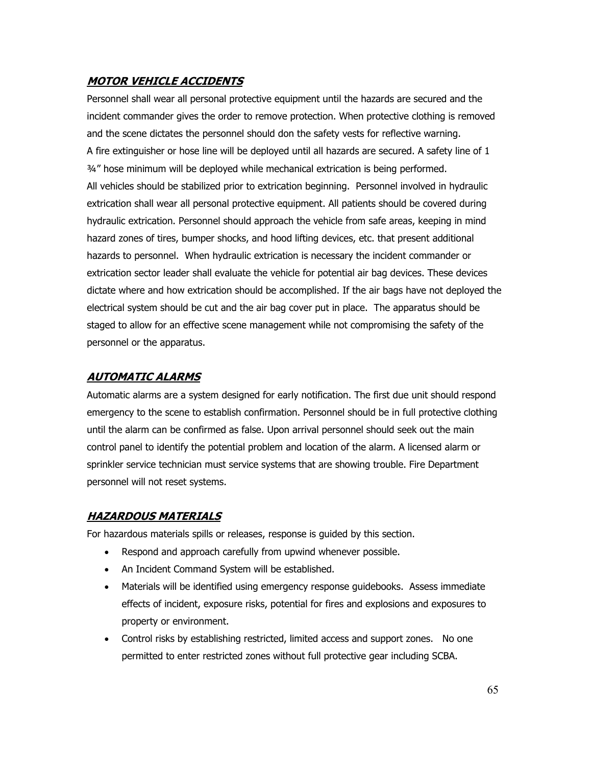## ***MOTOR VEHICLE ACCIDENTS***

Personnel shall wear all personal protective equipment until the hazards are secured and the incident commander gives the order to remove protection. When protective clothing is removed and the scene dictates the personnel should don the safety vests for reflective warning.
A fire extinguisher or hose line will be deployed until all hazards are secured. A safety line of 1 ¾" hose minimum will be deployed while mechanical extrication is being performed.
All vehicles should be stabilized prior to extrication beginning. Personnel involved in hydraulic extrication shall wear all personal protective equipment. All patients should be covered during hydraulic extrication. Personnel should approach the vehicle from safe areas, keeping in mind hazard zones of tires, bumper shocks, and hood lifting devices, etc. that present additional hazards to personnel. When hydraulic extrication is necessary the incident commander or extrication sector leader shall evaluate the vehicle for potential air bag devices. These devices dictate where and how extrication should be accomplished. If the air bags have not deployed the electrical system should be cut and the air bag cover put in place. The apparatus should be staged to allow for an effective scene management while not compromising the safety of the personnel or the apparatus.

## ***AUTOMATIC ALARMS***

Automatic alarms are a system designed for early notification. The first due unit should respond emergency to the scene to establish confirmation. Personnel should be in full protective clothing until the alarm can be confirmed as false. Upon arrival personnel should seek out the main control panel to identify the potential problem and location of the alarm. A licensed alarm or sprinkler service technician must service systems that are showing trouble. Fire Department personnel will not reset systems.

## ***HAZARDOUS MATERIALS***

For hazardous materials spills or releases, response is guided by this section.

- Respond and approach carefully from upwind whenever possible.
- An Incident Command System will be established.
- Materials will be identified using emergency response guidebooks. Assess immediate effects of incident, exposure risks, potential for fires and explosions and exposures to property or environment.
- Control risks by establishing restricted, limited access and support zones. No one permitted to enter restricted zones without full protective gear including SCBA.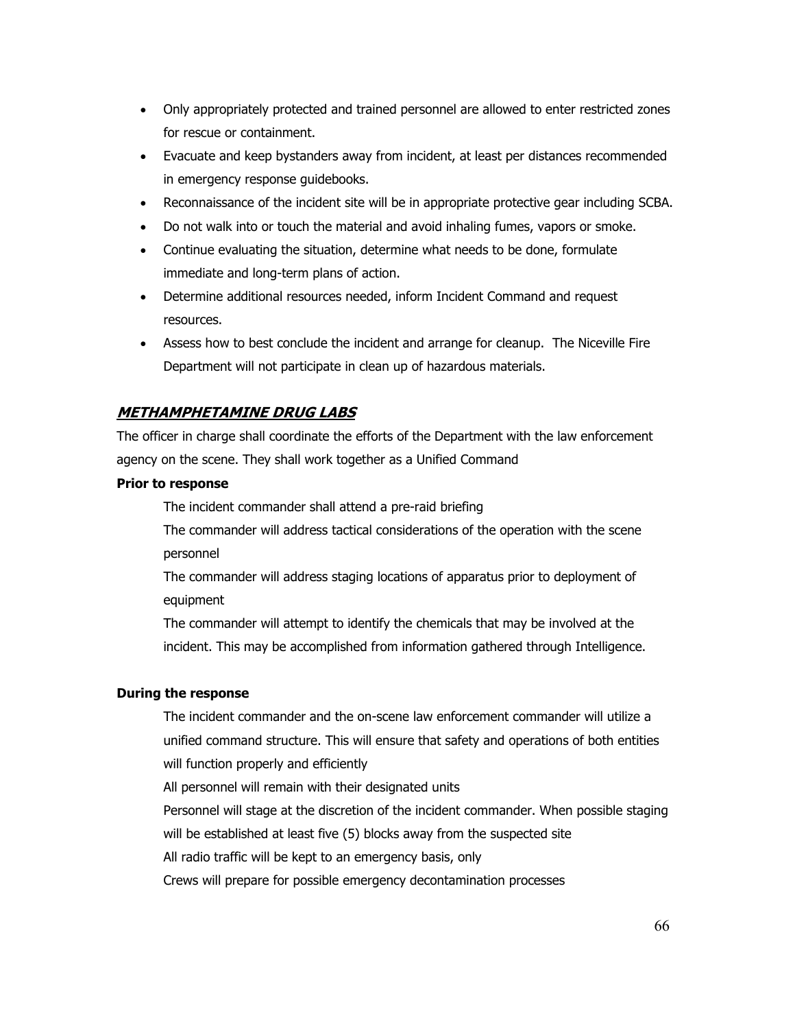- Only appropriately protected and trained personnel are allowed to enter restricted zones for rescue or containment.
- Evacuate and keep bystanders away from incident, at least per distances recommended in emergency response guidebooks.
- Reconnaissance of the incident site will be in appropriate protective gear including SCBA.
- Do not walk into or touch the material and avoid inhaling fumes, vapors or smoke.
- Continue evaluating the situation, determine what needs to be done, formulate immediate and long-term plans of action.
- Determine additional resources needed, inform Incident Command and request resources.
- Assess how to best conclude the incident and arrange for cleanup. The Niceville Fire Department will not participate in clean up of hazardous materials.

## ***METHAMPHETAMINE DRUG LABS***

The officer in charge shall coordinate the efforts of the Department with the law enforcement agency on the scene. They shall work together as a Unified Command

**Prior to response**

The incident commander shall attend a pre-raid briefing

The commander will address tactical considerations of the operation with the scene personnel

The commander will address staging locations of apparatus prior to deployment of equipment

The commander will attempt to identify the chemicals that may be involved at the incident. This may be accomplished from information gathered through Intelligence.

**During the response**

The incident commander and the on-scene law enforcement commander will utilize a unified command structure. This will ensure that safety and operations of both entities will function properly and efficiently

All personnel will remain with their designated units

Personnel will stage at the discretion of the incident commander. When possible staging will be established at least five (5) blocks away from the suspected site

All radio traffic will be kept to an emergency basis, only

Crews will prepare for possible emergency decontamination processes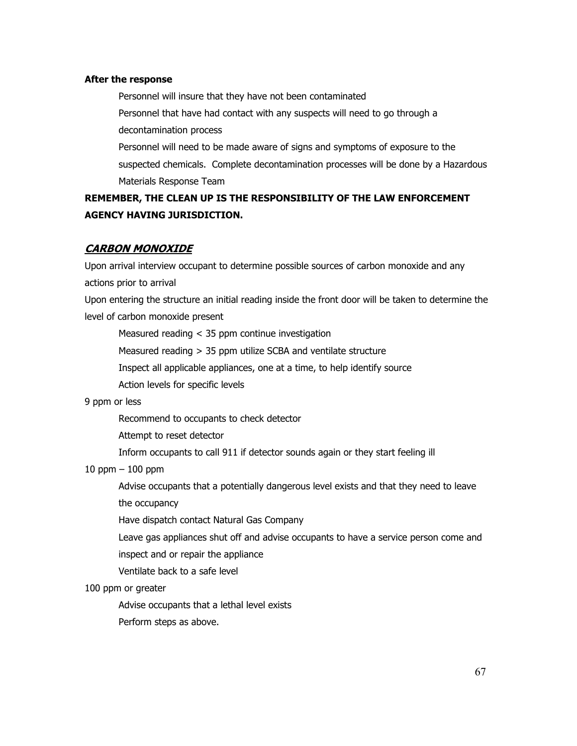**After the response**

Personnel will insure that they have not been contaminated

Personnel that have had contact with any suspects will need to go through a decontamination process

Personnel will need to be made aware of signs and symptoms of exposure to the suspected chemicals. Complete decontamination processes will be done by a Hazardous Materials Response Team

**REMEMBER, THE CLEAN UP IS THE RESPONSIBILITY OF THE LAW ENFORCEMENT AGENCY HAVING JURISDICTION.**

## ***CARBON MONOXIDE***

Upon arrival interview occupant to determine possible sources of carbon monoxide and any actions prior to arrival

Upon entering the structure an initial reading inside the front door will be taken to determine the level of carbon monoxide present

Measured reading < 35 ppm continue investigation

Measured reading > 35 ppm utilize SCBA and ventilate structure

Inspect all applicable appliances, one at a time, to help identify source

Action levels for specific levels

9 ppm or less

Recommend to occupants to check detector

Attempt to reset detector

Inform occupants to call 911 if detector sounds again or they start feeling ill

10 ppm – 100 ppm

Advise occupants that a potentially dangerous level exists and that they need to leave the occupancy

Have dispatch contact Natural Gas Company

Leave gas appliances shut off and advise occupants to have a service person come and inspect and or repair the appliance

Ventilate back to a safe level

100 ppm or greater

Advise occupants that a lethal level exists

Perform steps as above.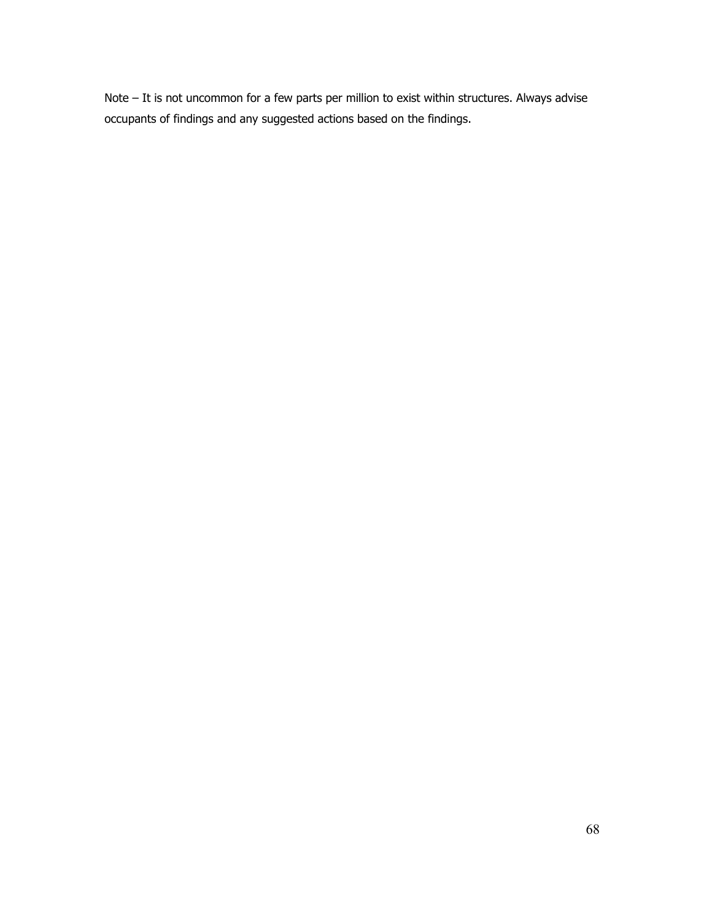Note – It is not uncommon for a few parts per million to exist within structures. Always advise occupants of findings and any suggested actions based on the findings.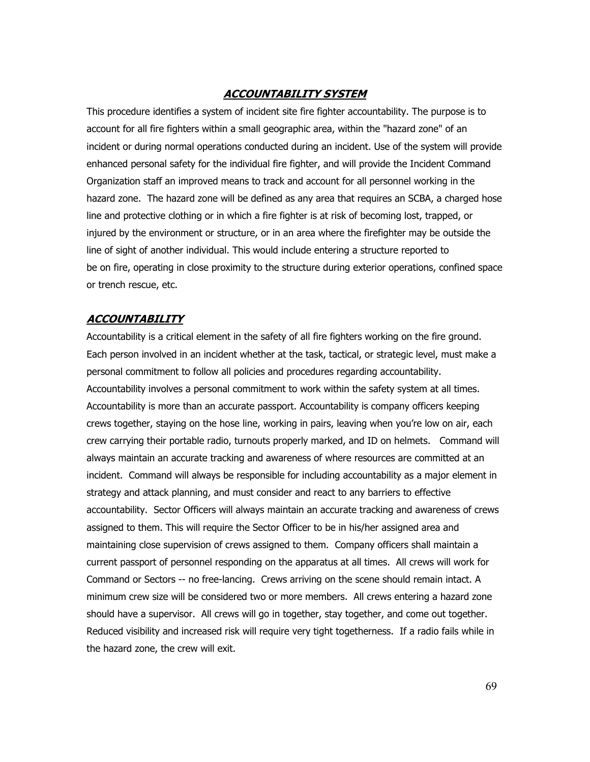## ***ACCOUNTABILITY SYSTEM***

This procedure identifies a system of incident site fire fighter accountability. The purpose is to account for all fire fighters within a small geographic area, within the "hazard zone" of an incident or during normal operations conducted during an incident. Use of the system will provide enhanced personal safety for the individual fire fighter, and will provide the Incident Command Organization staff an improved means to track and account for all personnel working in the hazard zone. The hazard zone will be defined as any area that requires an SCBA, a charged hose line and protective clothing or in which a fire fighter is at risk of becoming lost, trapped, or injured by the environment or structure, or in an area where the firefighter may be outside the line of sight of another individual. This would include entering a structure reported to be on fire, operating in close proximity to the structure during exterior operations, confined space or trench rescue, etc.

### ***ACCOUNTABILITY***

Accountability is a critical element in the safety of all fire fighters working on the fire ground. Each person involved in an incident whether at the task, tactical, or strategic level, must make a personal commitment to follow all policies and procedures regarding accountability. Accountability involves a personal commitment to work within the safety system at all times. Accountability is more than an accurate passport. Accountability is company officers keeping crews together, staying on the hose line, working in pairs, leaving when you're low on air, each crew carrying their portable radio, turnouts properly marked, and ID on helmets. Command will always maintain an accurate tracking and awareness of where resources are committed at an incident. Command will always be responsible for including accountability as a major element in strategy and attack planning, and must consider and react to any barriers to effective accountability. Sector Officers will always maintain an accurate tracking and awareness of crews assigned to them. This will require the Sector Officer to be in his/her assigned area and maintaining close supervision of crews assigned to them. Company officers shall maintain a current passport of personnel responding on the apparatus at all times. All crews will work for Command or Sectors -- no free-lancing. Crews arriving on the scene should remain intact. A minimum crew size will be considered two or more members. All crews entering a hazard zone should have a supervisor. All crews will go in together, stay together, and come out together. Reduced visibility and increased risk will require very tight togetherness. If a radio fails while in the hazard zone, the crew will exit.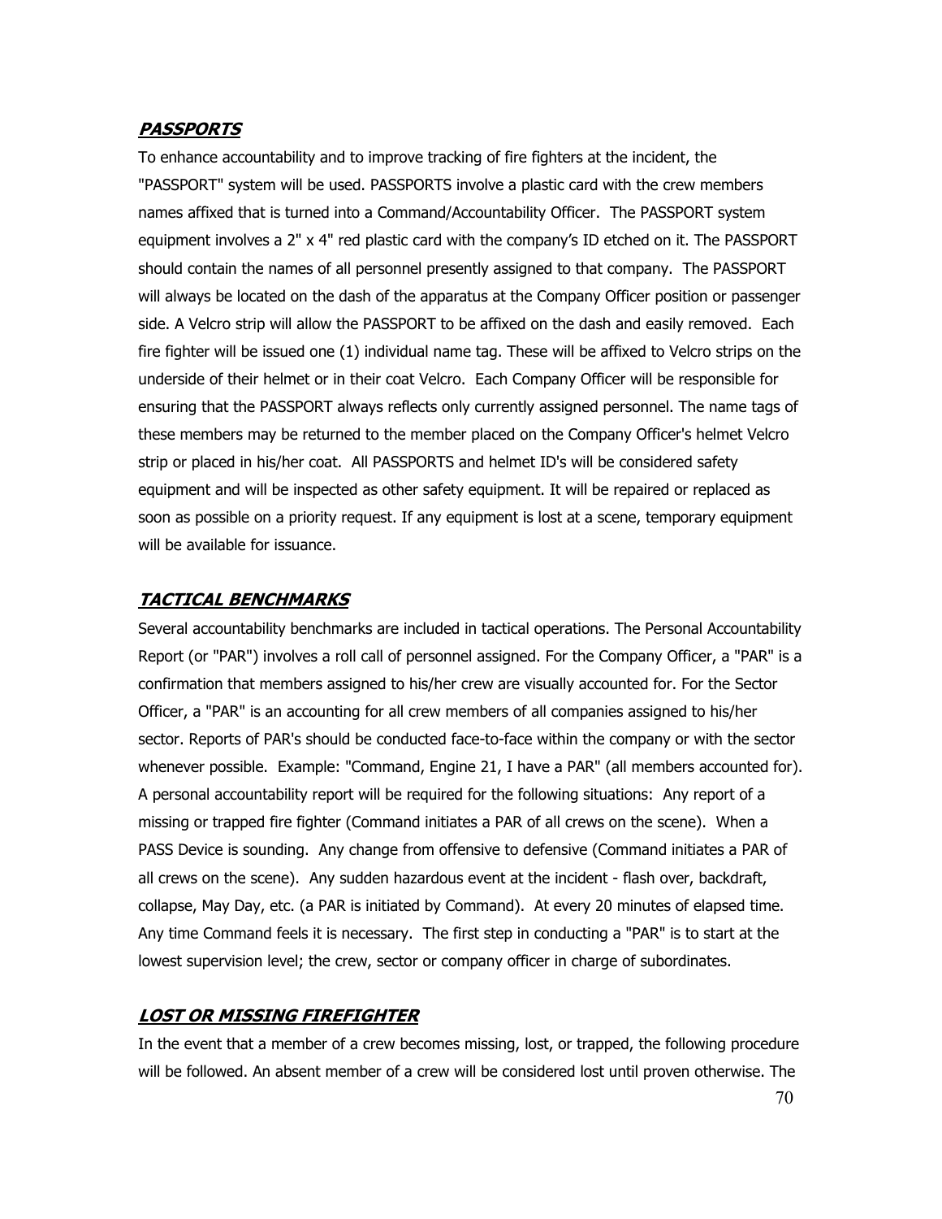## ***PASSPORTS***

To enhance accountability and to improve tracking of fire fighters at the incident, the "PASSPORT" system will be used. PASSPORTS involve a plastic card with the crew members names affixed that is turned into a Command/Accountability Officer. The PASSPORT system equipment involves a 2" x 4" red plastic card with the company's ID etched on it. The PASSPORT should contain the names of all personnel presently assigned to that company. The PASSPORT will always be located on the dash of the apparatus at the Company Officer position or passenger side. A Velcro strip will allow the PASSPORT to be affixed on the dash and easily removed. Each fire fighter will be issued one (1) individual name tag. These will be affixed to Velcro strips on the underside of their helmet or in their coat Velcro. Each Company Officer will be responsible for ensuring that the PASSPORT always reflects only currently assigned personnel. The name tags of these members may be returned to the member placed on the Company Officer's helmet Velcro strip or placed in his/her coat. All PASSPORTS and helmet ID's will be considered safety equipment and will be inspected as other safety equipment. It will be repaired or replaced as soon as possible on a priority request. If any equipment is lost at a scene, temporary equipment will be available for issuance.

## ***TACTICAL BENCHMARKS***

Several accountability benchmarks are included in tactical operations. The Personal Accountability Report (or "PAR") involves a roll call of personnel assigned. For the Company Officer, a "PAR" is a confirmation that members assigned to his/her crew are visually accounted for. For the Sector Officer, a "PAR" is an accounting for all crew members of all companies assigned to his/her sector. Reports of PAR's should be conducted face-to-face within the company or with the sector whenever possible. Example: "Command, Engine 21, I have a PAR" (all members accounted for). A personal accountability report will be required for the following situations: Any report of a missing or trapped fire fighter (Command initiates a PAR of all crews on the scene). When a PASS Device is sounding. Any change from offensive to defensive (Command initiates a PAR of all crews on the scene). Any sudden hazardous event at the incident - flash over, backdraft, collapse, May Day, etc. (a PAR is initiated by Command). At every 20 minutes of elapsed time. Any time Command feels it is necessary. The first step in conducting a "PAR" is to start at the lowest supervision level; the crew, sector or company officer in charge of subordinates.

## ***LOST OR MISSING FIREFIGHTER***

In the event that a member of a crew becomes missing, lost, or trapped, the following procedure will be followed. An absent member of a crew will be considered lost until proven otherwise. The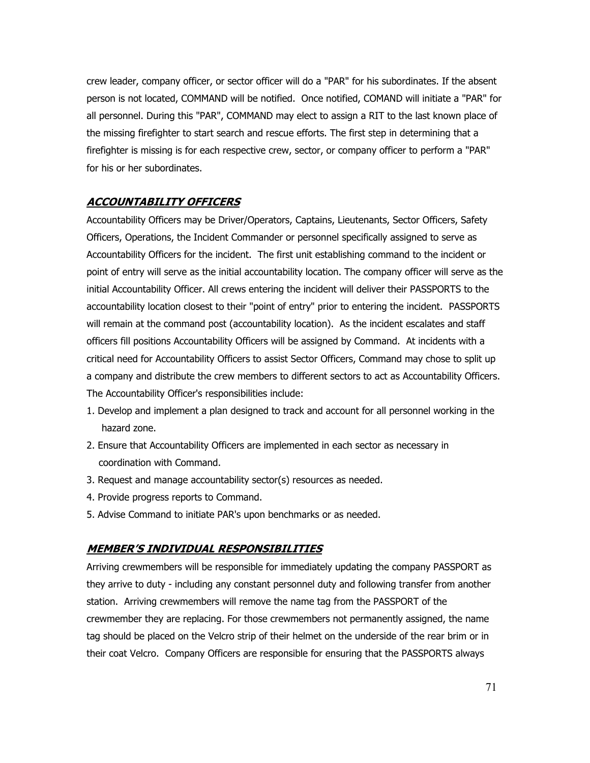crew leader, company officer, or sector officer will do a "PAR" for his subordinates. If the absent person is not located, COMMAND will be notified. Once notified, COMAND will initiate a "PAR" for all personnel. During this "PAR", COMMAND may elect to assign a RIT to the last known place of the missing firefighter to start search and rescue efforts. The first step in determining that a firefighter is missing is for each respective crew, sector, or company officer to perform a "PAR" for his or her subordinates.

## ***ACCOUNTABILITY OFFICERS***

Accountability Officers may be Driver/Operators, Captains, Lieutenants, Sector Officers, Safety Officers, Operations, the Incident Commander or personnel specifically assigned to serve as Accountability Officers for the incident. The first unit establishing command to the incident or point of entry will serve as the initial accountability location. The company officer will serve as the initial Accountability Officer. All crews entering the incident will deliver their PASSPORTS to the accountability location closest to their "point of entry" prior to entering the incident. PASSPORTS will remain at the command post (accountability location). As the incident escalates and staff officers fill positions Accountability Officers will be assigned by Command. At incidents with a critical need for Accountability Officers to assist Sector Officers, Command may chose to split up a company and distribute the crew members to different sectors to act as Accountability Officers. The Accountability Officer's responsibilities include:

1. Develop and implement a plan designed to track and account for all personnel working in the hazard zone.
2. Ensure that Accountability Officers are implemented in each sector as necessary in coordination with Command.
3. Request and manage accountability sector(s) resources as needed.
4. Provide progress reports to Command.
5. Advise Command to initiate PAR's upon benchmarks or as needed.

## ***MEMBER'S INDIVIDUAL RESPONSIBILITIES***

Arriving crewmembers will be responsible for immediately updating the company PASSPORT as they arrive to duty - including any constant personnel duty and following transfer from another station. Arriving crewmembers will remove the name tag from the PASSPORT of the crewmember they are replacing. For those crewmembers not permanently assigned, the name tag should be placed on the Velcro strip of their helmet on the underside of the rear brim or in their coat Velcro. Company Officers are responsible for ensuring that the PASSPORTS always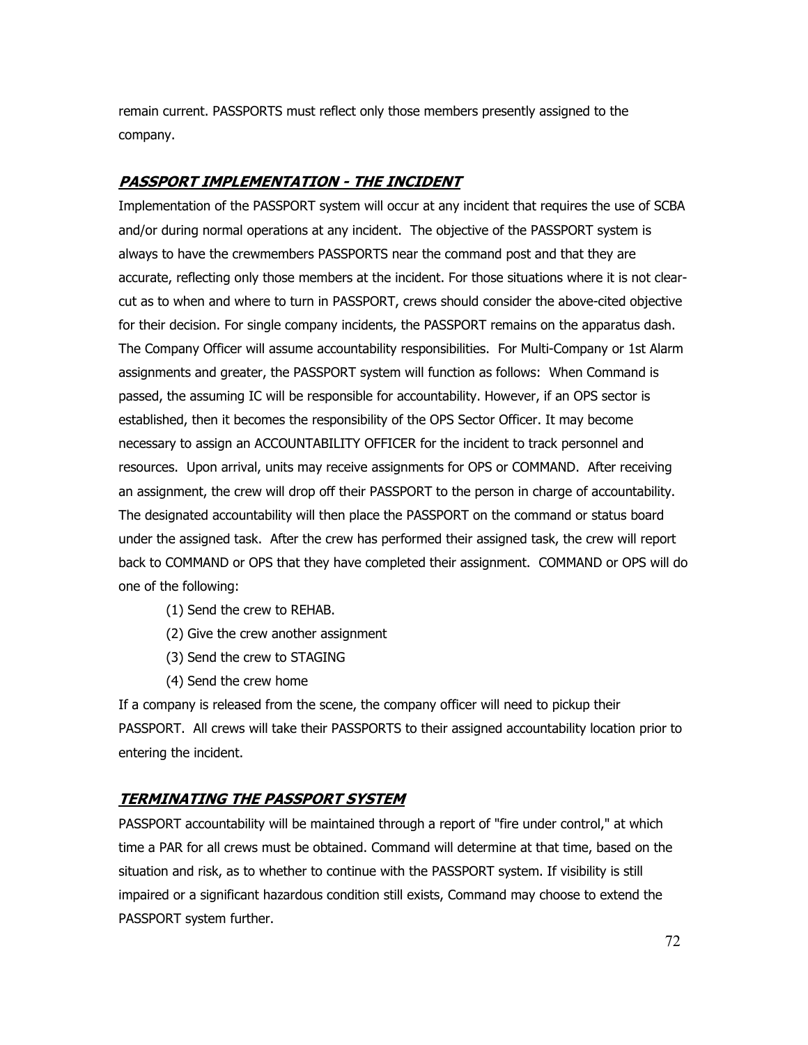remain current. PASSPORTS must reflect only those members presently assigned to the company.

## ***PASSPORT IMPLEMENTATION - THE INCIDENT***

Implementation of the PASSPORT system will occur at any incident that requires the use of SCBA and/or during normal operations at any incident. The objective of the PASSPORT system is always to have the crewmembers PASSPORTS near the command post and that they are accurate, reflecting only those members at the incident. For those situations where it is not clear-cut as to when and where to turn in PASSPORT, crews should consider the above-cited objective for their decision. For single company incidents, the PASSPORT remains on the apparatus dash. The Company Officer will assume accountability responsibilities. For Multi-Company or 1st Alarm assignments and greater, the PASSPORT system will function as follows: When Command is passed, the assuming IC will be responsible for accountability. However, if an OPS sector is established, then it becomes the responsibility of the OPS Sector Officer. It may become necessary to assign an ACCOUNTABILITY OFFICER for the incident to track personnel and resources. Upon arrival, units may receive assignments for OPS or COMMAND. After receiving an assignment, the crew will drop off their PASSPORT to the person in charge of accountability. The designated accountability will then place the PASSPORT on the command or status board under the assigned task. After the crew has performed their assigned task, the crew will report back to COMMAND or OPS that they have completed their assignment. COMMAND or OPS will do one of the following:

(1) Send the crew to REHAB.

(2) Give the crew another assignment

(3) Send the crew to STAGING

(4) Send the crew home

If a company is released from the scene, the company officer will need to pickup their PASSPORT. All crews will take their PASSPORTS to their assigned accountability location prior to entering the incident.

## ***TERMINATING THE PASSPORT SYSTEM***

PASSPORT accountability will be maintained through a report of "fire under control," at which time a PAR for all crews must be obtained. Command will determine at that time, based on the situation and risk, as to whether to continue with the PASSPORT system. If visibility is still impaired or a significant hazardous condition still exists, Command may choose to extend the PASSPORT system further.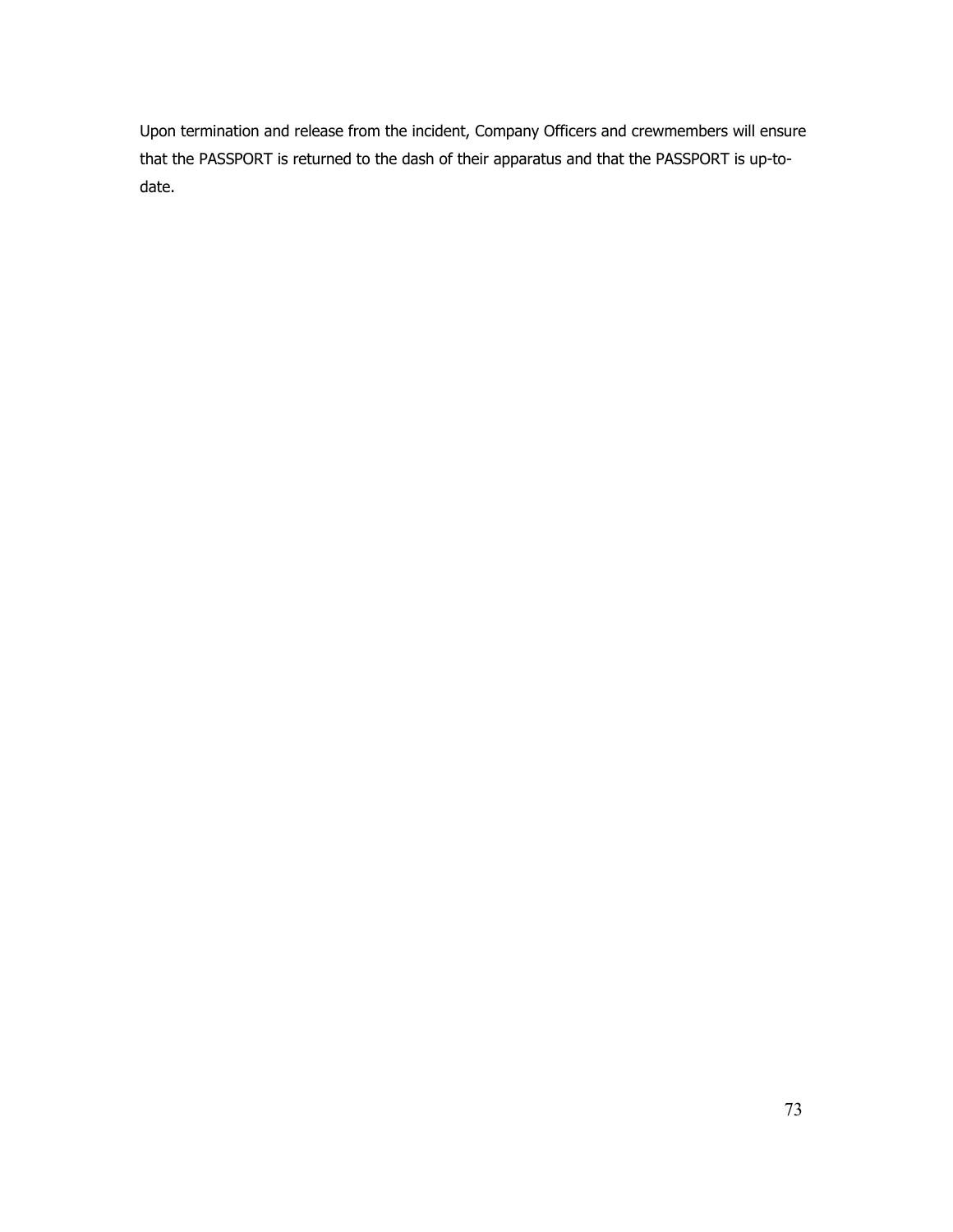Upon termination and release from the incident, Company Officers and crewmembers will ensure that the PASSPORT is returned to the dash of their apparatus and that the PASSPORT is up-to-date.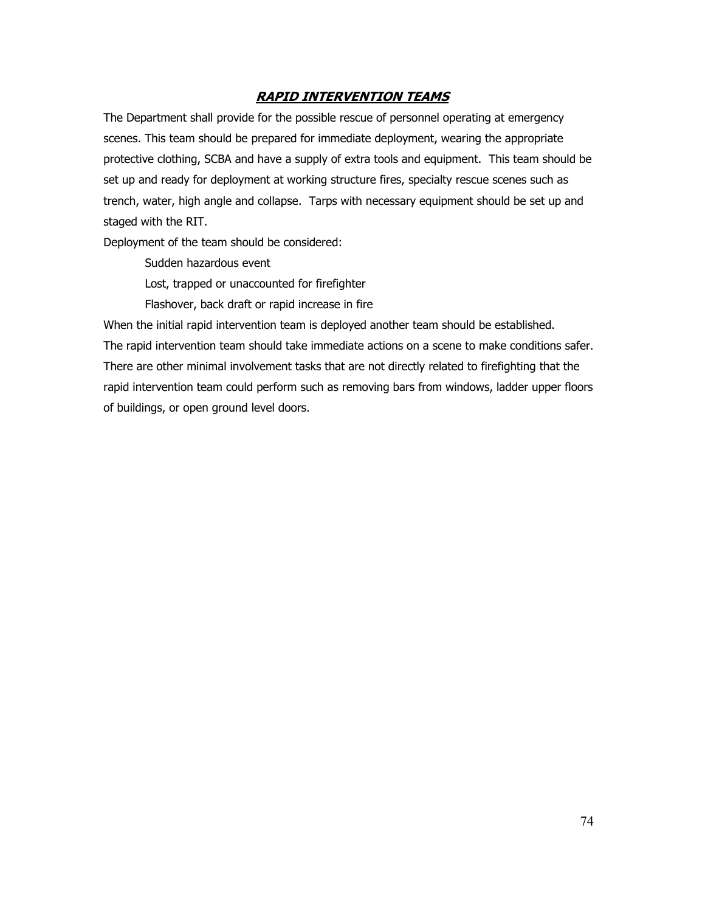## ***RAPID INTERVENTION TEAMS***

The Department shall provide for the possible rescue of personnel operating at emergency scenes. This team should be prepared for immediate deployment, wearing the appropriate protective clothing, SCBA and have a supply of extra tools and equipment. This team should be set up and ready for deployment at working structure fires, specialty rescue scenes such as trench, water, high angle and collapse. Tarps with necessary equipment should be set up and staged with the RIT.

Deployment of the team should be considered:

- Sudden hazardous event
- Lost, trapped or unaccounted for firefighter
- Flashover, back draft or rapid increase in fire

When the initial rapid intervention team is deployed another team should be established.

The rapid intervention team should take immediate actions on a scene to make conditions safer. There are other minimal involvement tasks that are not directly related to firefighting that the rapid intervention team could perform such as removing bars from windows, ladder upper floors of buildings, or open ground level doors.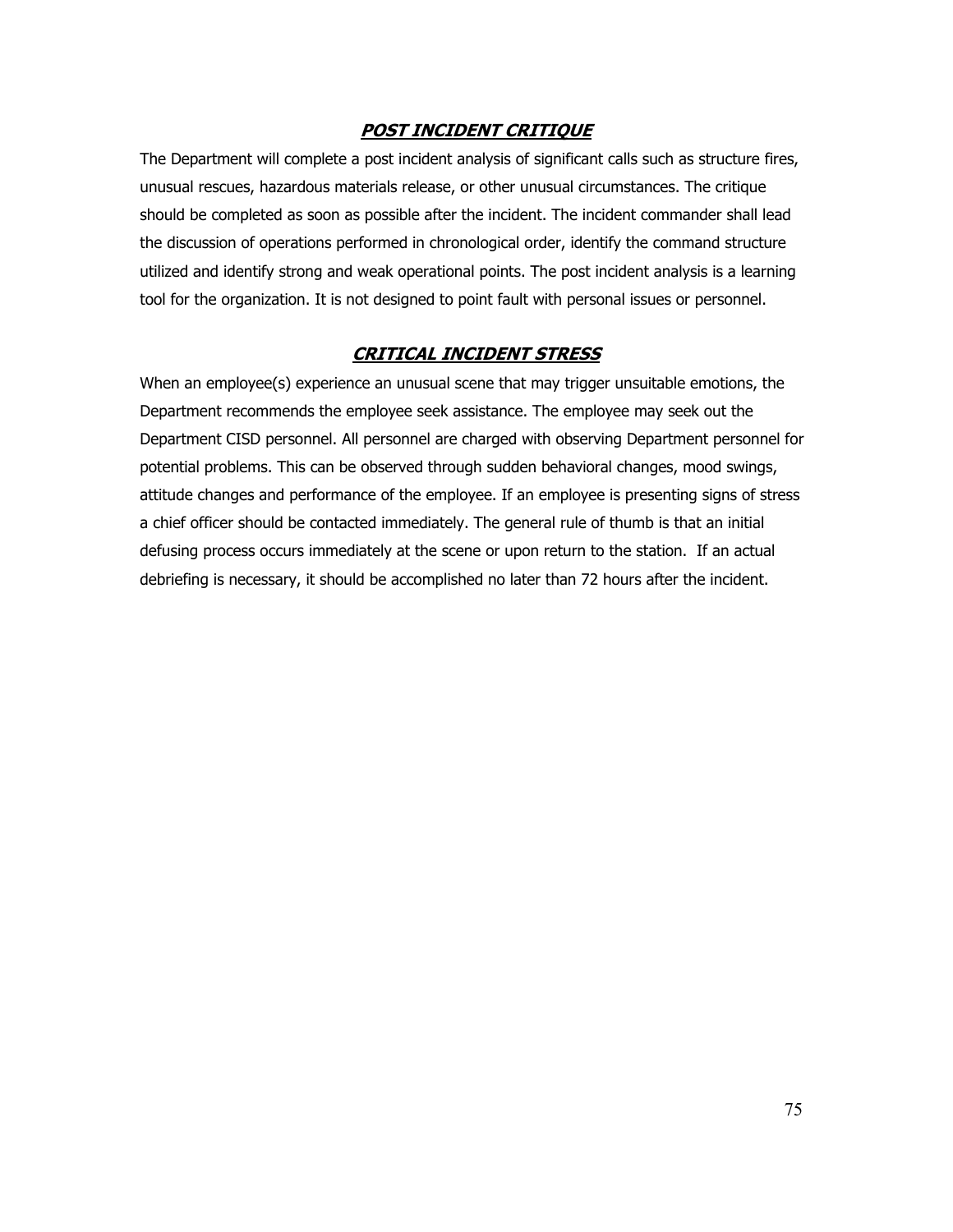## ***POST INCIDENT CRITIQUE***

The Department will complete a post incident analysis of significant calls such as structure fires, unusual rescues, hazardous materials release, or other unusual circumstances. The critique should be completed as soon as possible after the incident. The incident commander shall lead the discussion of operations performed in chronological order, identify the command structure utilized and identify strong and weak operational points. The post incident analysis is a learning tool for the organization. It is not designed to point fault with personal issues or personnel.

## ***CRITICAL INCIDENT STRESS***

When an employee(s) experience an unusual scene that may trigger unsuitable emotions, the Department recommends the employee seek assistance. The employee may seek out the Department CISD personnel. All personnel are charged with observing Department personnel for potential problems. This can be observed through sudden behavioral changes, mood swings, attitude changes and performance of the employee. If an employee is presenting signs of stress a chief officer should be contacted immediately. The general rule of thumb is that an initial defusing process occurs immediately at the scene or upon return to the station. If an actual debriefing is necessary, it should be accomplished no later than 72 hours after the incident.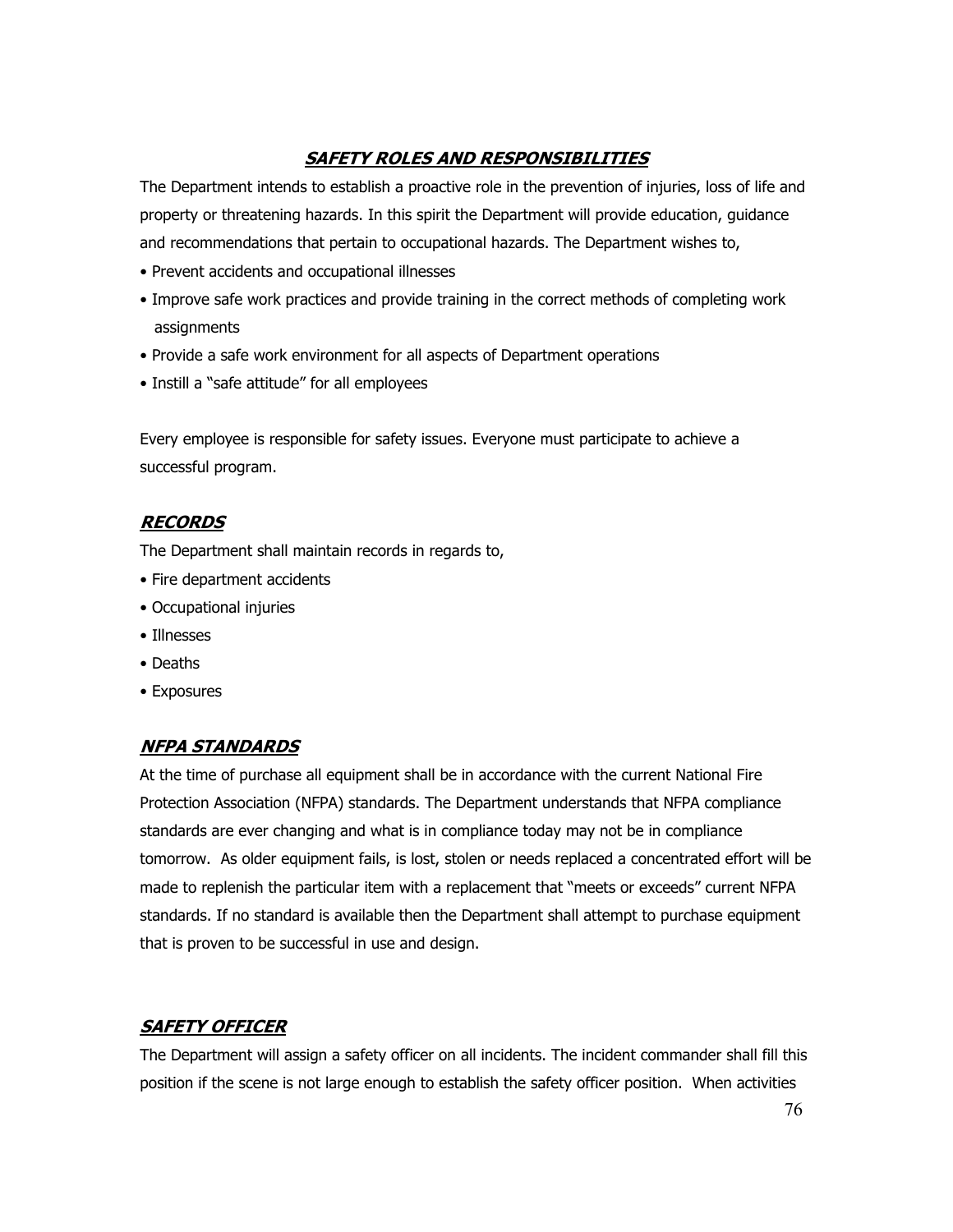## ***SAFETY ROLES AND RESPONSIBILITIES***

The Department intends to establish a proactive role in the prevention of injuries, loss of life and property or threatening hazards. In this spirit the Department will provide education, guidance and recommendations that pertain to occupational hazards. The Department wishes to,

- Prevent accidents and occupational illnesses
- Improve safe work practices and provide training in the correct methods of completing work assignments
- Provide a safe work environment for all aspects of Department operations
- Instill a "safe attitude" for all employees

Every employee is responsible for safety issues. Everyone must participate to achieve a successful program.

## ***RECORDS***

The Department shall maintain records in regards to,

- Fire department accidents
- Occupational injuries
- Illnesses
- Deaths
- Exposures

## ***NFPA STANDARDS***

At the time of purchase all equipment shall be in accordance with the current National Fire Protection Association (NFPA) standards. The Department understands that NFPA compliance standards are ever changing and what is in compliance today may not be in compliance tomorrow. As older equipment fails, is lost, stolen or needs replaced a concentrated effort will be made to replenish the particular item with a replacement that "meets or exceeds" current NFPA standards. If no standard is available then the Department shall attempt to purchase equipment that is proven to be successful in use and design.

## ***SAFETY OFFICER***

The Department will assign a safety officer on all incidents. The incident commander shall fill this position if the scene is not large enough to establish the safety officer position. When activities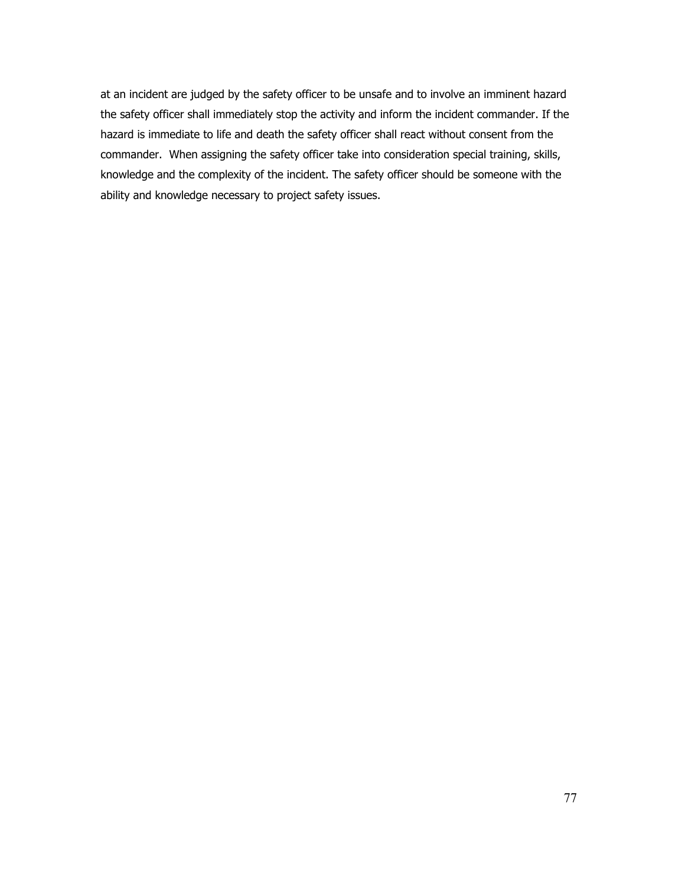at an incident are judged by the safety officer to be unsafe and to involve an imminent hazard the safety officer shall immediately stop the activity and inform the incident commander. If the hazard is immediate to life and death the safety officer shall react without consent from the commander.  When assigning the safety officer take into consideration special training, skills, knowledge and the complexity of the incident. The safety officer should be someone with the ability and knowledge necessary to project safety issues.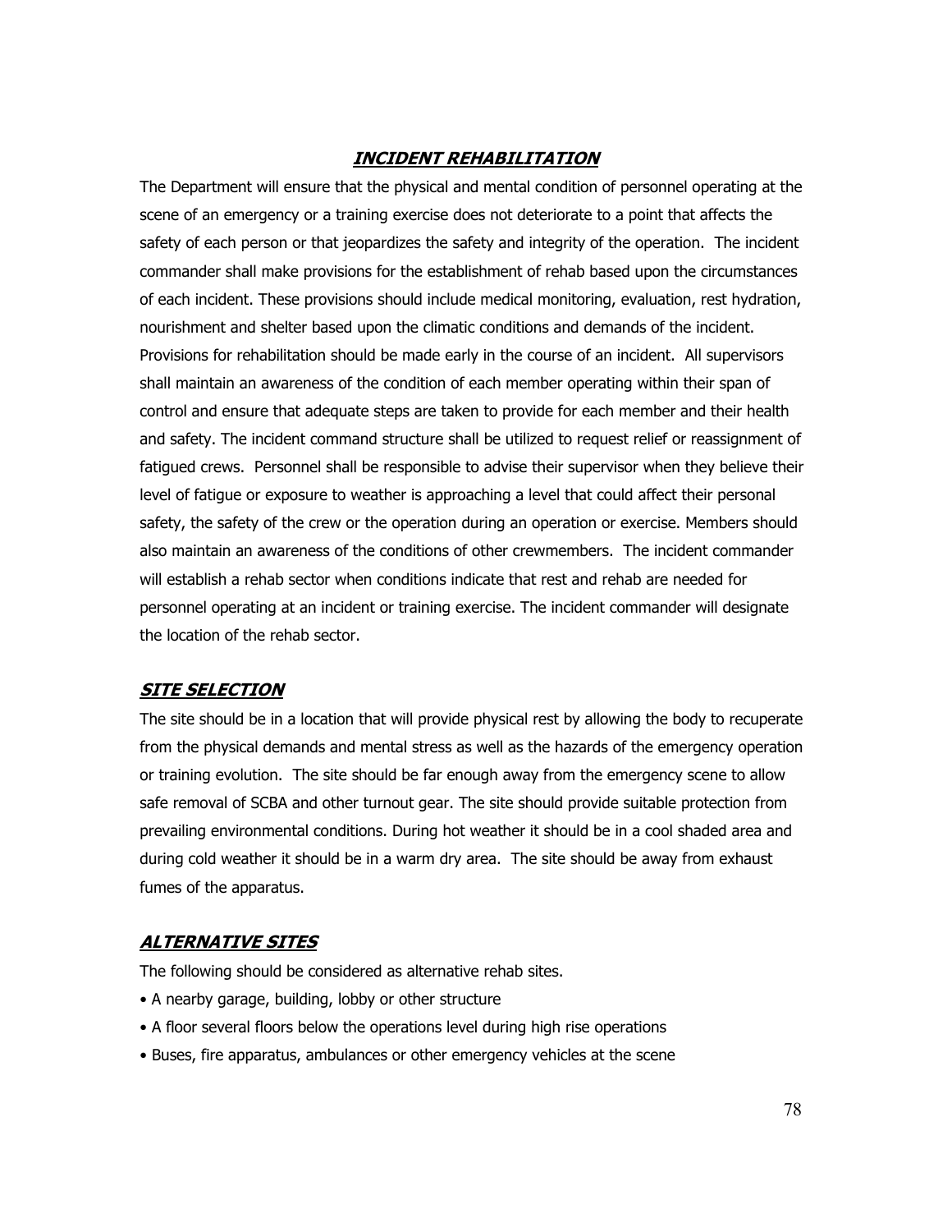## ***INCIDENT REHABILITATION***

The Department will ensure that the physical and mental condition of personnel operating at the scene of an emergency or a training exercise does not deteriorate to a point that affects the safety of each person or that jeopardizes the safety and integrity of the operation. The incident commander shall make provisions for the establishment of rehab based upon the circumstances of each incident. These provisions should include medical monitoring, evaluation, rest hydration, nourishment and shelter based upon the climatic conditions and demands of the incident. Provisions for rehabilitation should be made early in the course of an incident. All supervisors shall maintain an awareness of the condition of each member operating within their span of control and ensure that adequate steps are taken to provide for each member and their health and safety. The incident command structure shall be utilized to request relief or reassignment of fatigued crews. Personnel shall be responsible to advise their supervisor when they believe their level of fatigue or exposure to weather is approaching a level that could affect their personal safety, the safety of the crew or the operation during an operation or exercise. Members should also maintain an awareness of the conditions of other crewmembers. The incident commander will establish a rehab sector when conditions indicate that rest and rehab are needed for personnel operating at an incident or training exercise. The incident commander will designate the location of the rehab sector.

### ***SITE SELECTION***

The site should be in a location that will provide physical rest by allowing the body to recuperate from the physical demands and mental stress as well as the hazards of the emergency operation or training evolution. The site should be far enough away from the emergency scene to allow safe removal of SCBA and other turnout gear. The site should provide suitable protection from prevailing environmental conditions. During hot weather it should be in a cool shaded area and during cold weather it should be in a warm dry area. The site should be away from exhaust fumes of the apparatus.

### ***ALTERNATIVE SITES***

The following should be considered as alternative rehab sites.

- A nearby garage, building, lobby or other structure
- A floor several floors below the operations level during high rise operations
- Buses, fire apparatus, ambulances or other emergency vehicles at the scene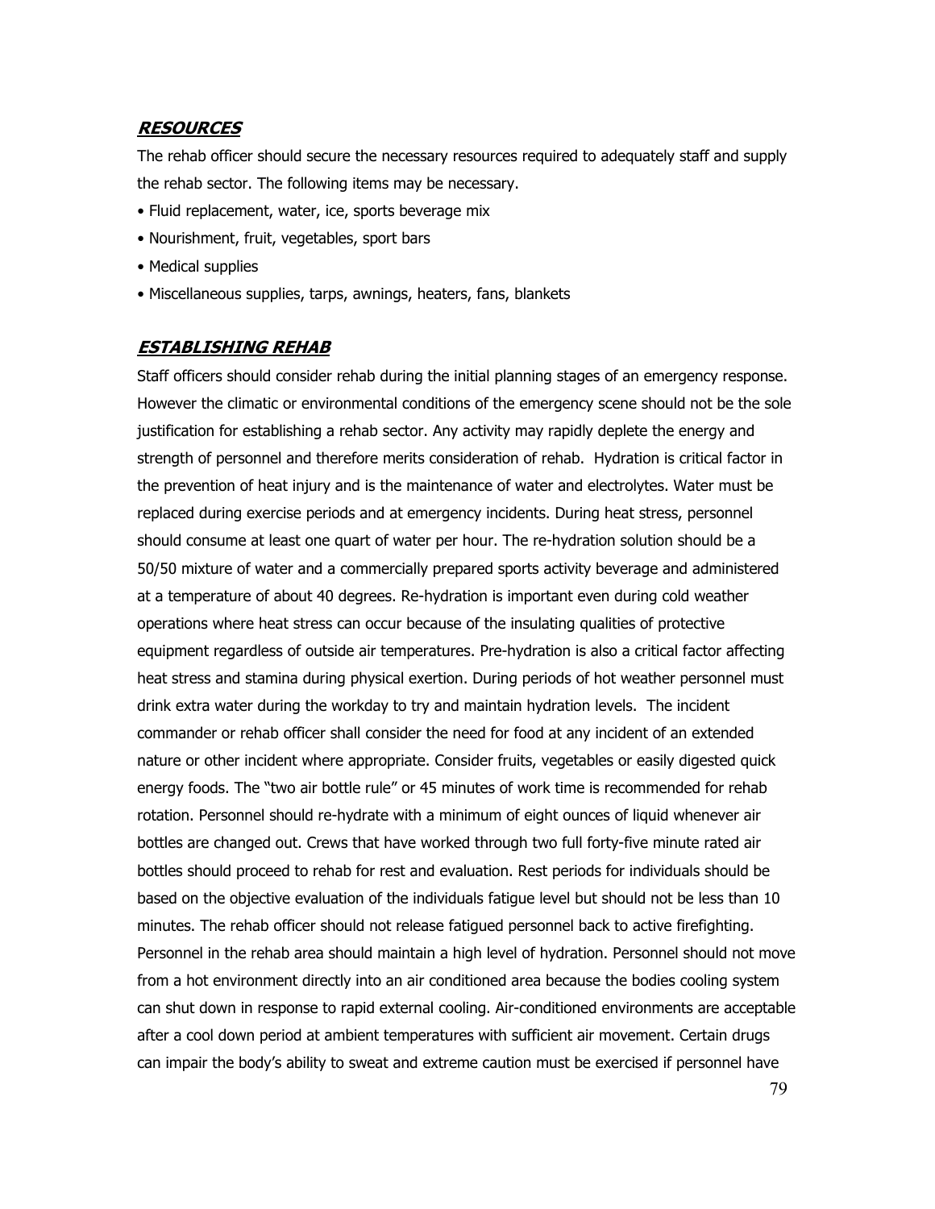## ***RESOURCES***

The rehab officer should secure the necessary resources required to adequately staff and supply the rehab sector. The following items may be necessary.

- Fluid replacement, water, ice, sports beverage mix
- Nourishment, fruit, vegetables, sport bars
- Medical supplies
- Miscellaneous supplies, tarps, awnings, heaters, fans, blankets

## ***ESTABLISHING REHAB***

Staff officers should consider rehab during the initial planning stages of an emergency response. However the climatic or environmental conditions of the emergency scene should not be the sole justification for establishing a rehab sector. Any activity may rapidly deplete the energy and strength of personnel and therefore merits consideration of rehab. Hydration is critical factor in the prevention of heat injury and is the maintenance of water and electrolytes. Water must be replaced during exercise periods and at emergency incidents. During heat stress, personnel should consume at least one quart of water per hour. The re-hydration solution should be a 50/50 mixture of water and a commercially prepared sports activity beverage and administered at a temperature of about 40 degrees. Re-hydration is important even during cold weather operations where heat stress can occur because of the insulating qualities of protective equipment regardless of outside air temperatures. Pre-hydration is also a critical factor affecting heat stress and stamina during physical exertion. During periods of hot weather personnel must drink extra water during the workday to try and maintain hydration levels. The incident commander or rehab officer shall consider the need for food at any incident of an extended nature or other incident where appropriate. Consider fruits, vegetables or easily digested quick energy foods. The "two air bottle rule" or 45 minutes of work time is recommended for rehab rotation. Personnel should re-hydrate with a minimum of eight ounces of liquid whenever air bottles are changed out. Crews that have worked through two full forty-five minute rated air bottles should proceed to rehab for rest and evaluation. Rest periods for individuals should be based on the objective evaluation of the individuals fatigue level but should not be less than 10 minutes. The rehab officer should not release fatigued personnel back to active firefighting. Personnel in the rehab area should maintain a high level of hydration. Personnel should not move from a hot environment directly into an air conditioned area because the bodies cooling system can shut down in response to rapid external cooling. Air-conditioned environments are acceptable after a cool down period at ambient temperatures with sufficient air movement. Certain drugs can impair the body's ability to sweat and extreme caution must be exercised if personnel have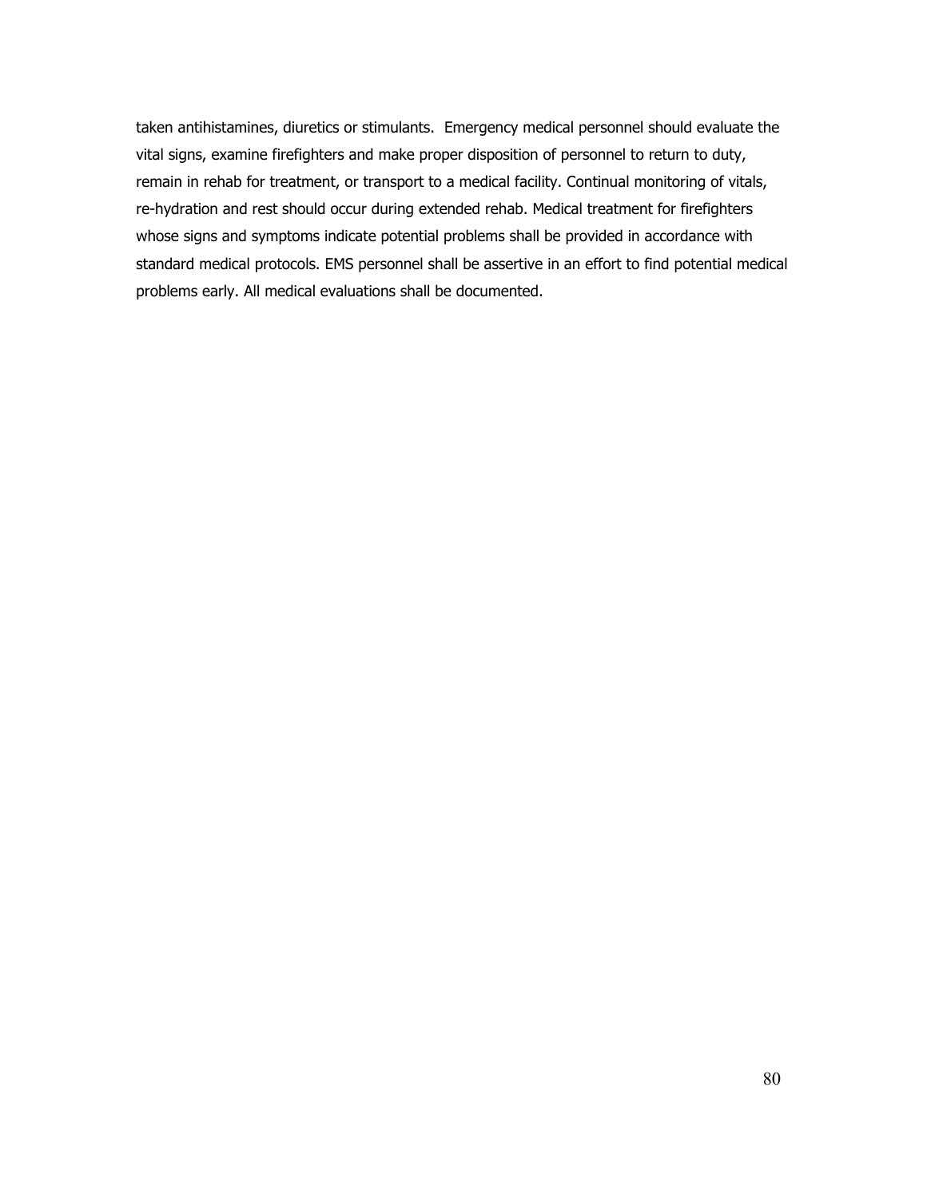taken antihistamines, diuretics or stimulants. Emergency medical personnel should evaluate the vital signs, examine firefighters and make proper disposition of personnel to return to duty, remain in rehab for treatment, or transport to a medical facility. Continual monitoring of vitals, re-hydration and rest should occur during extended rehab. Medical treatment for firefighters whose signs and symptoms indicate potential problems shall be provided in accordance with standard medical protocols. EMS personnel shall be assertive in an effort to find potential medical problems early. All medical evaluations shall be documented.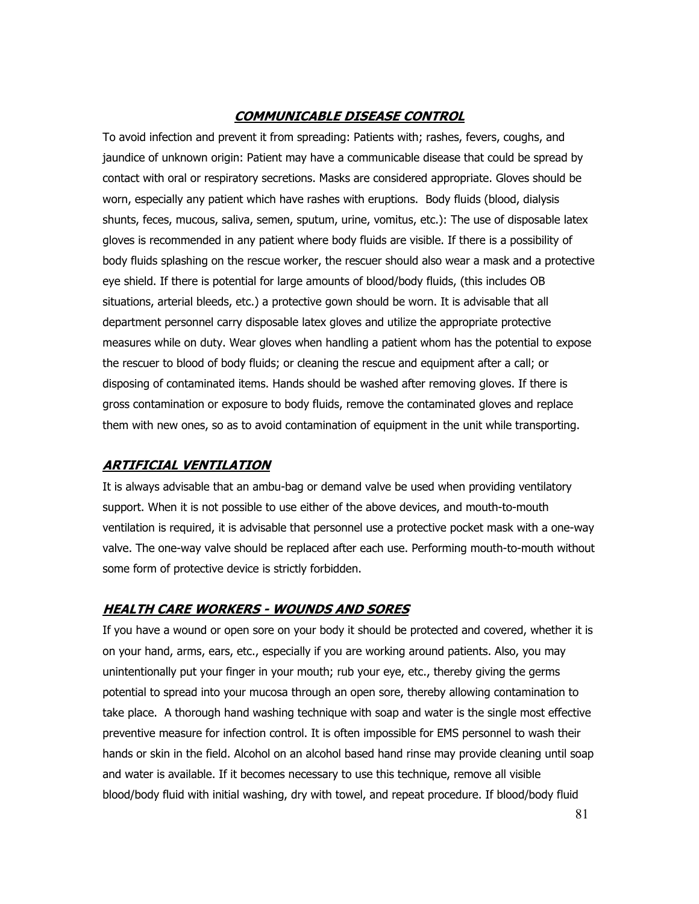## ***COMMUNICABLE DISEASE CONTROL***

To avoid infection and prevent it from spreading: Patients with; rashes, fevers, coughs, and jaundice of unknown origin: Patient may have a communicable disease that could be spread by contact with oral or respiratory secretions. Masks are considered appropriate. Gloves should be worn, especially any patient which have rashes with eruptions. Body fluids (blood, dialysis shunts, feces, mucous, saliva, semen, sputum, urine, vomitus, etc.): The use of disposable latex gloves is recommended in any patient where body fluids are visible. If there is a possibility of body fluids splashing on the rescue worker, the rescuer should also wear a mask and a protective eye shield. If there is potential for large amounts of blood/body fluids, (this includes OB situations, arterial bleeds, etc.) a protective gown should be worn. It is advisable that all department personnel carry disposable latex gloves and utilize the appropriate protective measures while on duty. Wear gloves when handling a patient whom has the potential to expose the rescuer to blood of body fluids; or cleaning the rescue and equipment after a call; or disposing of contaminated items. Hands should be washed after removing gloves. If there is gross contamination or exposure to body fluids, remove the contaminated gloves and replace them with new ones, so as to avoid contamination of equipment in the unit while transporting.

## ***ARTIFICIAL VENTILATION***

It is always advisable that an ambu-bag or demand valve be used when providing ventilatory support. When it is not possible to use either of the above devices, and mouth-to-mouth ventilation is required, it is advisable that personnel use a protective pocket mask with a one-way valve. The one-way valve should be replaced after each use. Performing mouth-to-mouth without some form of protective device is strictly forbidden.

## ***HEALTH CARE WORKERS - WOUNDS AND SORES***

If you have a wound or open sore on your body it should be protected and covered, whether it is on your hand, arms, ears, etc., especially if you are working around patients. Also, you may unintentionally put your finger in your mouth; rub your eye, etc., thereby giving the germs potential to spread into your mucosa through an open sore, thereby allowing contamination to take place. A thorough hand washing technique with soap and water is the single most effective preventive measure for infection control. It is often impossible for EMS personnel to wash their hands or skin in the field. Alcohol on an alcohol based hand rinse may provide cleaning until soap and water is available. If it becomes necessary to use this technique, remove all visible blood/body fluid with initial washing, dry with towel, and repeat procedure. If blood/body fluid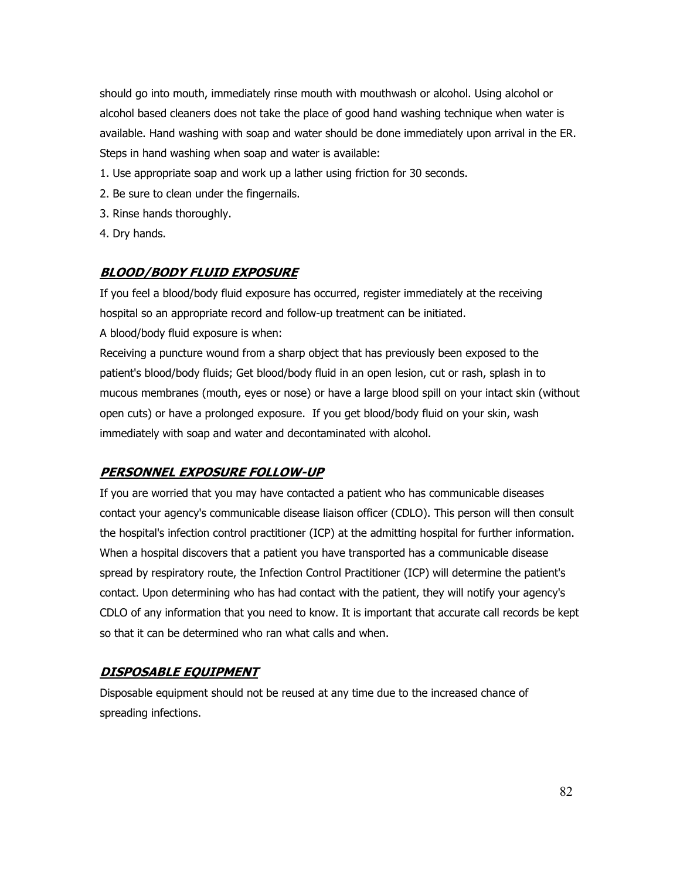should go into mouth, immediately rinse mouth with mouthwash or alcohol. Using alcohol or alcohol based cleaners does not take the place of good hand washing technique when water is available. Hand washing with soap and water should be done immediately upon arrival in the ER. Steps in hand washing when soap and water is available:

1. Use appropriate soap and work up a lather using friction for 30 seconds.
2. Be sure to clean under the fingernails.
3. Rinse hands thoroughly.
4. Dry hands.

## ***BLOOD/BODY FLUID EXPOSURE***

If you feel a blood/body fluid exposure has occurred, register immediately at the receiving hospital so an appropriate record and follow-up treatment can be initiated.

A blood/body fluid exposure is when:

Receiving a puncture wound from a sharp object that has previously been exposed to the patient's blood/body fluids; Get blood/body fluid in an open lesion, cut or rash, splash in to mucous membranes (mouth, eyes or nose) or have a large blood spill on your intact skin (without open cuts) or have a prolonged exposure.  If you get blood/body fluid on your skin, wash immediately with soap and water and decontaminated with alcohol.

## ***PERSONNEL EXPOSURE FOLLOW-UP***

If you are worried that you may have contacted a patient who has communicable diseases contact your agency's communicable disease liaison officer (CDLO). This person will then consult the hospital's infection control practitioner (ICP) at the admitting hospital for further information. When a hospital discovers that a patient you have transported has a communicable disease spread by respiratory route, the Infection Control Practitioner (ICP) will determine the patient's contact. Upon determining who has had contact with the patient, they will notify your agency's CDLO of any information that you need to know. It is important that accurate call records be kept so that it can be determined who ran what calls and when.

## ***DISPOSABLE EQUIPMENT***

Disposable equipment should not be reused at any time due to the increased chance of spreading infections.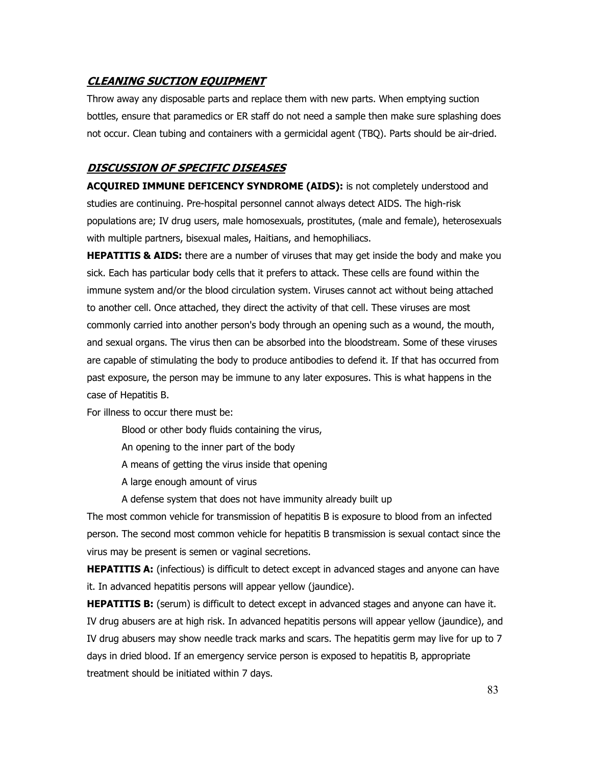## ***CLEANING SUCTION EQUIPMENT***

Throw away any disposable parts and replace them with new parts. When emptying suction bottles, ensure that paramedics or ER staff do not need a sample then make sure splashing does not occur. Clean tubing and containers with a germicidal agent (TBQ). Parts should be air-dried.

## ***DISCUSSION OF SPECIFIC DISEASES***

**ACQUIRED IMMUNE DEFICENCY SYNDROME (AIDS):** is not completely understood and studies are continuing. Pre-hospital personnel cannot always detect AIDS. The high-risk populations are; IV drug users, male homosexuals, prostitutes, (male and female), heterosexuals with multiple partners, bisexual males, Haitians, and hemophiliacs.

**HEPATITIS & AIDS:** there are a number of viruses that may get inside the body and make you sick. Each has particular body cells that it prefers to attack. These cells are found within the immune system and/or the blood circulation system. Viruses cannot act without being attached to another cell. Once attached, they direct the activity of that cell. These viruses are most commonly carried into another person's body through an opening such as a wound, the mouth, and sexual organs. The virus then can be absorbed into the bloodstream. Some of these viruses are capable of stimulating the body to produce antibodies to defend it. If that has occurred from past exposure, the person may be immune to any later exposures. This is what happens in the case of Hepatitis B.

For illness to occur there must be:

- Blood or other body fluids containing the virus,
- An opening to the inner part of the body
- A means of getting the virus inside that opening
- A large enough amount of virus
- A defense system that does not have immunity already built up

The most common vehicle for transmission of hepatitis B is exposure to blood from an infected person. The second most common vehicle for hepatitis B transmission is sexual contact since the virus may be present is semen or vaginal secretions.

**HEPATITIS A:** (infectious) is difficult to detect except in advanced stages and anyone can have it. In advanced hepatitis persons will appear yellow (jaundice).

**HEPATITIS B:** (serum) is difficult to detect except in advanced stages and anyone can have it. IV drug abusers are at high risk. In advanced hepatitis persons will appear yellow (jaundice), and IV drug abusers may show needle track marks and scars. The hepatitis germ may live for up to 7 days in dried blood. If an emergency service person is exposed to hepatitis B, appropriate treatment should be initiated within 7 days.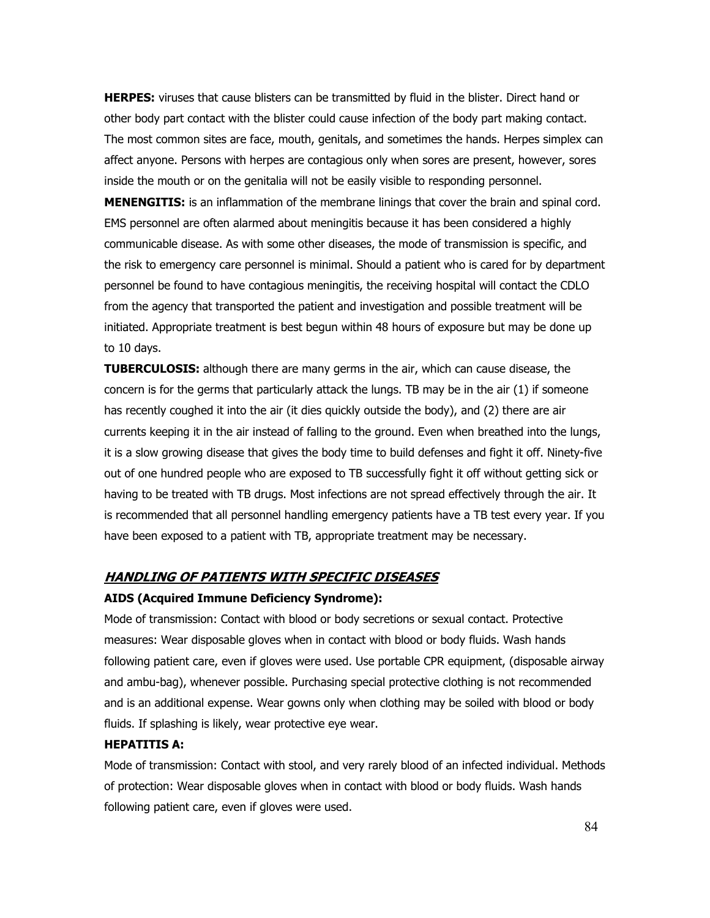**HERPES:** viruses that cause blisters can be transmitted by fluid in the blister. Direct hand or other body part contact with the blister could cause infection of the body part making contact. The most common sites are face, mouth, genitals, and sometimes the hands. Herpes simplex can affect anyone. Persons with herpes are contagious only when sores are present, however, sores inside the mouth or on the genitalia will not be easily visible to responding personnel.

**MENENGITIS:** is an inflammation of the membrane linings that cover the brain and spinal cord. EMS personnel are often alarmed about meningitis because it has been considered a highly communicable disease. As with some other diseases, the mode of transmission is specific, and the risk to emergency care personnel is minimal. Should a patient who is cared for by department personnel be found to have contagious meningitis, the receiving hospital will contact the CDLO from the agency that transported the patient and investigation and possible treatment will be initiated. Appropriate treatment is best begun within 48 hours of exposure but may be done up to 10 days.

**TUBERCULOSIS:** although there are many germs in the air, which can cause disease, the concern is for the germs that particularly attack the lungs. TB may be in the air (1) if someone has recently coughed it into the air (it dies quickly outside the body), and (2) there are air currents keeping it in the air instead of falling to the ground. Even when breathed into the lungs, it is a slow growing disease that gives the body time to build defenses and fight it off. Ninety-five out of one hundred people who are exposed to TB successfully fight it off without getting sick or having to be treated with TB drugs. Most infections are not spread effectively through the air. It is recommended that all personnel handling emergency patients have a TB test every year. If you have been exposed to a patient with TB, appropriate treatment may be necessary.

## ***HANDLING OF PATIENTS WITH SPECIFIC DISEASES***

**AIDS (Acquired Immune Deficiency Syndrome):**

Mode of transmission: Contact with blood or body secretions or sexual contact. Protective measures: Wear disposable gloves when in contact with blood or body fluids. Wash hands following patient care, even if gloves were used. Use portable CPR equipment, (disposable airway and ambu-bag), whenever possible. Purchasing special protective clothing is not recommended and is an additional expense. Wear gowns only when clothing may be soiled with blood or body fluids. If splashing is likely, wear protective eye wear.

**HEPATITIS A:**

Mode of transmission: Contact with stool, and very rarely blood of an infected individual. Methods of protection: Wear disposable gloves when in contact with blood or body fluids. Wash hands following patient care, even if gloves were used.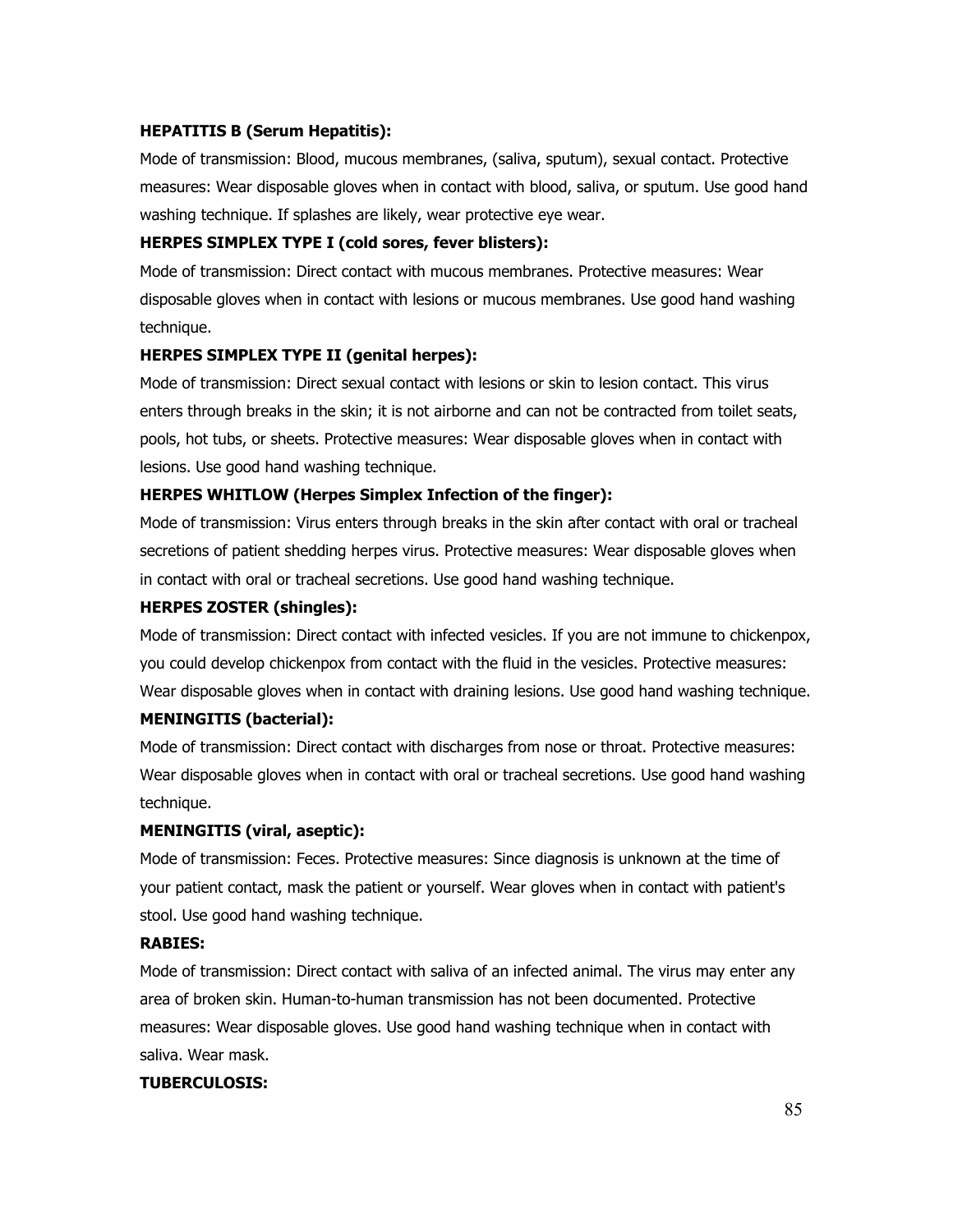**HEPATITIS B (Serum Hepatitis):**

Mode of transmission: Blood, mucous membranes, (saliva, sputum), sexual contact. Protective measures: Wear disposable gloves when in contact with blood, saliva, or sputum. Use good hand washing technique. If splashes are likely, wear protective eye wear.

**HERPES SIMPLEX TYPE I (cold sores, fever blisters):**

Mode of transmission: Direct contact with mucous membranes. Protective measures: Wear disposable gloves when in contact with lesions or mucous membranes. Use good hand washing technique.

**HERPES SIMPLEX TYPE II (genital herpes):**

Mode of transmission: Direct sexual contact with lesions or skin to lesion contact. This virus enters through breaks in the skin; it is not airborne and can not be contracted from toilet seats, pools, hot tubs, or sheets. Protective measures: Wear disposable gloves when in contact with lesions. Use good hand washing technique.

**HERPES WHITLOW (Herpes Simplex Infection of the finger):**

Mode of transmission: Virus enters through breaks in the skin after contact with oral or tracheal secretions of patient shedding herpes virus. Protective measures: Wear disposable gloves when in contact with oral or tracheal secretions. Use good hand washing technique.

**HERPES ZOSTER (shingles):**

Mode of transmission: Direct contact with infected vesicles. If you are not immune to chickenpox, you could develop chickenpox from contact with the fluid in the vesicles. Protective measures: Wear disposable gloves when in contact with draining lesions. Use good hand washing technique.

**MENINGITIS (bacterial):**

Mode of transmission: Direct contact with discharges from nose or throat. Protective measures: Wear disposable gloves when in contact with oral or tracheal secretions. Use good hand washing technique.

**MENINGITIS (viral, aseptic):**

Mode of transmission: Feces. Protective measures: Since diagnosis is unknown at the time of your patient contact, mask the patient or yourself. Wear gloves when in contact with patient's stool. Use good hand washing technique.

**RABIES:**

Mode of transmission: Direct contact with saliva of an infected animal. The virus may enter any area of broken skin. Human-to-human transmission has not been documented. Protective measures: Wear disposable gloves. Use good hand washing technique when in contact with saliva. Wear mask.

**TUBERCULOSIS:**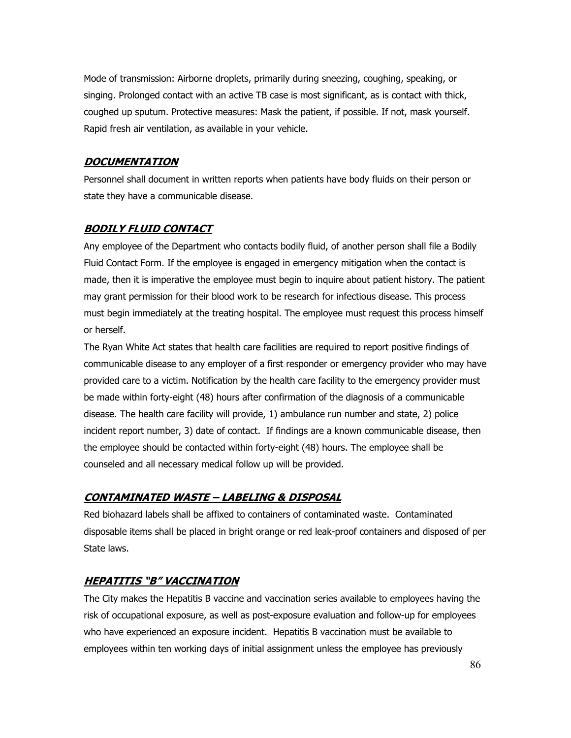Mode of transmission: Airborne droplets, primarily during sneezing, coughing, speaking, or singing. Prolonged contact with an active TB case is most significant, as is contact with thick, coughed up sputum. Protective measures: Mask the patient, if possible. If not, mask yourself. Rapid fresh air ventilation, as available in your vehicle.

## ***DOCUMENTATION***

Personnel shall document in written reports when patients have body fluids on their person or state they have a communicable disease.

## ***BODILY FLUID CONTACT***

Any employee of the Department who contacts bodily fluid, of another person shall file a Bodily Fluid Contact Form. If the employee is engaged in emergency mitigation when the contact is made, then it is imperative the employee must begin to inquire about patient history. The patient may grant permission for their blood work to be research for infectious disease. This process must begin immediately at the treating hospital. The employee must request this process himself or herself.

The Ryan White Act states that health care facilities are required to report positive findings of communicable disease to any employer of a first responder or emergency provider who may have provided care to a victim. Notification by the health care facility to the emergency provider must be made within forty-eight (48) hours after confirmation of the diagnosis of a communicable disease. The health care facility will provide, 1) ambulance run number and state, 2) police incident report number, 3) date of contact. If findings are a known communicable disease, then the employee should be contacted within forty-eight (48) hours. The employee shall be counseled and all necessary medical follow up will be provided.

## ***CONTAMINATED WASTE – LABELING & DISPOSAL***

Red biohazard labels shall be affixed to containers of contaminated waste. Contaminated disposable items shall be placed in bright orange or red leak-proof containers and disposed of per State laws.

## ***HEPATITIS "B" VACCINATION***

The City makes the Hepatitis B vaccine and vaccination series available to employees having the risk of occupational exposure, as well as post-exposure evaluation and follow-up for employees who have experienced an exposure incident. Hepatitis B vaccination must be available to employees within ten working days of initial assignment unless the employee has previously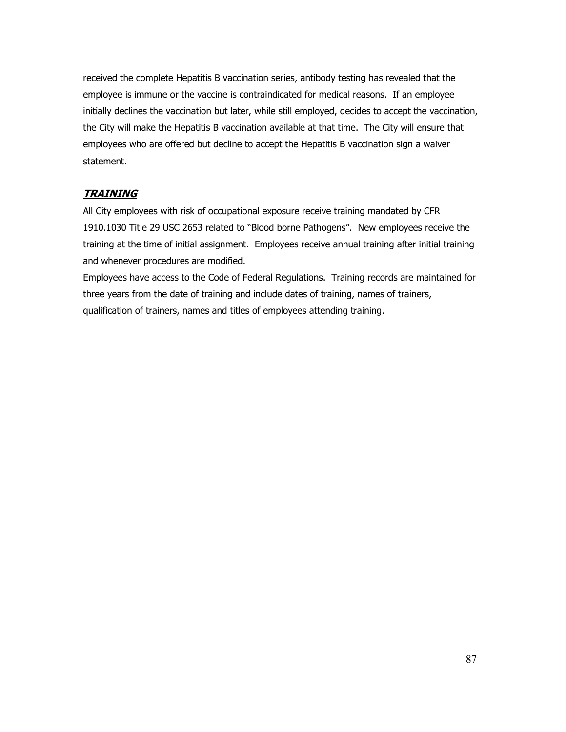received the complete Hepatitis B vaccination series, antibody testing has revealed that the employee is immune or the vaccine is contraindicated for medical reasons. If an employee initially declines the vaccination but later, while still employed, decides to accept the vaccination, the City will make the Hepatitis B vaccination available at that time. The City will ensure that employees who are offered but decline to accept the Hepatitis B vaccination sign a waiver statement.

## ***TRAINING***

All City employees with risk of occupational exposure receive training mandated by CFR 1910.1030 Title 29 USC 2653 related to "Blood borne Pathogens". New employees receive the training at the time of initial assignment. Employees receive annual training after initial training and whenever procedures are modified.

Employees have access to the Code of Federal Regulations. Training records are maintained for three years from the date of training and include dates of training, names of trainers, qualification of trainers, names and titles of employees attending training.